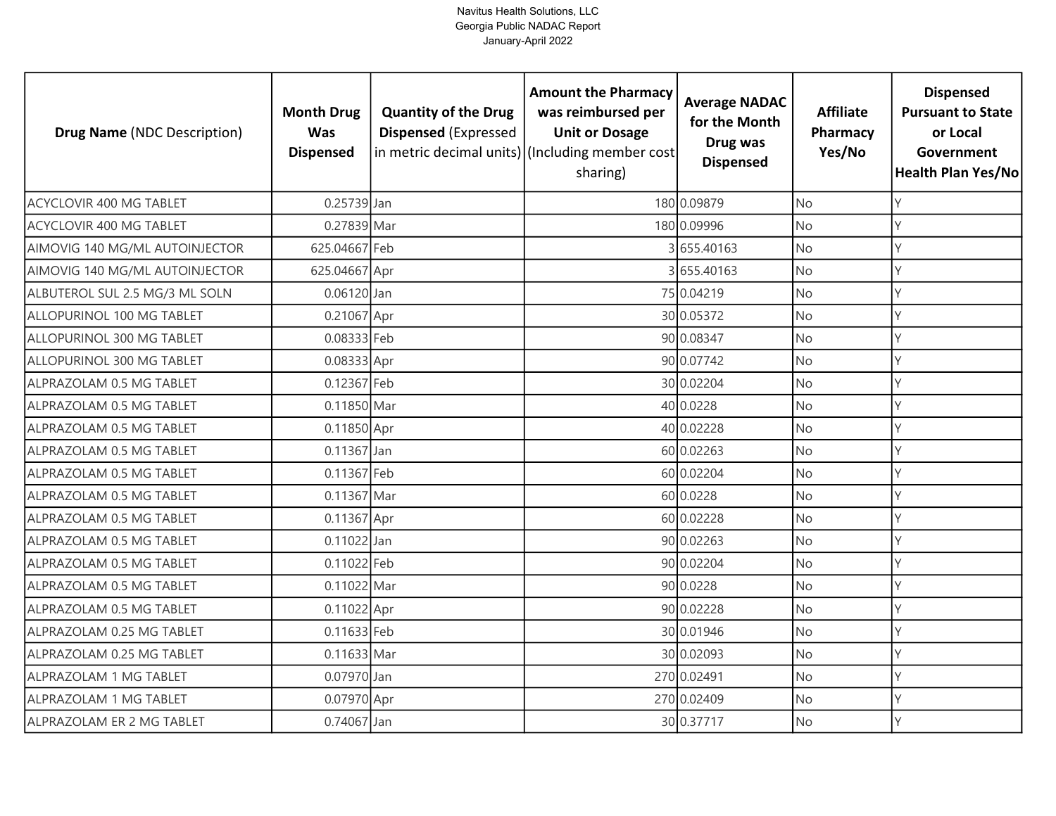Navitus Health Solutions, LLC
Georgia Public NADAC Report
January-April 2022

| **Drug Name** (NDC Description) | **Month Drug Was Dispensed** | **Quantity of the Drug Dispensed** (Expressed in metric decimal units) | **Amount the Pharmacy was reimbursed per Unit or Dosage** (Including member cost sharing) | **Average NADAC for the Month Drug was Dispensed** | **Affiliate Pharmacy Yes/No** | **Dispensed Pursuant to State or Local Government Health Plan Yes/No** |
|---|---|---|---|---|---|---|
| ACYCLOVIR 400 MG TABLET | 0.25739 | Jan | 180 | 0.09879 | No | Y |
| ACYCLOVIR 400 MG TABLET | 0.27839 | Mar | 180 | 0.09996 | No | Y |
| AIMOVIG 140 MG/ML AUTOINJECTOR | 625.04667 | Feb | 3 | 655.40163 | No | Y |
| AIMOVIG 140 MG/ML AUTOINJECTOR | 625.04667 | Apr | 3 | 655.40163 | No | Y |
| ALBUTEROL SUL 2.5 MG/3 ML SOLN | 0.06120 | Jan | 75 | 0.04219 | No | Y |
| ALLOPURINOL 100 MG TABLET | 0.21067 | Apr | 30 | 0.05372 | No | Y |
| ALLOPURINOL 300 MG TABLET | 0.08333 | Feb | 90 | 0.08347 | No | Y |
| ALLOPURINOL 300 MG TABLET | 0.08333 | Apr | 90 | 0.07742 | No | Y |
| ALPRAZOLAM 0.5 MG TABLET | 0.12367 | Feb | 30 | 0.02204 | No | Y |
| ALPRAZOLAM 0.5 MG TABLET | 0.11850 | Mar | 40 | 0.0228 | No | Y |
| ALPRAZOLAM 0.5 MG TABLET | 0.11850 | Apr | 40 | 0.02228 | No | Y |
| ALPRAZOLAM 0.5 MG TABLET | 0.11367 | Jan | 60 | 0.02263 | No | Y |
| ALPRAZOLAM 0.5 MG TABLET | 0.11367 | Feb | 60 | 0.02204 | No | Y |
| ALPRAZOLAM 0.5 MG TABLET | 0.11367 | Mar | 60 | 0.0228 | No | Y |
| ALPRAZOLAM 0.5 MG TABLET | 0.11367 | Apr | 60 | 0.02228 | No | Y |
| ALPRAZOLAM 0.5 MG TABLET | 0.11022 | Jan | 90 | 0.02263 | No | Y |
| ALPRAZOLAM 0.5 MG TABLET | 0.11022 | Feb | 90 | 0.02204 | No | Y |
| ALPRAZOLAM 0.5 MG TABLET | 0.11022 | Mar | 90 | 0.0228 | No | Y |
| ALPRAZOLAM 0.5 MG TABLET | 0.11022 | Apr | 90 | 0.02228 | No | Y |
| ALPRAZOLAM 0.25 MG TABLET | 0.11633 | Feb | 30 | 0.01946 | No | Y |
| ALPRAZOLAM 0.25 MG TABLET | 0.11633 | Mar | 30 | 0.02093 | No | Y |
| ALPRAZOLAM 1 MG TABLET | 0.07970 | Jan | 270 | 0.02491 | No | Y |
| ALPRAZOLAM 1 MG TABLET | 0.07970 | Apr | 270 | 0.02409 | No | Y |
| ALPRAZOLAM ER 2 MG TABLET | 0.74067 | Jan | 30 | 0.37717 | No | Y |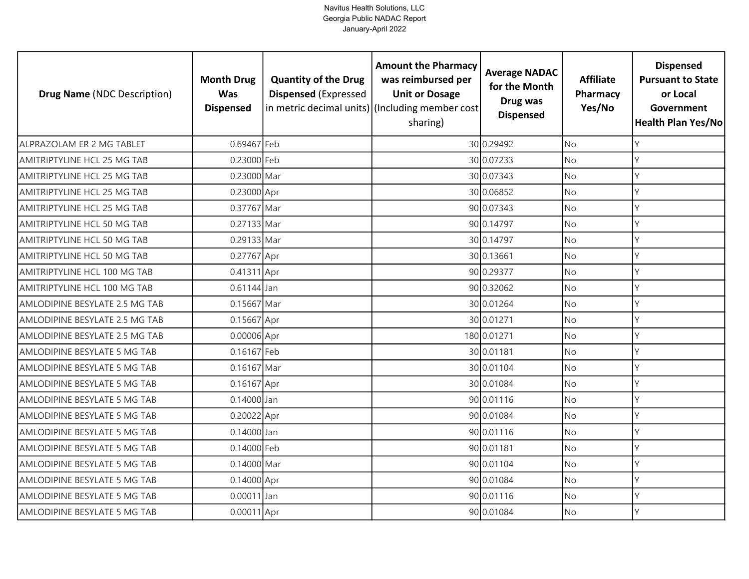Navitus Health Solutions, LLC
Georgia Public NADAC Report
January-April 2022

| **Drug Name** (NDC Description) | **Month Drug Was Dispensed** | **Quantity of the Drug Dispensed** (Expressed in metric decimal units) | **Amount the Pharmacy was reimbursed per Unit or Dosage** (Including member cost sharing) | **Average NADAC for the Month Drug was Dispensed** | **Affiliate Pharmacy Yes/No** | **Dispensed Pursuant to State or Local Government Health Plan Yes/No** |
|---|---|---|---|---|---|---|
| ALPRAZOLAM ER 2 MG TABLET | 0.69467 | Feb | 30 | 0.29492 | No | Y |
| AMITRIPTYLINE HCL 25 MG TAB | 0.23000 | Feb | 30 | 0.07233 | No | Y |
| AMITRIPTYLINE HCL 25 MG TAB | 0.23000 | Mar | 30 | 0.07343 | No | Y |
| AMITRIPTYLINE HCL 25 MG TAB | 0.23000 | Apr | 30 | 0.06852 | No | Y |
| AMITRIPTYLINE HCL 25 MG TAB | 0.37767 | Mar | 90 | 0.07343 | No | Y |
| AMITRIPTYLINE HCL 50 MG TAB | 0.27133 | Mar | 90 | 0.14797 | No | Y |
| AMITRIPTYLINE HCL 50 MG TAB | 0.29133 | Mar | 30 | 0.14797 | No | Y |
| AMITRIPTYLINE HCL 50 MG TAB | 0.27767 | Apr | 30 | 0.13661 | No | Y |
| AMITRIPTYLINE HCL 100 MG TAB | 0.41311 | Apr | 90 | 0.29377 | No | Y |
| AMITRIPTYLINE HCL 100 MG TAB | 0.61144 | Jan | 90 | 0.32062 | No | Y |
| AMLODIPINE BESYLATE 2.5 MG TAB | 0.15667 | Mar | 30 | 0.01264 | No | Y |
| AMLODIPINE BESYLATE 2.5 MG TAB | 0.15667 | Apr | 30 | 0.01271 | No | Y |
| AMLODIPINE BESYLATE 2.5 MG TAB | 0.00006 | Apr | 180 | 0.01271 | No | Y |
| AMLODIPINE BESYLATE 5 MG TAB | 0.16167 | Feb | 30 | 0.01181 | No | Y |
| AMLODIPINE BESYLATE 5 MG TAB | 0.16167 | Mar | 30 | 0.01104 | No | Y |
| AMLODIPINE BESYLATE 5 MG TAB | 0.16167 | Apr | 30 | 0.01084 | No | Y |
| AMLODIPINE BESYLATE 5 MG TAB | 0.14000 | Jan | 90 | 0.01116 | No | Y |
| AMLODIPINE BESYLATE 5 MG TAB | 0.20022 | Apr | 90 | 0.01084 | No | Y |
| AMLODIPINE BESYLATE 5 MG TAB | 0.14000 | Jan | 90 | 0.01116 | No | Y |
| AMLODIPINE BESYLATE 5 MG TAB | 0.14000 | Feb | 90 | 0.01181 | No | Y |
| AMLODIPINE BESYLATE 5 MG TAB | 0.14000 | Mar | 90 | 0.01104 | No | Y |
| AMLODIPINE BESYLATE 5 MG TAB | 0.14000 | Apr | 90 | 0.01084 | No | Y |
| AMLODIPINE BESYLATE 5 MG TAB | 0.00011 | Jan | 90 | 0.01116 | No | Y |
| AMLODIPINE BESYLATE 5 MG TAB | 0.00011 | Apr | 90 | 0.01084 | No | Y |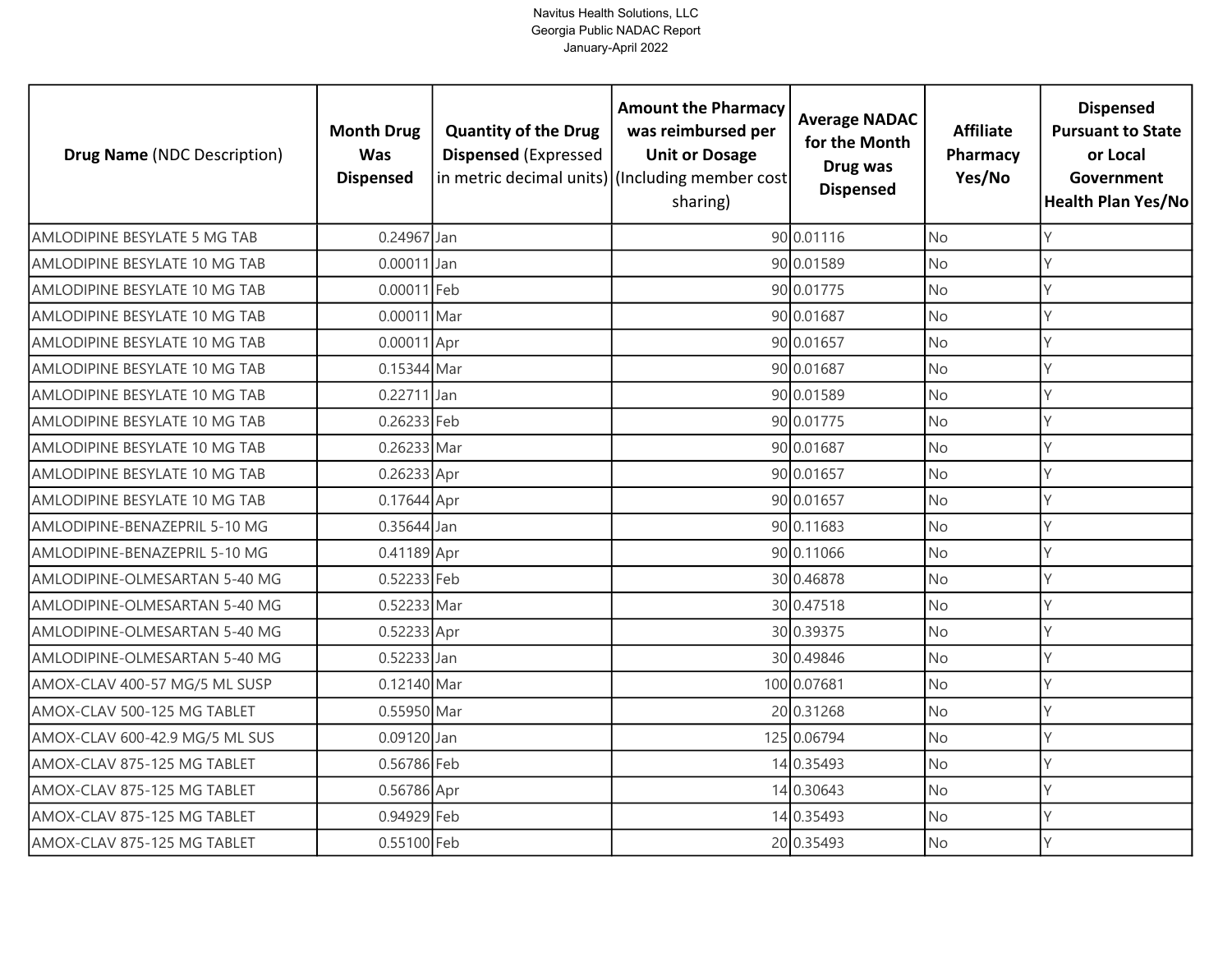Navitus Health Solutions, LLC
Georgia Public NADAC Report
January-April 2022

| **Drug Name** (NDC Description) | **Month Drug Was Dispensed** | **Quantity of the Drug Dispensed** (Expressed in metric decimal units) | **Amount the Pharmacy was reimbursed per Unit or Dosage** (Including member cost sharing) | **Average NADAC for the Month Drug was Dispensed** | **Affiliate Pharmacy Yes/No** | **Dispensed Pursuant to State or Local Government Health Plan Yes/No** |
|---|---|---|---|---|---|---|
| AMLODIPINE BESYLATE 5 MG TAB | 0.24967 | Jan | 90 | 0.01116 | No | Y |
| AMLODIPINE BESYLATE 10 MG TAB | 0.00011 | Jan | 90 | 0.01589 | No | Y |
| AMLODIPINE BESYLATE 10 MG TAB | 0.00011 | Feb | 90 | 0.01775 | No | Y |
| AMLODIPINE BESYLATE 10 MG TAB | 0.00011 | Mar | 90 | 0.01687 | No | Y |
| AMLODIPINE BESYLATE 10 MG TAB | 0.00011 | Apr | 90 | 0.01657 | No | Y |
| AMLODIPINE BESYLATE 10 MG TAB | 0.15344 | Mar | 90 | 0.01687 | No | Y |
| AMLODIPINE BESYLATE 10 MG TAB | 0.22711 | Jan | 90 | 0.01589 | No | Y |
| AMLODIPINE BESYLATE 10 MG TAB | 0.26233 | Feb | 90 | 0.01775 | No | Y |
| AMLODIPINE BESYLATE 10 MG TAB | 0.26233 | Mar | 90 | 0.01687 | No | Y |
| AMLODIPINE BESYLATE 10 MG TAB | 0.26233 | Apr | 90 | 0.01657 | No | Y |
| AMLODIPINE BESYLATE 10 MG TAB | 0.17644 | Apr | 90 | 0.01657 | No | Y |
| AMLODIPINE-BENAZEPRIL 5-10 MG | 0.35644 | Jan | 90 | 0.11683 | No | Y |
| AMLODIPINE-BENAZEPRIL 5-10 MG | 0.41189 | Apr | 90 | 0.11066 | No | Y |
| AMLODIPINE-OLMESARTAN 5-40 MG | 0.52233 | Feb | 30 | 0.46878 | No | Y |
| AMLODIPINE-OLMESARTAN 5-40 MG | 0.52233 | Mar | 30 | 0.47518 | No | Y |
| AMLODIPINE-OLMESARTAN 5-40 MG | 0.52233 | Apr | 30 | 0.39375 | No | Y |
| AMLODIPINE-OLMESARTAN 5-40 MG | 0.52233 | Jan | 30 | 0.49846 | No | Y |
| AMOX-CLAV 400-57 MG/5 ML SUSP | 0.12140 | Mar | 100 | 0.07681 | No | Y |
| AMOX-CLAV 500-125 MG TABLET | 0.55950 | Mar | 20 | 0.31268 | No | Y |
| AMOX-CLAV 600-42.9 MG/5 ML SUS | 0.09120 | Jan | 125 | 0.06794 | No | Y |
| AMOX-CLAV 875-125 MG TABLET | 0.56786 | Feb | 14 | 0.35493 | No | Y |
| AMOX-CLAV 875-125 MG TABLET | 0.56786 | Apr | 14 | 0.30643 | No | Y |
| AMOX-CLAV 875-125 MG TABLET | 0.94929 | Feb | 14 | 0.35493 | No | Y |
| AMOX-CLAV 875-125 MG TABLET | 0.55100 | Feb | 20 | 0.35493 | No | Y |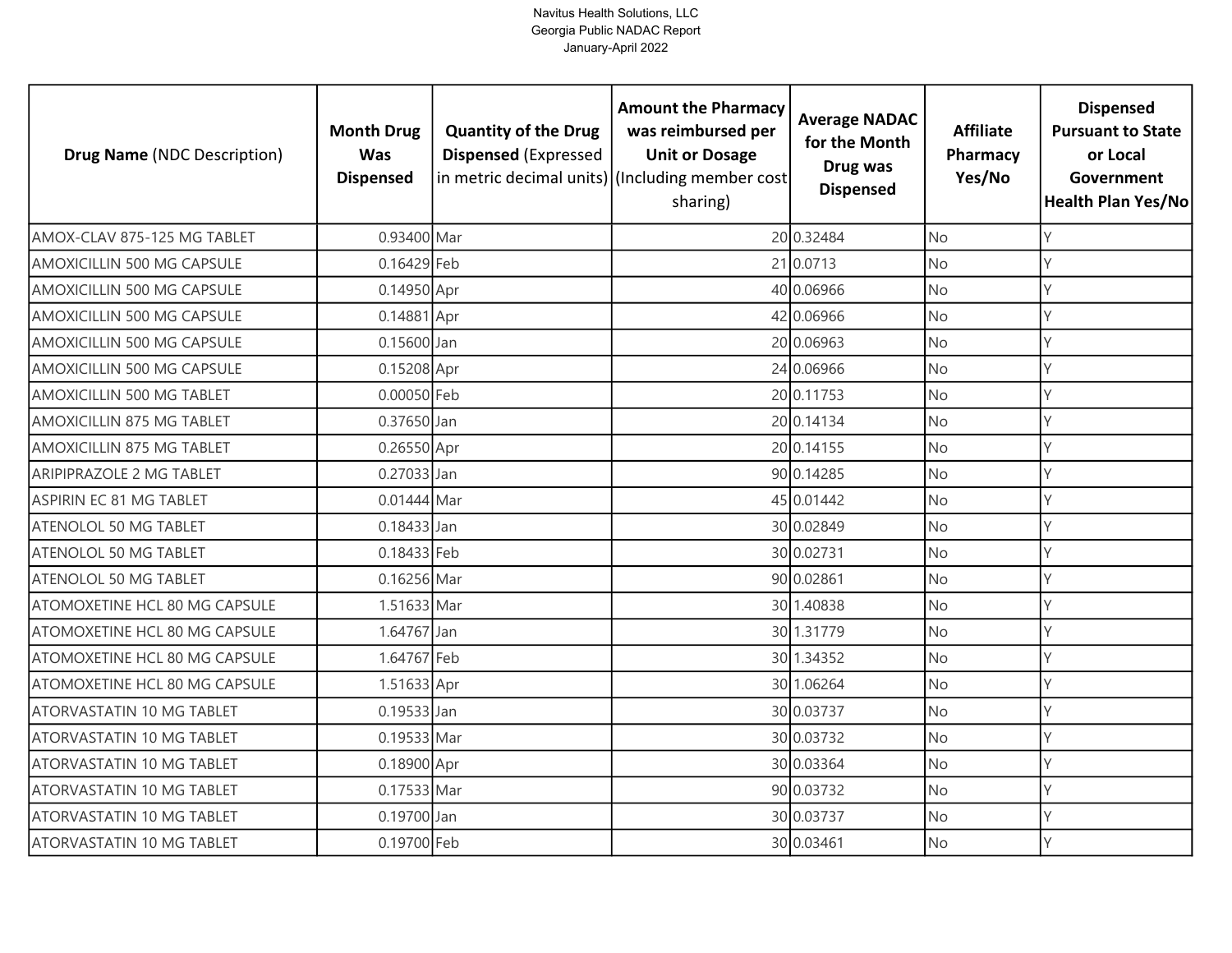Navitus Health Solutions, LLC
Georgia Public NADAC Report
January-April 2022

| **Drug Name** (NDC Description) | **Month Drug Was Dispensed** | **Quantity of the Drug Dispensed** (Expressed in metric decimal units) | **Amount the Pharmacy was reimbursed per Unit or Dosage** (Including member cost sharing) | **Average NADAC for the Month Drug was Dispensed** | **Affiliate Pharmacy Yes/No** | **Dispensed Pursuant to State or Local Government Health Plan Yes/No** |
|---|---|---|---|---|---|---|
| AMOX-CLAV 875-125 MG TABLET | 0.93400 | Mar | 20 | 0.32484 | No | Y |
| AMOXICILLIN 500 MG CAPSULE | 0.16429 | Feb | 21 | 0.0713 | No | Y |
| AMOXICILLIN 500 MG CAPSULE | 0.14950 | Apr | 40 | 0.06966 | No | Y |
| AMOXICILLIN 500 MG CAPSULE | 0.14881 | Apr | 42 | 0.06966 | No | Y |
| AMOXICILLIN 500 MG CAPSULE | 0.15600 | Jan | 20 | 0.06963 | No | Y |
| AMOXICILLIN 500 MG CAPSULE | 0.15208 | Apr | 24 | 0.06966 | No | Y |
| AMOXICILLIN 500 MG TABLET | 0.00050 | Feb | 20 | 0.11753 | No | Y |
| AMOXICILLIN 875 MG TABLET | 0.37650 | Jan | 20 | 0.14134 | No | Y |
| AMOXICILLIN 875 MG TABLET | 0.26550 | Apr | 20 | 0.14155 | No | Y |
| ARIPIPRAZOLE 2 MG TABLET | 0.27033 | Jan | 90 | 0.14285 | No | Y |
| ASPIRIN EC 81 MG TABLET | 0.01444 | Mar | 45 | 0.01442 | No | Y |
| ATENOLOL 50 MG TABLET | 0.18433 | Jan | 30 | 0.02849 | No | Y |
| ATENOLOL 50 MG TABLET | 0.18433 | Feb | 30 | 0.02731 | No | Y |
| ATENOLOL 50 MG TABLET | 0.16256 | Mar | 90 | 0.02861 | No | Y |
| ATOMOXETINE HCL 80 MG CAPSULE | 1.51633 | Mar | 30 | 1.40838 | No | Y |
| ATOMOXETINE HCL 80 MG CAPSULE | 1.64767 | Jan | 30 | 1.31779 | No | Y |
| ATOMOXETINE HCL 80 MG CAPSULE | 1.64767 | Feb | 30 | 1.34352 | No | Y |
| ATOMOXETINE HCL 80 MG CAPSULE | 1.51633 | Apr | 30 | 1.06264 | No | Y |
| ATORVASTATIN 10 MG TABLET | 0.19533 | Jan | 30 | 0.03737 | No | Y |
| ATORVASTATIN 10 MG TABLET | 0.19533 | Mar | 30 | 0.03732 | No | Y |
| ATORVASTATIN 10 MG TABLET | 0.18900 | Apr | 30 | 0.03364 | No | Y |
| ATORVASTATIN 10 MG TABLET | 0.17533 | Mar | 90 | 0.03732 | No | Y |
| ATORVASTATIN 10 MG TABLET | 0.19700 | Jan | 30 | 0.03737 | No | Y |
| ATORVASTATIN 10 MG TABLET | 0.19700 | Feb | 30 | 0.03461 | No | Y |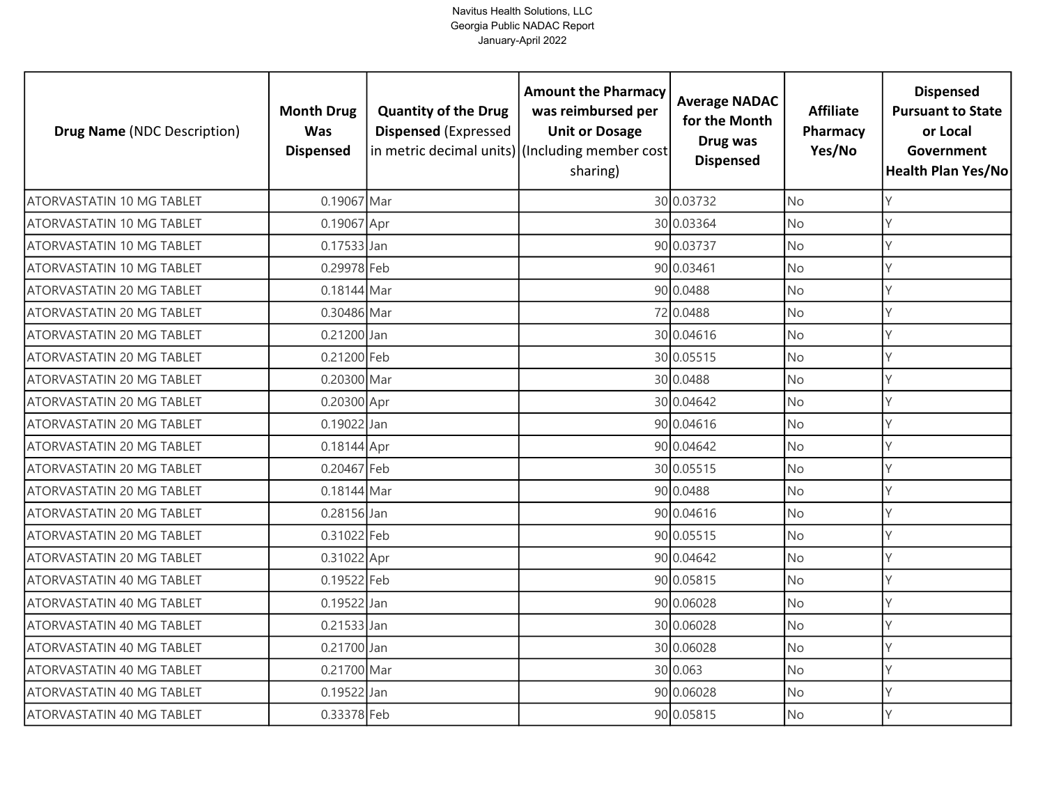Navitus Health Solutions, LLC
Georgia Public NADAC Report
January-April 2022

| **Drug Name** (NDC Description) | **Month Drug Was Dispensed** | **Quantity of the Drug Dispensed** (Expressed in metric decimal units) | **Amount the Pharmacy was reimbursed per Unit or Dosage** (Including member cost sharing) | **Average NADAC for the Month Drug was Dispensed** | **Affiliate Pharmacy Yes/No** | **Dispensed Pursuant to State or Local Government Health Plan Yes/No** |
|---|---|---|---|---|---|---|
| ATORVASTATIN 10 MG TABLET | 0.19067 | Mar | 30 | 0.03732 | No | Y |
| ATORVASTATIN 10 MG TABLET | 0.19067 | Apr | 30 | 0.03364 | No | Y |
| ATORVASTATIN 10 MG TABLET | 0.17533 | Jan | 90 | 0.03737 | No | Y |
| ATORVASTATIN 10 MG TABLET | 0.29978 | Feb | 90 | 0.03461 | No | Y |
| ATORVASTATIN 20 MG TABLET | 0.18144 | Mar | 90 | 0.0488 | No | Y |
| ATORVASTATIN 20 MG TABLET | 0.30486 | Mar | 72 | 0.0488 | No | Y |
| ATORVASTATIN 20 MG TABLET | 0.21200 | Jan | 30 | 0.04616 | No | Y |
| ATORVASTATIN 20 MG TABLET | 0.21200 | Feb | 30 | 0.05515 | No | Y |
| ATORVASTATIN 20 MG TABLET | 0.20300 | Mar | 30 | 0.0488 | No | Y |
| ATORVASTATIN 20 MG TABLET | 0.20300 | Apr | 30 | 0.04642 | No | Y |
| ATORVASTATIN 20 MG TABLET | 0.19022 | Jan | 90 | 0.04616 | No | Y |
| ATORVASTATIN 20 MG TABLET | 0.18144 | Apr | 90 | 0.04642 | No | Y |
| ATORVASTATIN 20 MG TABLET | 0.20467 | Feb | 30 | 0.05515 | No | Y |
| ATORVASTATIN 20 MG TABLET | 0.18144 | Mar | 90 | 0.0488 | No | Y |
| ATORVASTATIN 20 MG TABLET | 0.28156 | Jan | 90 | 0.04616 | No | Y |
| ATORVASTATIN 20 MG TABLET | 0.31022 | Feb | 90 | 0.05515 | No | Y |
| ATORVASTATIN 20 MG TABLET | 0.31022 | Apr | 90 | 0.04642 | No | Y |
| ATORVASTATIN 40 MG TABLET | 0.19522 | Feb | 90 | 0.05815 | No | Y |
| ATORVASTATIN 40 MG TABLET | 0.19522 | Jan | 90 | 0.06028 | No | Y |
| ATORVASTATIN 40 MG TABLET | 0.21533 | Jan | 30 | 0.06028 | No | Y |
| ATORVASTATIN 40 MG TABLET | 0.21700 | Jan | 30 | 0.06028 | No | Y |
| ATORVASTATIN 40 MG TABLET | 0.21700 | Mar | 30 | 0.063 | No | Y |
| ATORVASTATIN 40 MG TABLET | 0.19522 | Jan | 90 | 0.06028 | No | Y |
| ATORVASTATIN 40 MG TABLET | 0.33378 | Feb | 90 | 0.05815 | No | Y |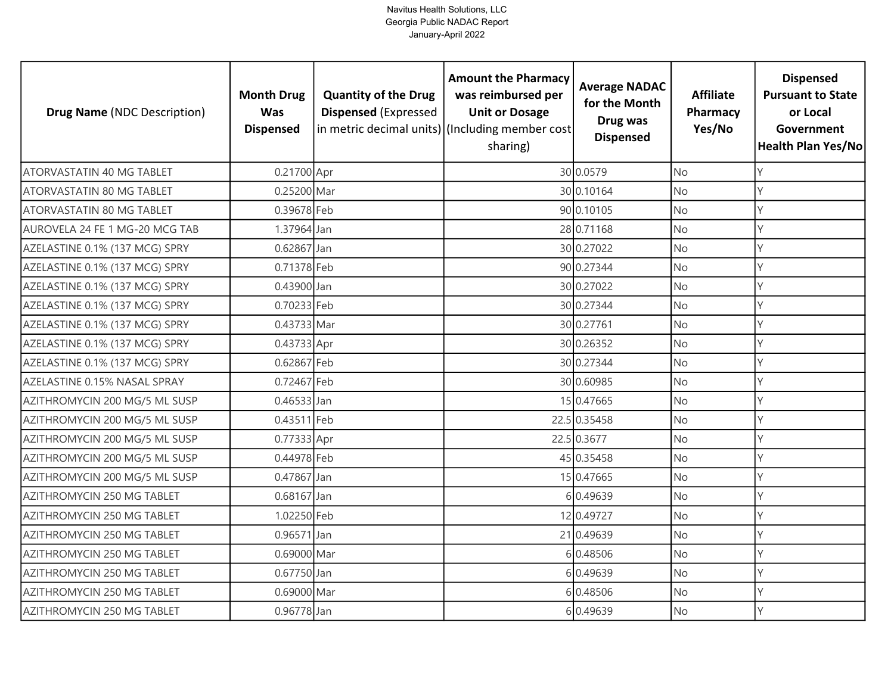Navitus Health Solutions, LLC
Georgia Public NADAC Report
January-April 2022

| **Drug Name** (NDC Description) | **Month Drug Was Dispensed** | **Quantity of the Drug Dispensed** (Expressed in metric decimal units) | **Amount the Pharmacy was reimbursed per Unit or Dosage** (Including member cost sharing) | **Average NADAC for the Month Drug was Dispensed** | **Affiliate Pharmacy Yes/No** | **Dispensed Pursuant to State or Local Government Health Plan Yes/No** |
|---|---|---|---|---|---|---|
| ATORVASTATIN 40 MG TABLET | 0.21700 | Apr | 30 | 0.0579 | No | Y |
| ATORVASTATIN 80 MG TABLET | 0.25200 | Mar | 30 | 0.10164 | No | Y |
| ATORVASTATIN 80 MG TABLET | 0.39678 | Feb | 90 | 0.10105 | No | Y |
| AUROVELA 24 FE 1 MG-20 MCG TAB | 1.37964 | Jan | 28 | 0.71168 | No | Y |
| AZELASTINE 0.1% (137 MCG) SPRY | 0.62867 | Jan | 30 | 0.27022 | No | Y |
| AZELASTINE 0.1% (137 MCG) SPRY | 0.71378 | Feb | 90 | 0.27344 | No | Y |
| AZELASTINE 0.1% (137 MCG) SPRY | 0.43900 | Jan | 30 | 0.27022 | No | Y |
| AZELASTINE 0.1% (137 MCG) SPRY | 0.70233 | Feb | 30 | 0.27344 | No | Y |
| AZELASTINE 0.1% (137 MCG) SPRY | 0.43733 | Mar | 30 | 0.27761 | No | Y |
| AZELASTINE 0.1% (137 MCG) SPRY | 0.43733 | Apr | 30 | 0.26352 | No | Y |
| AZELASTINE 0.1% (137 MCG) SPRY | 0.62867 | Feb | 30 | 0.27344 | No | Y |
| AZELASTINE 0.15% NASAL SPRAY | 0.72467 | Feb | 30 | 0.60985 | No | Y |
| AZITHROMYCIN 200 MG/5 ML SUSP | 0.46533 | Jan | 15 | 0.47665 | No | Y |
| AZITHROMYCIN 200 MG/5 ML SUSP | 0.43511 | Feb | 22.5 | 0.35458 | No | Y |
| AZITHROMYCIN 200 MG/5 ML SUSP | 0.77333 | Apr | 22.5 | 0.3677 | No | Y |
| AZITHROMYCIN 200 MG/5 ML SUSP | 0.44978 | Feb | 45 | 0.35458 | No | Y |
| AZITHROMYCIN 200 MG/5 ML SUSP | 0.47867 | Jan | 15 | 0.47665 | No | Y |
| AZITHROMYCIN 250 MG TABLET | 0.68167 | Jan | 6 | 0.49639 | No | Y |
| AZITHROMYCIN 250 MG TABLET | 1.02250 | Feb | 12 | 0.49727 | No | Y |
| AZITHROMYCIN 250 MG TABLET | 0.96571 | Jan | 21 | 0.49639 | No | Y |
| AZITHROMYCIN 250 MG TABLET | 0.69000 | Mar | 6 | 0.48506 | No | Y |
| AZITHROMYCIN 250 MG TABLET | 0.67750 | Jan | 6 | 0.49639 | No | Y |
| AZITHROMYCIN 250 MG TABLET | 0.69000 | Mar | 6 | 0.48506 | No | Y |
| AZITHROMYCIN 250 MG TABLET | 0.96778 | Jan | 6 | 0.49639 | No | Y |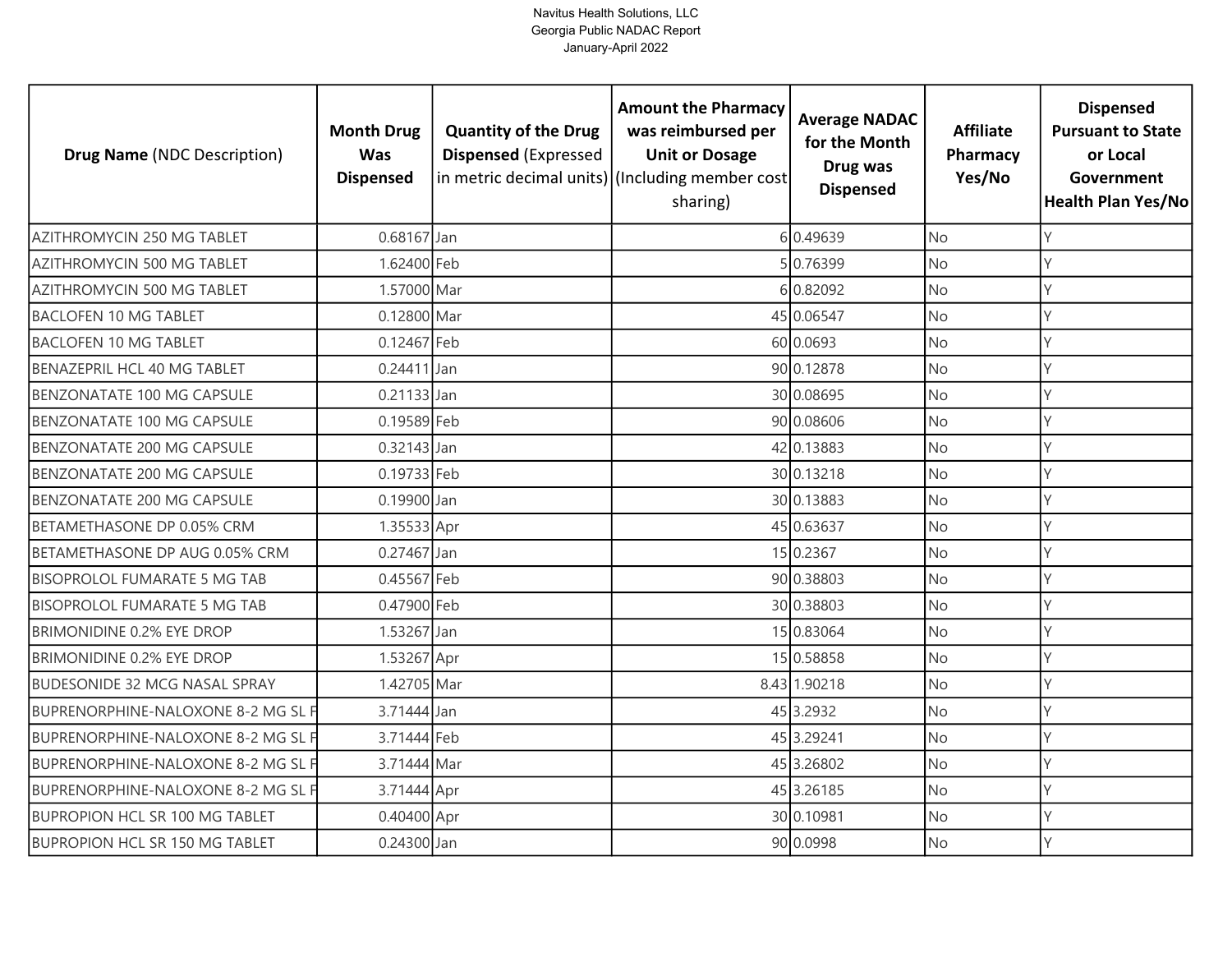Navitus Health Solutions, LLC
Georgia Public NADAC Report
January-April 2022

| Drug Name (NDC Description) | Month Drug Was Dispensed | Quantity of the Drug Dispensed (Expressed in metric decimal units) | Amount the Pharmacy was reimbursed per Unit or Dosage (Including member cost sharing) | Average NADAC for the Month Drug was Dispensed | Affiliate Pharmacy Yes/No | Dispensed Pursuant to State or Local Government Health Plan Yes/No |
|---|---|---|---|---|---|---|
| AZITHROMYCIN 250 MG TABLET | 0.68167 | Jan | 6 | 0.49639 | No | Y |
| AZITHROMYCIN 500 MG TABLET | 1.62400 | Feb | 5 | 0.76399 | No | Y |
| AZITHROMYCIN 500 MG TABLET | 1.57000 | Mar | 6 | 0.82092 | No | Y |
| BACLOFEN 10 MG TABLET | 0.12800 | Mar | 45 | 0.06547 | No | Y |
| BACLOFEN 10 MG TABLET | 0.12467 | Feb | 60 | 0.0693 | No | Y |
| BENAZEPRIL HCL 40 MG TABLET | 0.24411 | Jan | 90 | 0.12878 | No | Y |
| BENZONATATE 100 MG CAPSULE | 0.21133 | Jan | 30 | 0.08695 | No | Y |
| BENZONATATE 100 MG CAPSULE | 0.19589 | Feb | 90 | 0.08606 | No | Y |
| BENZONATATE 200 MG CAPSULE | 0.32143 | Jan | 42 | 0.13883 | No | Y |
| BENZONATATE 200 MG CAPSULE | 0.19733 | Feb | 30 | 0.13218 | No | Y |
| BENZONATATE 200 MG CAPSULE | 0.19900 | Jan | 30 | 0.13883 | No | Y |
| BETAMETHASONE DP 0.05% CRM | 1.35533 | Apr | 45 | 0.63637 | No | Y |
| BETAMETHASONE DP AUG 0.05% CRM | 0.27467 | Jan | 15 | 0.2367 | No | Y |
| BISOPROLOL FUMARATE 5 MG TAB | 0.45567 | Feb | 90 | 0.38803 | No | Y |
| BISOPROLOL FUMARATE 5 MG TAB | 0.47900 | Feb | 30 | 0.38803 | No | Y |
| BRIMONIDINE 0.2% EYE DROP | 1.53267 | Jan | 15 | 0.83064 | No | Y |
| BRIMONIDINE 0.2% EYE DROP | 1.53267 | Apr | 15 | 0.58858 | No | Y |
| BUDESONIDE 32 MCG NASAL SPRAY | 1.42705 | Mar | 8.43 | 1.90218 | No | Y |
| BUPRENORPHINE-NALOXONE 8-2 MG SL F | 3.71444 | Jan | 45 | 3.2932 | No | Y |
| BUPRENORPHINE-NALOXONE 8-2 MG SL F | 3.71444 | Feb | 45 | 3.29241 | No | Y |
| BUPRENORPHINE-NALOXONE 8-2 MG SL F | 3.71444 | Mar | 45 | 3.26802 | No | Y |
| BUPRENORPHINE-NALOXONE 8-2 MG SL F | 3.71444 | Apr | 45 | 3.26185 | No | Y |
| BUPROPION HCL SR 100 MG TABLET | 0.40400 | Apr | 30 | 0.10981 | No | Y |
| BUPROPION HCL SR 150 MG TABLET | 0.24300 | Jan | 90 | 0.0998 | No | Y |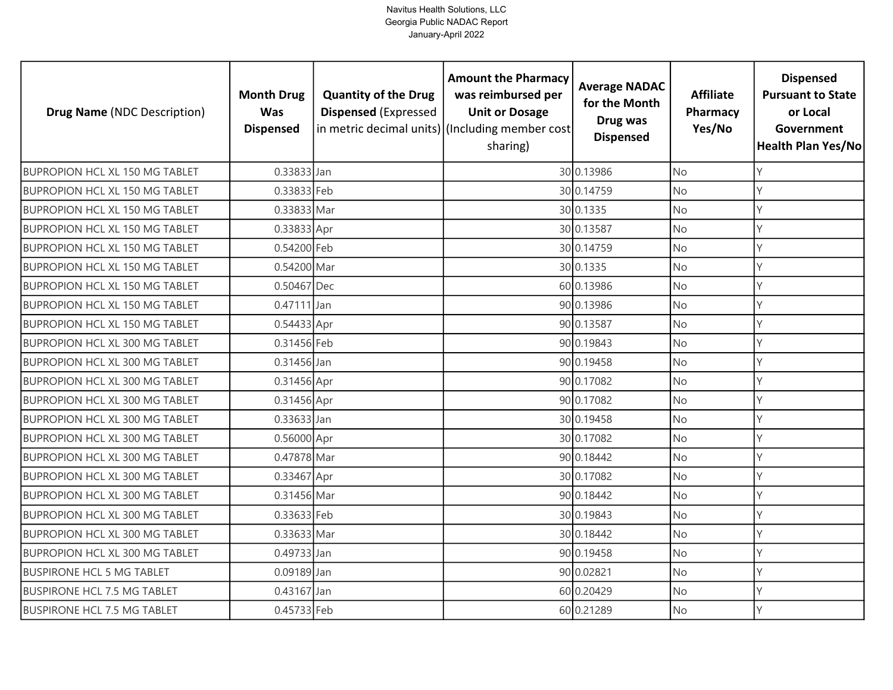| Drug Name (NDC Description) | Month Drug Was Dispensed | Quantity of the Drug Dispensed (Expressed in metric decimal units) | Amount the Pharmacy was reimbursed per Unit or Dosage (Including member cost sharing) | Average NADAC for the Month Drug was Dispensed | Affiliate Pharmacy Yes/No | Dispensed Pursuant to State or Local Government Health Plan Yes/No |
|---|---|---|---|---|---|---|
| BUPROPION HCL XL 150 MG TABLET | 0.33833 | Jan | 30 | 0.13986 | No | Y |
| BUPROPION HCL XL 150 MG TABLET | 0.33833 | Feb | 30 | 0.14759 | No | Y |
| BUPROPION HCL XL 150 MG TABLET | 0.33833 | Mar | 30 | 0.1335 | No | Y |
| BUPROPION HCL XL 150 MG TABLET | 0.33833 | Apr | 30 | 0.13587 | No | Y |
| BUPROPION HCL XL 150 MG TABLET | 0.54200 | Feb | 30 | 0.14759 | No | Y |
| BUPROPION HCL XL 150 MG TABLET | 0.54200 | Mar | 30 | 0.1335 | No | Y |
| BUPROPION HCL XL 150 MG TABLET | 0.50467 | Dec | 60 | 0.13986 | No | Y |
| BUPROPION HCL XL 150 MG TABLET | 0.47111 | Jan | 90 | 0.13986 | No | Y |
| BUPROPION HCL XL 150 MG TABLET | 0.54433 | Apr | 90 | 0.13587 | No | Y |
| BUPROPION HCL XL 300 MG TABLET | 0.31456 | Feb | 90 | 0.19843 | No | Y |
| BUPROPION HCL XL 300 MG TABLET | 0.31456 | Jan | 90 | 0.19458 | No | Y |
| BUPROPION HCL XL 300 MG TABLET | 0.31456 | Apr | 90 | 0.17082 | No | Y |
| BUPROPION HCL XL 300 MG TABLET | 0.31456 | Apr | 90 | 0.17082 | No | Y |
| BUPROPION HCL XL 300 MG TABLET | 0.33633 | Jan | 30 | 0.19458 | No | Y |
| BUPROPION HCL XL 300 MG TABLET | 0.56000 | Apr | 30 | 0.17082 | No | Y |
| BUPROPION HCL XL 300 MG TABLET | 0.47878 | Mar | 90 | 0.18442 | No | Y |
| BUPROPION HCL XL 300 MG TABLET | 0.33467 | Apr | 30 | 0.17082 | No | Y |
| BUPROPION HCL XL 300 MG TABLET | 0.31456 | Mar | 90 | 0.18442 | No | Y |
| BUPROPION HCL XL 300 MG TABLET | 0.33633 | Feb | 30 | 0.19843 | No | Y |
| BUPROPION HCL XL 300 MG TABLET | 0.33633 | Mar | 30 | 0.18442 | No | Y |
| BUPROPION HCL XL 300 MG TABLET | 0.49733 | Jan | 90 | 0.19458 | No | Y |
| BUSPIRONE HCL 5 MG TABLET | 0.09189 | Jan | 90 | 0.02821 | No | Y |
| BUSPIRONE HCL 7.5 MG TABLET | 0.43167 | Jan | 60 | 0.20429 | No | Y |
| BUSPIRONE HCL 7.5 MG TABLET | 0.45733 | Feb | 60 | 0.21289 | No | Y |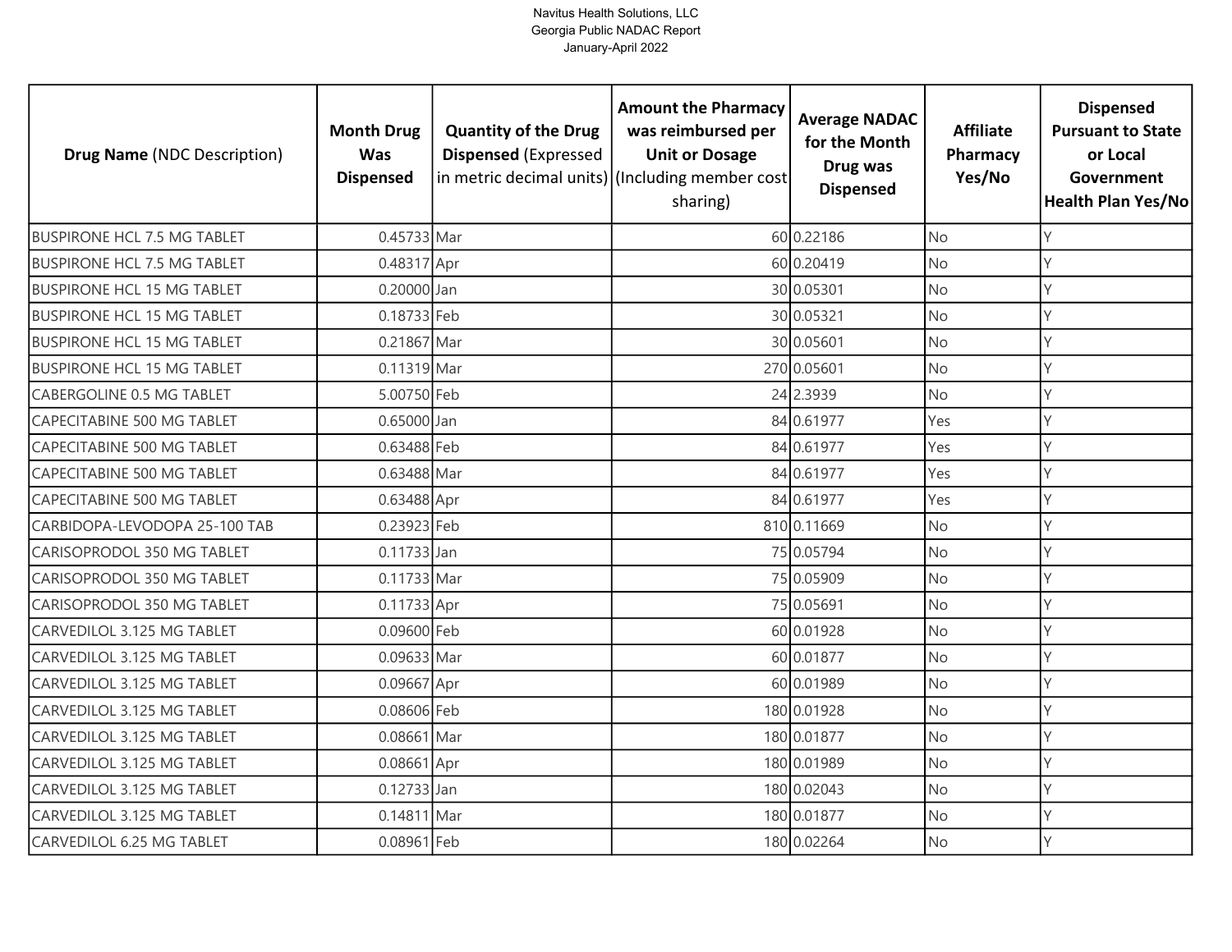| Drug Name (NDC Description) | Month Drug Was Dispensed | Quantity of the Drug Dispensed (Expressed in metric decimal units) | Amount the Pharmacy was reimbursed per Unit or Dosage (Including member cost sharing) | Average NADAC for the Month Drug was Dispensed | Affiliate Pharmacy Yes/No | Dispensed Pursuant to State or Local Government Health Plan Yes/No |
|---|---|---|---|---|---|---|
| BUSPIRONE HCL 7.5 MG TABLET | 0.45733 | Mar | 60 | 0.22186 | No | Y |
| BUSPIRONE HCL 7.5 MG TABLET | 0.48317 | Apr | 60 | 0.20419 | No | Y |
| BUSPIRONE HCL 15 MG TABLET | 0.20000 | Jan | 30 | 0.05301 | No | Y |
| BUSPIRONE HCL 15 MG TABLET | 0.18733 | Feb | 30 | 0.05321 | No | Y |
| BUSPIRONE HCL 15 MG TABLET | 0.21867 | Mar | 30 | 0.05601 | No | Y |
| BUSPIRONE HCL 15 MG TABLET | 0.11319 | Mar | 270 | 0.05601 | No | Y |
| CABERGOLINE 0.5 MG TABLET | 5.00750 | Feb | 24 | 2.3939 | No | Y |
| CAPECITABINE 500 MG TABLET | 0.65000 | Jan | 84 | 0.61977 | Yes | Y |
| CAPECITABINE 500 MG TABLET | 0.63488 | Feb | 84 | 0.61977 | Yes | Y |
| CAPECITABINE 500 MG TABLET | 0.63488 | Mar | 84 | 0.61977 | Yes | Y |
| CAPECITABINE 500 MG TABLET | 0.63488 | Apr | 84 | 0.61977 | Yes | Y |
| CARBIDOPA-LEVODOPA 25-100 TAB | 0.23923 | Feb | 810 | 0.11669 | No | Y |
| CARISOPRODOL 350 MG TABLET | 0.11733 | Jan | 75 | 0.05794 | No | Y |
| CARISOPRODOL 350 MG TABLET | 0.11733 | Mar | 75 | 0.05909 | No | Y |
| CARISOPRODOL 350 MG TABLET | 0.11733 | Apr | 75 | 0.05691 | No | Y |
| CARVEDILOL 3.125 MG TABLET | 0.09600 | Feb | 60 | 0.01928 | No | Y |
| CARVEDILOL 3.125 MG TABLET | 0.09633 | Mar | 60 | 0.01877 | No | Y |
| CARVEDILOL 3.125 MG TABLET | 0.09667 | Apr | 60 | 0.01989 | No | Y |
| CARVEDILOL 3.125 MG TABLET | 0.08606 | Feb | 180 | 0.01928 | No | Y |
| CARVEDILOL 3.125 MG TABLET | 0.08661 | Mar | 180 | 0.01877 | No | Y |
| CARVEDILOL 3.125 MG TABLET | 0.08661 | Apr | 180 | 0.01989 | No | Y |
| CARVEDILOL 3.125 MG TABLET | 0.12733 | Jan | 180 | 0.02043 | No | Y |
| CARVEDILOL 3.125 MG TABLET | 0.14811 | Mar | 180 | 0.01877 | No | Y |
| CARVEDILOL 6.25 MG TABLET | 0.08961 | Feb | 180 | 0.02264 | No | Y |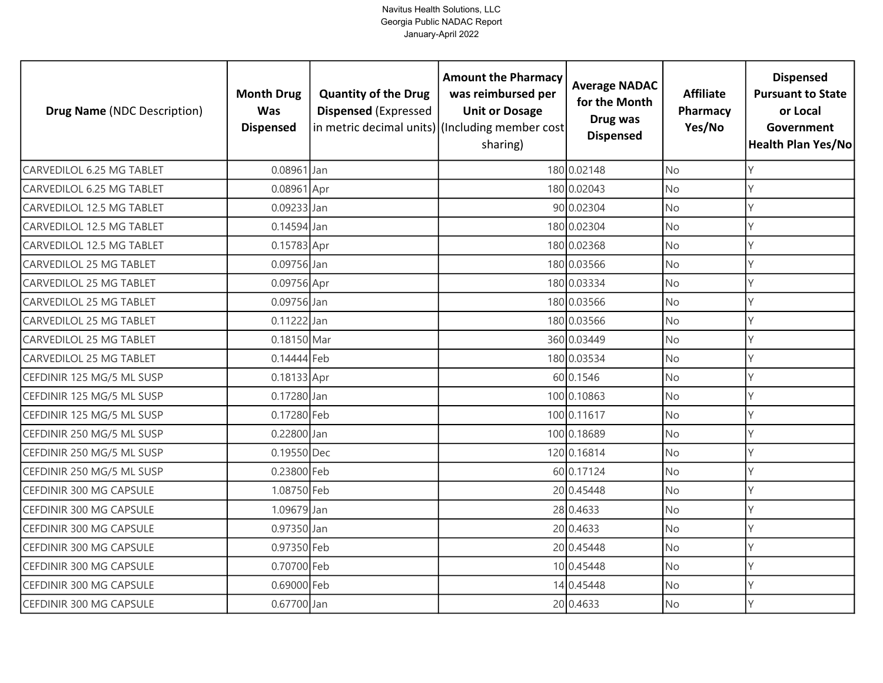Navitus Health Solutions, LLC
Georgia Public NADAC Report
January-April 2022

| Drug Name (NDC Description) | Month Drug Was Dispensed | Quantity of the Drug Dispensed (Expressed in metric decimal units) | Amount the Pharmacy was reimbursed per Unit or Dosage (Including member cost sharing) | Average NADAC for the Month Drug was Dispensed | Affiliate Pharmacy Yes/No | Dispensed Pursuant to State or Local Government Health Plan Yes/No |
|---|---|---|---|---|---|---|
| CARVEDILOL 6.25 MG TABLET | 0.08961 | Jan | 180 | 0.02148 | No | Y |
| CARVEDILOL 6.25 MG TABLET | 0.08961 | Apr | 180 | 0.02043 | No | Y |
| CARVEDILOL 12.5 MG TABLET | 0.09233 | Jan | 90 | 0.02304 | No | Y |
| CARVEDILOL 12.5 MG TABLET | 0.14594 | Jan | 180 | 0.02304 | No | Y |
| CARVEDILOL 12.5 MG TABLET | 0.15783 | Apr | 180 | 0.02368 | No | Y |
| CARVEDILOL 25 MG TABLET | 0.09756 | Jan | 180 | 0.03566 | No | Y |
| CARVEDILOL 25 MG TABLET | 0.09756 | Apr | 180 | 0.03334 | No | Y |
| CARVEDILOL 25 MG TABLET | 0.09756 | Jan | 180 | 0.03566 | No | Y |
| CARVEDILOL 25 MG TABLET | 0.11222 | Jan | 180 | 0.03566 | No | Y |
| CARVEDILOL 25 MG TABLET | 0.18150 | Mar | 360 | 0.03449 | No | Y |
| CARVEDILOL 25 MG TABLET | 0.14444 | Feb | 180 | 0.03534 | No | Y |
| CEFDINIR 125 MG/5 ML SUSP | 0.18133 | Apr | 60 | 0.1546 | No | Y |
| CEFDINIR 125 MG/5 ML SUSP | 0.17280 | Jan | 100 | 0.10863 | No | Y |
| CEFDINIR 125 MG/5 ML SUSP | 0.17280 | Feb | 100 | 0.11617 | No | Y |
| CEFDINIR 250 MG/5 ML SUSP | 0.22800 | Jan | 100 | 0.18689 | No | Y |
| CEFDINIR 250 MG/5 ML SUSP | 0.19550 | Dec | 120 | 0.16814 | No | Y |
| CEFDINIR 250 MG/5 ML SUSP | 0.23800 | Feb | 60 | 0.17124 | No | Y |
| CEFDINIR 300 MG CAPSULE | 1.08750 | Feb | 20 | 0.45448 | No | Y |
| CEFDINIR 300 MG CAPSULE | 1.09679 | Jan | 28 | 0.4633 | No | Y |
| CEFDINIR 300 MG CAPSULE | 0.97350 | Jan | 20 | 0.4633 | No | Y |
| CEFDINIR 300 MG CAPSULE | 0.97350 | Feb | 20 | 0.45448 | No | Y |
| CEFDINIR 300 MG CAPSULE | 0.70700 | Feb | 10 | 0.45448 | No | Y |
| CEFDINIR 300 MG CAPSULE | 0.69000 | Feb | 14 | 0.45448 | No | Y |
| CEFDINIR 300 MG CAPSULE | 0.67700 | Jan | 20 | 0.4633 | No | Y |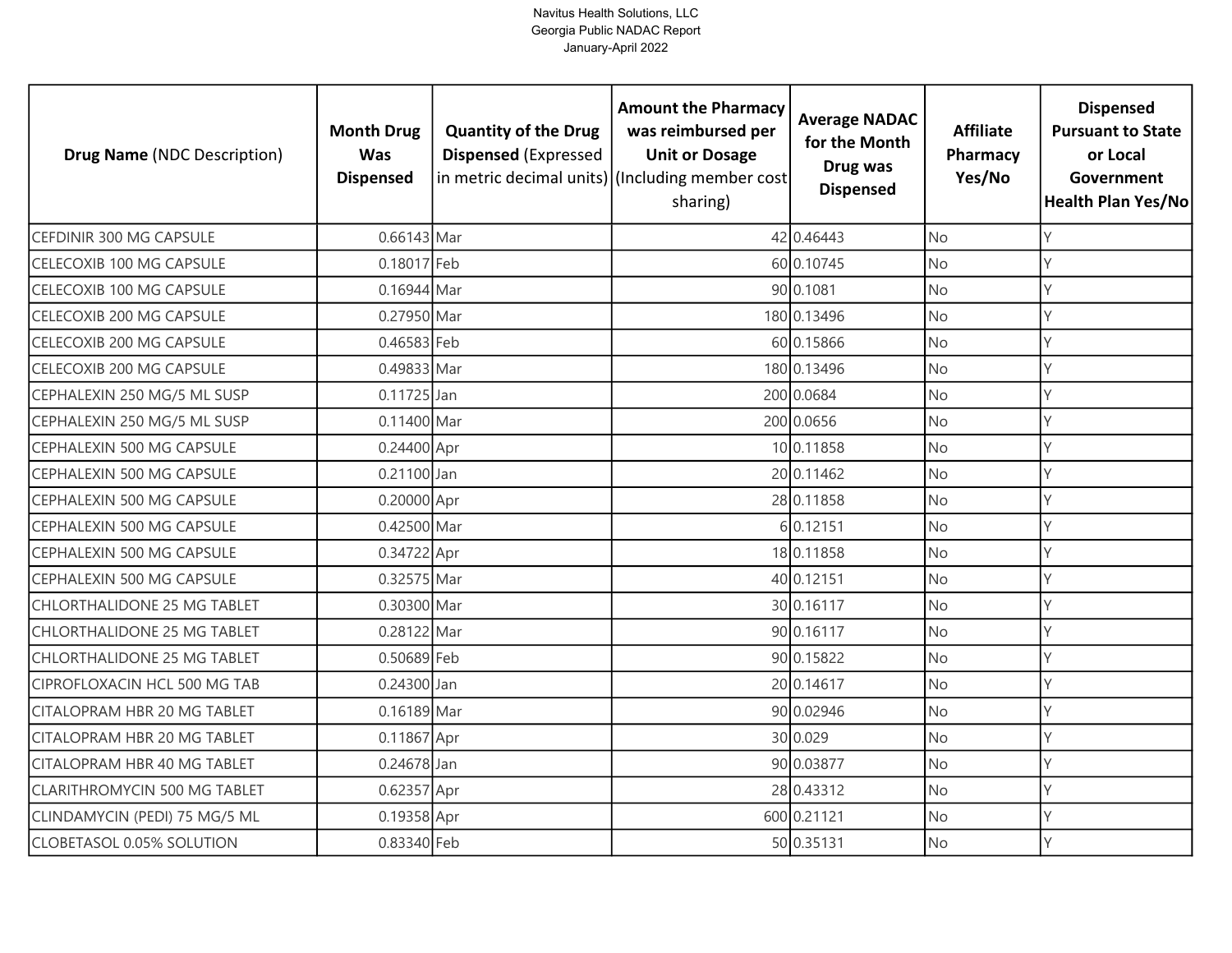Navitus Health Solutions, LLC
Georgia Public NADAC Report
January-April 2022

| **Drug Name** (NDC Description) | **Month Drug Was Dispensed** | **Quantity of the Drug Dispensed** (Expressed in metric decimal units) | **Amount the Pharmacy was reimbursed per Unit or Dosage** (Including member cost sharing) | **Average NADAC for the Month Drug was Dispensed** | **Affiliate Pharmacy Yes/No** | **Dispensed Pursuant to State or Local Government Health Plan Yes/No** |
|---|---|---|---|---|---|---|
| CEFDINIR 300 MG CAPSULE | 0.66143 | Mar | 42 | 0.46443 | No | Y |
| CELECOXIB 100 MG CAPSULE | 0.18017 | Feb | 60 | 0.10745 | No | Y |
| CELECOXIB 100 MG CAPSULE | 0.16944 | Mar | 90 | 0.1081 | No | Y |
| CELECOXIB 200 MG CAPSULE | 0.27950 | Mar | 180 | 0.13496 | No | Y |
| CELECOXIB 200 MG CAPSULE | 0.46583 | Feb | 60 | 0.15866 | No | Y |
| CELECOXIB 200 MG CAPSULE | 0.49833 | Mar | 180 | 0.13496 | No | Y |
| CEPHALEXIN 250 MG/5 ML SUSP | 0.11725 | Jan | 200 | 0.0684 | No | Y |
| CEPHALEXIN 250 MG/5 ML SUSP | 0.11400 | Mar | 200 | 0.0656 | No | Y |
| CEPHALEXIN 500 MG CAPSULE | 0.24400 | Apr | 10 | 0.11858 | No | Y |
| CEPHALEXIN 500 MG CAPSULE | 0.21100 | Jan | 20 | 0.11462 | No | Y |
| CEPHALEXIN 500 MG CAPSULE | 0.20000 | Apr | 28 | 0.11858 | No | Y |
| CEPHALEXIN 500 MG CAPSULE | 0.42500 | Mar | 6 | 0.12151 | No | Y |
| CEPHALEXIN 500 MG CAPSULE | 0.34722 | Apr | 18 | 0.11858 | No | Y |
| CEPHALEXIN 500 MG CAPSULE | 0.32575 | Mar | 40 | 0.12151 | No | Y |
| CHLORTHALIDONE 25 MG TABLET | 0.30300 | Mar | 30 | 0.16117 | No | Y |
| CHLORTHALIDONE 25 MG TABLET | 0.28122 | Mar | 90 | 0.16117 | No | Y |
| CHLORTHALIDONE 25 MG TABLET | 0.50689 | Feb | 90 | 0.15822 | No | Y |
| CIPROFLOXACIN HCL 500 MG TAB | 0.24300 | Jan | 20 | 0.14617 | No | Y |
| CITALOPRAM HBR 20 MG TABLET | 0.16189 | Mar | 90 | 0.02946 | No | Y |
| CITALOPRAM HBR 20 MG TABLET | 0.11867 | Apr | 30 | 0.029 | No | Y |
| CITALOPRAM HBR 40 MG TABLET | 0.24678 | Jan | 90 | 0.03877 | No | Y |
| CLARITHROMYCIN 500 MG TABLET | 0.62357 | Apr | 28 | 0.43312 | No | Y |
| CLINDAMYCIN (PEDI) 75 MG/5 ML | 0.19358 | Apr | 600 | 0.21121 | No | Y |
| CLOBETASOL 0.05% SOLUTION | 0.83340 | Feb | 50 | 0.35131 | No | Y |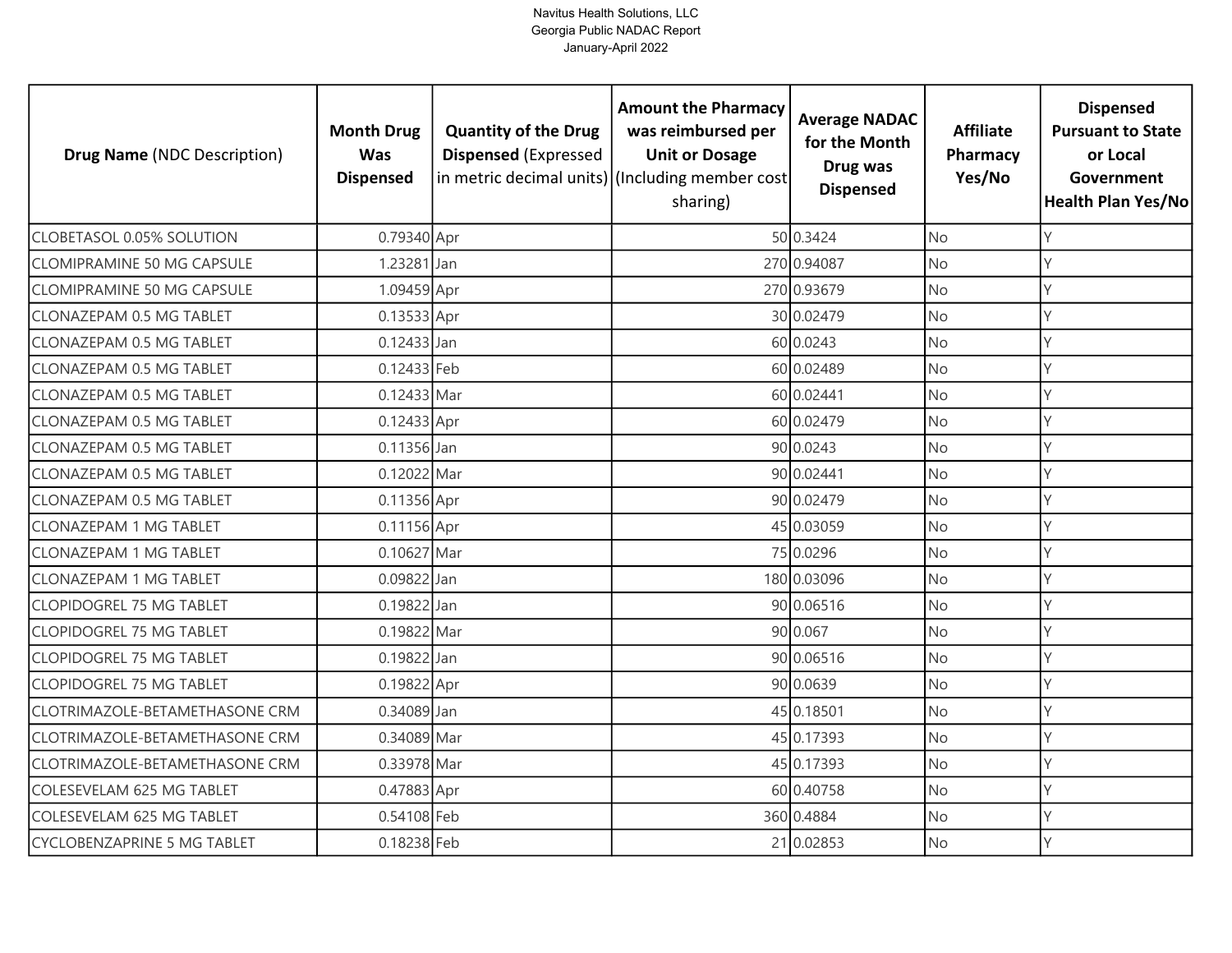| **Drug Name** (NDC Description) | **Month Drug Was Dispensed** | **Quantity of the Drug Dispensed** (Expressed in metric decimal units) | **Amount the Pharmacy was reimbursed per Unit or Dosage** (Including member cost sharing) | **Average NADAC for the Month Drug was Dispensed** | **Affiliate Pharmacy Yes/No** | **Dispensed Pursuant to State or Local Government Health Plan Yes/No** |
|---|---|---|---|---|---|---|
| CLOBETASOL 0.05% SOLUTION | 0.79340 | Apr | 50 | 0.3424 | No | Y |
| CLOMIPRAMINE 50 MG CAPSULE | 1.23281 | Jan | 270 | 0.94087 | No | Y |
| CLOMIPRAMINE 50 MG CAPSULE | 1.09459 | Apr | 270 | 0.93679 | No | Y |
| CLONAZEPAM 0.5 MG TABLET | 0.13533 | Apr | 30 | 0.02479 | No | Y |
| CLONAZEPAM 0.5 MG TABLET | 0.12433 | Jan | 60 | 0.0243 | No | Y |
| CLONAZEPAM 0.5 MG TABLET | 0.12433 | Feb | 60 | 0.02489 | No | Y |
| CLONAZEPAM 0.5 MG TABLET | 0.12433 | Mar | 60 | 0.02441 | No | Y |
| CLONAZEPAM 0.5 MG TABLET | 0.12433 | Apr | 60 | 0.02479 | No | Y |
| CLONAZEPAM 0.5 MG TABLET | 0.11356 | Jan | 90 | 0.0243 | No | Y |
| CLONAZEPAM 0.5 MG TABLET | 0.12022 | Mar | 90 | 0.02441 | No | Y |
| CLONAZEPAM 0.5 MG TABLET | 0.11356 | Apr | 90 | 0.02479 | No | Y |
| CLONAZEPAM 1 MG TABLET | 0.11156 | Apr | 45 | 0.03059 | No | Y |
| CLONAZEPAM 1 MG TABLET | 0.10627 | Mar | 75 | 0.0296 | No | Y |
| CLONAZEPAM 1 MG TABLET | 0.09822 | Jan | 180 | 0.03096 | No | Y |
| CLOPIDOGREL 75 MG TABLET | 0.19822 | Jan | 90 | 0.06516 | No | Y |
| CLOPIDOGREL 75 MG TABLET | 0.19822 | Mar | 90 | 0.067 | No | Y |
| CLOPIDOGREL 75 MG TABLET | 0.19822 | Jan | 90 | 0.06516 | No | Y |
| CLOPIDOGREL 75 MG TABLET | 0.19822 | Apr | 90 | 0.0639 | No | Y |
| CLOTRIMAZOLE-BETAMETHASONE CRM | 0.34089 | Jan | 45 | 0.18501 | No | Y |
| CLOTRIMAZOLE-BETAMETHASONE CRM | 0.34089 | Mar | 45 | 0.17393 | No | Y |
| CLOTRIMAZOLE-BETAMETHASONE CRM | 0.33978 | Mar | 45 | 0.17393 | No | Y |
| COLESEVELAM 625 MG TABLET | 0.47883 | Apr | 60 | 0.40758 | No | Y |
| COLESEVELAM 625 MG TABLET | 0.54108 | Feb | 360 | 0.4884 | No | Y |
| CYCLOBENZAPRINE 5 MG TABLET | 0.18238 | Feb | 21 | 0.02853 | No | Y |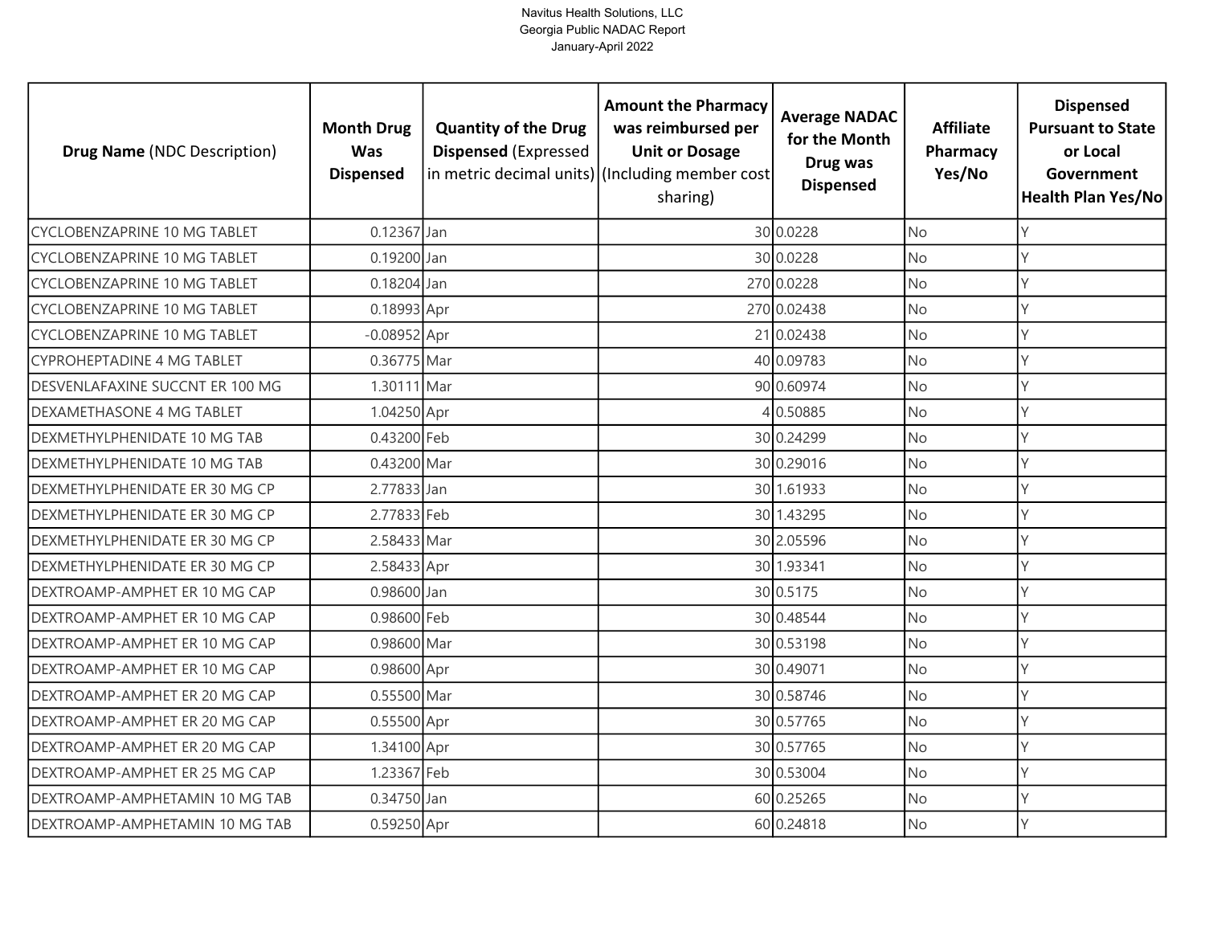Navitus Health Solutions, LLC
Georgia Public NADAC Report
January-April 2022

| **Drug Name** (NDC Description) | **Month Drug Was Dispensed** | **Quantity of the Drug Dispensed** (Expressed in metric decimal units) | **Amount the Pharmacy was reimbursed per Unit or Dosage** (Including member cost sharing) | **Average NADAC for the Month Drug was Dispensed** | **Affiliate Pharmacy Yes/No** | **Dispensed Pursuant to State or Local Government Health Plan Yes/No** |
|---|---|---|---|---|---|---|
| CYCLOBENZAPRINE 10 MG TABLET | 0.12367 | Jan | 30 | 0.0228 | No | Y |
| CYCLOBENZAPRINE 10 MG TABLET | 0.19200 | Jan | 30 | 0.0228 | No | Y |
| CYCLOBENZAPRINE 10 MG TABLET | 0.18204 | Jan | 270 | 0.0228 | No | Y |
| CYCLOBENZAPRINE 10 MG TABLET | 0.18993 | Apr | 270 | 0.02438 | No | Y |
| CYCLOBENZAPRINE 10 MG TABLET | -0.08952 | Apr | 21 | 0.02438 | No | Y |
| CYPROHEPTADINE 4 MG TABLET | 0.36775 | Mar | 40 | 0.09783 | No | Y |
| DESVENLAFAXINE SUCCNT ER 100 MG | 1.30111 | Mar | 90 | 0.60974 | No | Y |
| DEXAMETHASONE 4 MG TABLET | 1.04250 | Apr | 4 | 0.50885 | No | Y |
| DEXMETHYLPHENIDATE 10 MG TAB | 0.43200 | Feb | 30 | 0.24299 | No | Y |
| DEXMETHYLPHENIDATE 10 MG TAB | 0.43200 | Mar | 30 | 0.29016 | No | Y |
| DEXMETHYLPHENIDATE ER 30 MG CP | 2.77833 | Jan | 30 | 1.61933 | No | Y |
| DEXMETHYLPHENIDATE ER 30 MG CP | 2.77833 | Feb | 30 | 1.43295 | No | Y |
| DEXMETHYLPHENIDATE ER 30 MG CP | 2.58433 | Mar | 30 | 2.05596 | No | Y |
| DEXMETHYLPHENIDATE ER 30 MG CP | 2.58433 | Apr | 30 | 1.93341 | No | Y |
| DEXTROAMP-AMPHET ER 10 MG CAP | 0.98600 | Jan | 30 | 0.5175 | No | Y |
| DEXTROAMP-AMPHET ER 10 MG CAP | 0.98600 | Feb | 30 | 0.48544 | No | Y |
| DEXTROAMP-AMPHET ER 10 MG CAP | 0.98600 | Mar | 30 | 0.53198 | No | Y |
| DEXTROAMP-AMPHET ER 10 MG CAP | 0.98600 | Apr | 30 | 0.49071 | No | Y |
| DEXTROAMP-AMPHET ER 20 MG CAP | 0.55500 | Mar | 30 | 0.58746 | No | Y |
| DEXTROAMP-AMPHET ER 20 MG CAP | 0.55500 | Apr | 30 | 0.57765 | No | Y |
| DEXTROAMP-AMPHET ER 20 MG CAP | 1.34100 | Apr | 30 | 0.57765 | No | Y |
| DEXTROAMP-AMPHET ER 25 MG CAP | 1.23367 | Feb | 30 | 0.53004 | No | Y |
| DEXTROAMP-AMPHETAMIN 10 MG TAB | 0.34750 | Jan | 60 | 0.25265 | No | Y |
| DEXTROAMP-AMPHETAMIN 10 MG TAB | 0.59250 | Apr | 60 | 0.24818 | No | Y |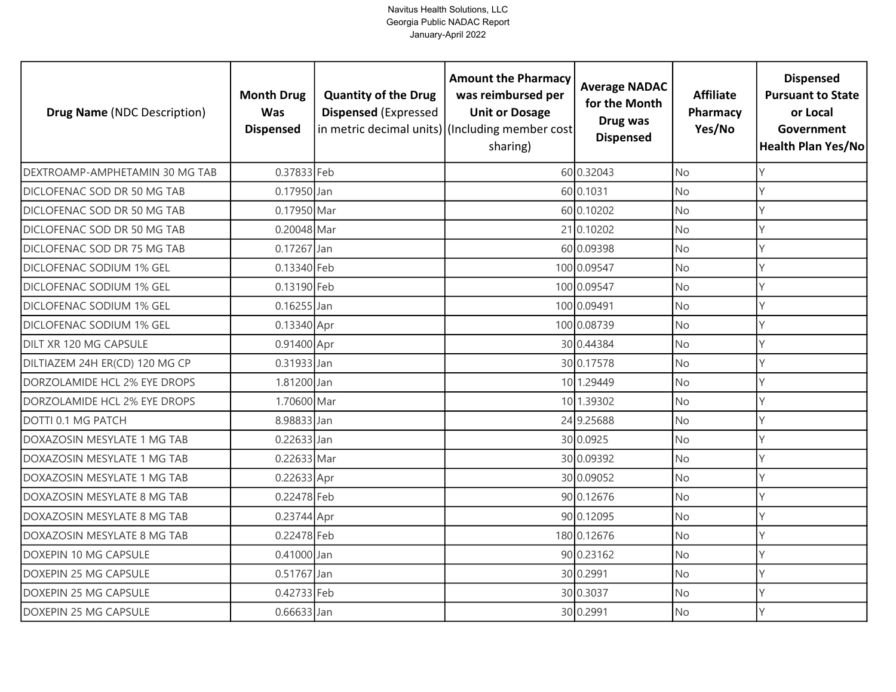Navitus Health Solutions, LLC
Georgia Public NADAC Report
January-April 2022

| Drug Name (NDC Description) | Month Drug Was Dispensed | Quantity of the Drug Dispensed (Expressed in metric decimal units) | Amount the Pharmacy was reimbursed per Unit or Dosage (Including member cost sharing) | Average NADAC for the Month Drug was Dispensed | Affiliate Pharmacy Yes/No | Dispensed Pursuant to State or Local Government Health Plan Yes/No |
|---|---|---|---|---|---|---|
| DEXTROAMP-AMPHETAMIN 30 MG TAB | 0.37833 | Feb | 60 | 0.32043 | No | Y |
| DICLOFENAC SOD DR 50 MG TAB | 0.17950 | Jan | 60 | 0.1031 | No | Y |
| DICLOFENAC SOD DR 50 MG TAB | 0.17950 | Mar | 60 | 0.10202 | No | Y |
| DICLOFENAC SOD DR 50 MG TAB | 0.20048 | Mar | 21 | 0.10202 | No | Y |
| DICLOFENAC SOD DR 75 MG TAB | 0.17267 | Jan | 60 | 0.09398 | No | Y |
| DICLOFENAC SODIUM 1% GEL | 0.13340 | Feb | 100 | 0.09547 | No | Y |
| DICLOFENAC SODIUM 1% GEL | 0.13190 | Feb | 100 | 0.09547 | No | Y |
| DICLOFENAC SODIUM 1% GEL | 0.16255 | Jan | 100 | 0.09491 | No | Y |
| DICLOFENAC SODIUM 1% GEL | 0.13340 | Apr | 100 | 0.08739 | No | Y |
| DILT XR 120 MG CAPSULE | 0.91400 | Apr | 30 | 0.44384 | No | Y |
| DILTIAZEM 24H ER(CD) 120 MG CP | 0.31933 | Jan | 30 | 0.17578 | No | Y |
| DORZOLAMIDE HCL 2% EYE DROPS | 1.81200 | Jan | 10 | 1.29449 | No | Y |
| DORZOLAMIDE HCL 2% EYE DROPS | 1.70600 | Mar | 10 | 1.39302 | No | Y |
| DOTTI 0.1 MG PATCH | 8.98833 | Jan | 24 | 9.25688 | No | Y |
| DOXAZOSIN MESYLATE 1 MG TAB | 0.22633 | Jan | 30 | 0.0925 | No | Y |
| DOXAZOSIN MESYLATE 1 MG TAB | 0.22633 | Mar | 30 | 0.09392 | No | Y |
| DOXAZOSIN MESYLATE 1 MG TAB | 0.22633 | Apr | 30 | 0.09052 | No | Y |
| DOXAZOSIN MESYLATE 8 MG TAB | 0.22478 | Feb | 90 | 0.12676 | No | Y |
| DOXAZOSIN MESYLATE 8 MG TAB | 0.23744 | Apr | 90 | 0.12095 | No | Y |
| DOXAZOSIN MESYLATE 8 MG TAB | 0.22478 | Feb | 180 | 0.12676 | No | Y |
| DOXEPIN 10 MG CAPSULE | 0.41000 | Jan | 90 | 0.23162 | No | Y |
| DOXEPIN 25 MG CAPSULE | 0.51767 | Jan | 30 | 0.2991 | No | Y |
| DOXEPIN 25 MG CAPSULE | 0.42733 | Feb | 30 | 0.3037 | No | Y |
| DOXEPIN 25 MG CAPSULE | 0.66633 | Jan | 30 | 0.2991 | No | Y |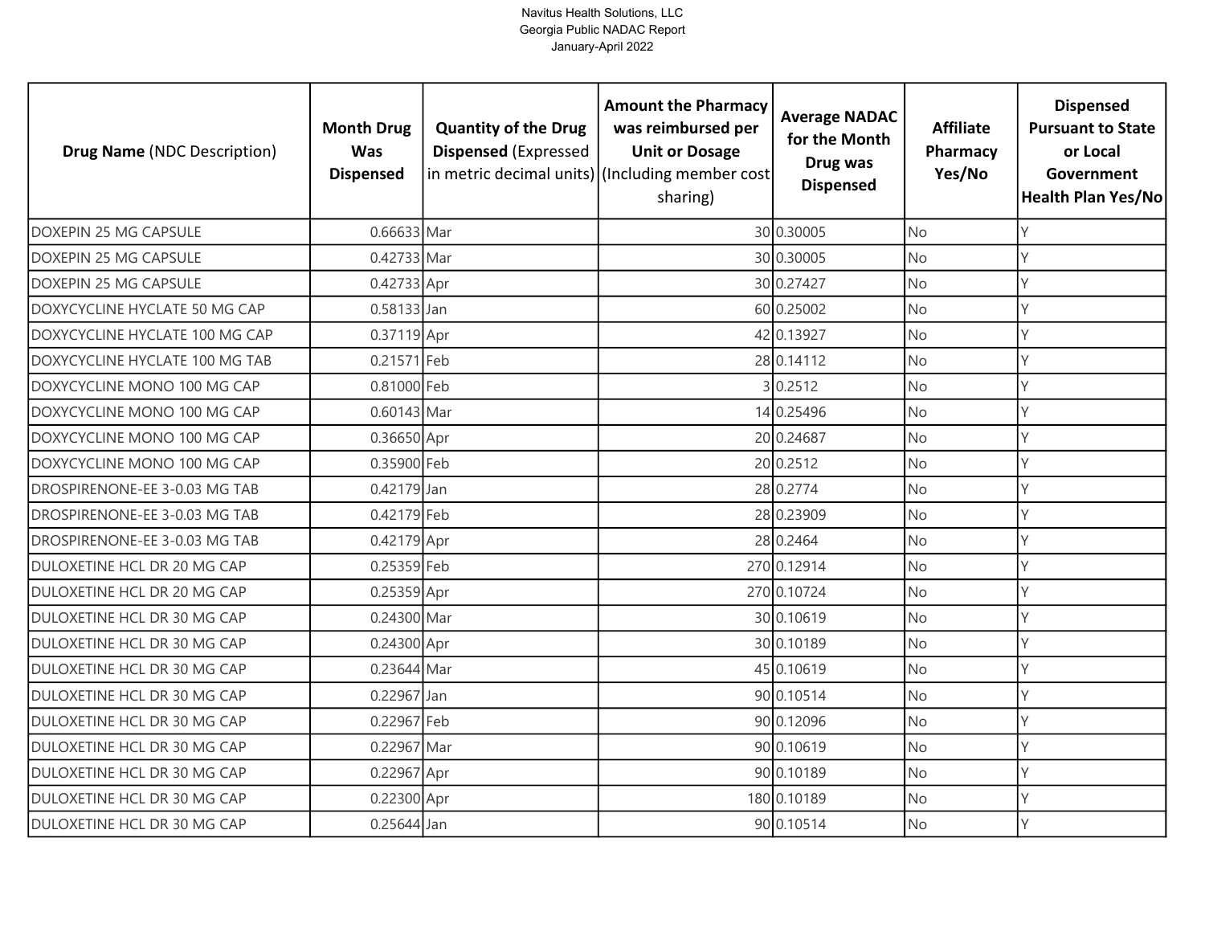Navitus Health Solutions, LLC
Georgia Public NADAC Report
January-April 2022

| Drug Name (NDC Description) | Month Drug Was Dispensed | Quantity of the Drug Dispensed (Expressed in metric decimal units) | Amount the Pharmacy was reimbursed per Unit or Dosage (Including member cost sharing) | Average NADAC for the Month Drug was Dispensed | Affiliate Pharmacy Yes/No | Dispensed Pursuant to State or Local Government Health Plan Yes/No |
|---|---|---|---|---|---|---|
| DOXEPIN 25 MG CAPSULE | 0.66633 | Mar | 30 | 0.30005 | No | Y |
| DOXEPIN 25 MG CAPSULE | 0.42733 | Mar | 30 | 0.30005 | No | Y |
| DOXEPIN 25 MG CAPSULE | 0.42733 | Apr | 30 | 0.27427 | No | Y |
| DOXYCYCLINE HYCLATE 50 MG CAP | 0.58133 | Jan | 60 | 0.25002 | No | Y |
| DOXYCYCLINE HYCLATE 100 MG CAP | 0.37119 | Apr | 42 | 0.13927 | No | Y |
| DOXYCYCLINE HYCLATE 100 MG TAB | 0.21571 | Feb | 28 | 0.14112 | No | Y |
| DOXYCYCLINE MONO 100 MG CAP | 0.81000 | Feb | 3 | 0.2512 | No | Y |
| DOXYCYCLINE MONO 100 MG CAP | 0.60143 | Mar | 14 | 0.25496 | No | Y |
| DOXYCYCLINE MONO 100 MG CAP | 0.36650 | Apr | 20 | 0.24687 | No | Y |
| DOXYCYCLINE MONO 100 MG CAP | 0.35900 | Feb | 20 | 0.2512 | No | Y |
| DROSPIRENONE-EE 3-0.03 MG TAB | 0.42179 | Jan | 28 | 0.2774 | No | Y |
| DROSPIRENONE-EE 3-0.03 MG TAB | 0.42179 | Feb | 28 | 0.23909 | No | Y |
| DROSPIRENONE-EE 3-0.03 MG TAB | 0.42179 | Apr | 28 | 0.2464 | No | Y |
| DULOXETINE HCL DR 20 MG CAP | 0.25359 | Feb | 270 | 0.12914 | No | Y |
| DULOXETINE HCL DR 20 MG CAP | 0.25359 | Apr | 270 | 0.10724 | No | Y |
| DULOXETINE HCL DR 30 MG CAP | 0.24300 | Mar | 30 | 0.10619 | No | Y |
| DULOXETINE HCL DR 30 MG CAP | 0.24300 | Apr | 30 | 0.10189 | No | Y |
| DULOXETINE HCL DR 30 MG CAP | 0.23644 | Mar | 45 | 0.10619 | No | Y |
| DULOXETINE HCL DR 30 MG CAP | 0.22967 | Jan | 90 | 0.10514 | No | Y |
| DULOXETINE HCL DR 30 MG CAP | 0.22967 | Feb | 90 | 0.12096 | No | Y |
| DULOXETINE HCL DR 30 MG CAP | 0.22967 | Mar | 90 | 0.10619 | No | Y |
| DULOXETINE HCL DR 30 MG CAP | 0.22967 | Apr | 90 | 0.10189 | No | Y |
| DULOXETINE HCL DR 30 MG CAP | 0.22300 | Apr | 180 | 0.10189 | No | Y |
| DULOXETINE HCL DR 30 MG CAP | 0.25644 | Jan | 90 | 0.10514 | No | Y |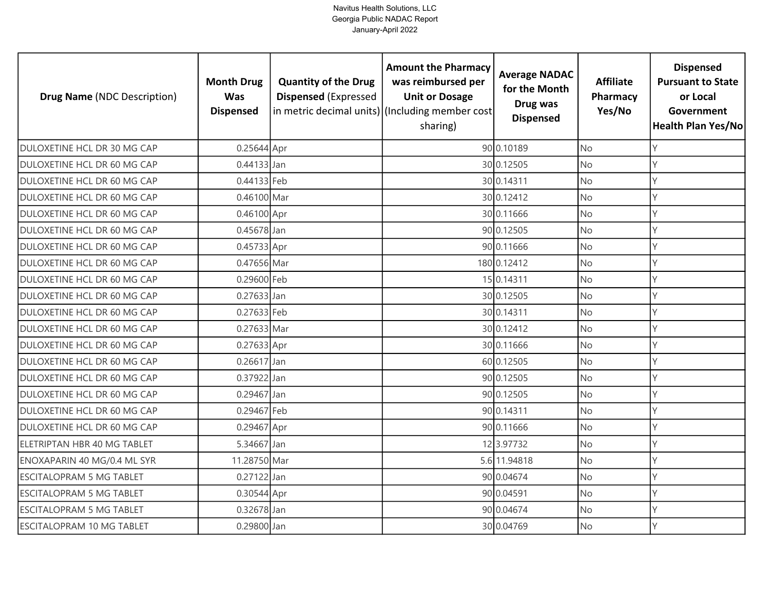Navitus Health Solutions, LLC
Georgia Public NADAC Report
January-April 2022

| Drug Name (NDC Description) | Month Drug Was Dispensed | Quantity of the Drug Dispensed (Expressed in metric decimal units) | Amount the Pharmacy was reimbursed per Unit or Dosage (Including member cost sharing) | Average NADAC for the Month Drug was Dispensed | Affiliate Pharmacy Yes/No | Dispensed Pursuant to State or Local Government Health Plan Yes/No |
|---|---|---|---|---|---|---|
| DULOXETINE HCL DR 30 MG CAP | 0.25644 | Apr | 90 | 0.10189 | No | Y |
| DULOXETINE HCL DR 60 MG CAP | 0.44133 | Jan | 30 | 0.12505 | No | Y |
| DULOXETINE HCL DR 60 MG CAP | 0.44133 | Feb | 30 | 0.14311 | No | Y |
| DULOXETINE HCL DR 60 MG CAP | 0.46100 | Mar | 30 | 0.12412 | No | Y |
| DULOXETINE HCL DR 60 MG CAP | 0.46100 | Apr | 30 | 0.11666 | No | Y |
| DULOXETINE HCL DR 60 MG CAP | 0.45678 | Jan | 90 | 0.12505 | No | Y |
| DULOXETINE HCL DR 60 MG CAP | 0.45733 | Apr | 90 | 0.11666 | No | Y |
| DULOXETINE HCL DR 60 MG CAP | 0.47656 | Mar | 180 | 0.12412 | No | Y |
| DULOXETINE HCL DR 60 MG CAP | 0.29600 | Feb | 15 | 0.14311 | No | Y |
| DULOXETINE HCL DR 60 MG CAP | 0.27633 | Jan | 30 | 0.12505 | No | Y |
| DULOXETINE HCL DR 60 MG CAP | 0.27633 | Feb | 30 | 0.14311 | No | Y |
| DULOXETINE HCL DR 60 MG CAP | 0.27633 | Mar | 30 | 0.12412 | No | Y |
| DULOXETINE HCL DR 60 MG CAP | 0.27633 | Apr | 30 | 0.11666 | No | Y |
| DULOXETINE HCL DR 60 MG CAP | 0.26617 | Jan | 60 | 0.12505 | No | Y |
| DULOXETINE HCL DR 60 MG CAP | 0.37922 | Jan | 90 | 0.12505 | No | Y |
| DULOXETINE HCL DR 60 MG CAP | 0.29467 | Jan | 90 | 0.12505 | No | Y |
| DULOXETINE HCL DR 60 MG CAP | 0.29467 | Feb | 90 | 0.14311 | No | Y |
| DULOXETINE HCL DR 60 MG CAP | 0.29467 | Apr | 90 | 0.11666 | No | Y |
| ELETRIPTAN HBR 40 MG TABLET | 5.34667 | Jan | 12 | 3.97732 | No | Y |
| ENOXAPARIN 40 MG/0.4 ML SYR | 11.28750 | Mar | 5.6 | 11.94818 | No | Y |
| ESCITALOPRAM 5 MG TABLET | 0.27122 | Jan | 90 | 0.04674 | No | Y |
| ESCITALOPRAM 5 MG TABLET | 0.30544 | Apr | 90 | 0.04591 | No | Y |
| ESCITALOPRAM 5 MG TABLET | 0.32678 | Jan | 90 | 0.04674 | No | Y |
| ESCITALOPRAM 10 MG TABLET | 0.29800 | Jan | 30 | 0.04769 | No | Y |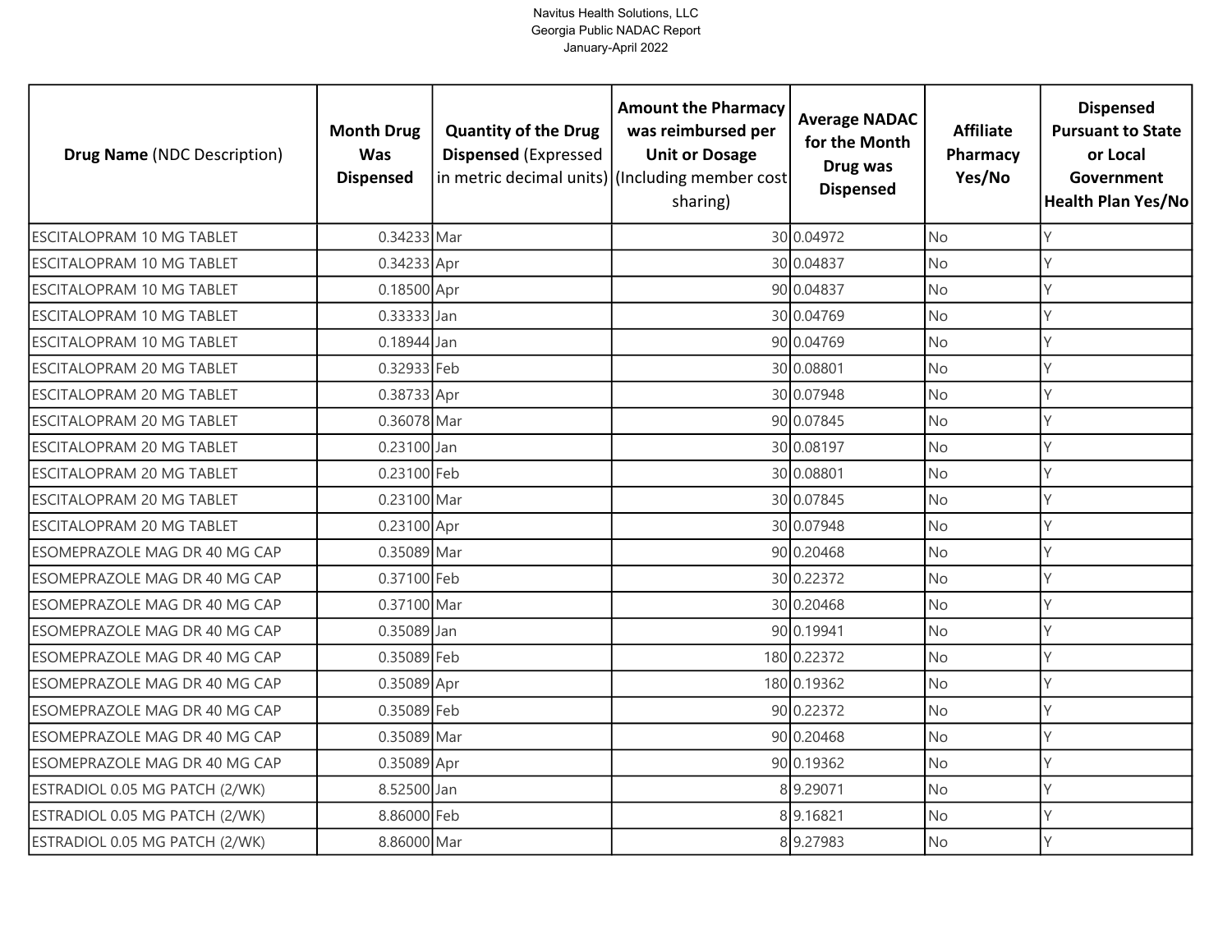Navitus Health Solutions, LLC
Georgia Public NADAC Report
January-April 2022

| Drug Name (NDC Description) | Month Drug Was Dispensed | Quantity of the Drug Dispensed (Expressed in metric decimal units) | Amount the Pharmacy was reimbursed per Unit or Dosage (Including member cost sharing) | Average NADAC for the Month Drug was Dispensed | Affiliate Pharmacy Yes/No | Dispensed Pursuant to State or Local Government Health Plan Yes/No |
|---|---|---|---|---|---|---|
| ESCITALOPRAM 10 MG TABLET | 0.34233 | Mar | 30 | 0.04972 | No | Y |
| ESCITALOPRAM 10 MG TABLET | 0.34233 | Apr | 30 | 0.04837 | No | Y |
| ESCITALOPRAM 10 MG TABLET | 0.18500 | Apr | 90 | 0.04837 | No | Y |
| ESCITALOPRAM 10 MG TABLET | 0.33333 | Jan | 30 | 0.04769 | No | Y |
| ESCITALOPRAM 10 MG TABLET | 0.18944 | Jan | 90 | 0.04769 | No | Y |
| ESCITALOPRAM 20 MG TABLET | 0.32933 | Feb | 30 | 0.08801 | No | Y |
| ESCITALOPRAM 20 MG TABLET | 0.38733 | Apr | 30 | 0.07948 | No | Y |
| ESCITALOPRAM 20 MG TABLET | 0.36078 | Mar | 90 | 0.07845 | No | Y |
| ESCITALOPRAM 20 MG TABLET | 0.23100 | Jan | 30 | 0.08197 | No | Y |
| ESCITALOPRAM 20 MG TABLET | 0.23100 | Feb | 30 | 0.08801 | No | Y |
| ESCITALOPRAM 20 MG TABLET | 0.23100 | Mar | 30 | 0.07845 | No | Y |
| ESCITALOPRAM 20 MG TABLET | 0.23100 | Apr | 30 | 0.07948 | No | Y |
| ESOMEPRAZOLE MAG DR 40 MG CAP | 0.35089 | Mar | 90 | 0.20468 | No | Y |
| ESOMEPRAZOLE MAG DR 40 MG CAP | 0.37100 | Feb | 30 | 0.22372 | No | Y |
| ESOMEPRAZOLE MAG DR 40 MG CAP | 0.37100 | Mar | 30 | 0.20468 | No | Y |
| ESOMEPRAZOLE MAG DR 40 MG CAP | 0.35089 | Jan | 90 | 0.19941 | No | Y |
| ESOMEPRAZOLE MAG DR 40 MG CAP | 0.35089 | Feb | 180 | 0.22372 | No | Y |
| ESOMEPRAZOLE MAG DR 40 MG CAP | 0.35089 | Apr | 180 | 0.19362 | No | Y |
| ESOMEPRAZOLE MAG DR 40 MG CAP | 0.35089 | Feb | 90 | 0.22372 | No | Y |
| ESOMEPRAZOLE MAG DR 40 MG CAP | 0.35089 | Mar | 90 | 0.20468 | No | Y |
| ESOMEPRAZOLE MAG DR 40 MG CAP | 0.35089 | Apr | 90 | 0.19362 | No | Y |
| ESTRADIOL 0.05 MG PATCH (2/WK) | 8.52500 | Jan | 8 | 9.29071 | No | Y |
| ESTRADIOL 0.05 MG PATCH (2/WK) | 8.86000 | Feb | 8 | 9.16821 | No | Y |
| ESTRADIOL 0.05 MG PATCH (2/WK) | 8.86000 | Mar | 8 | 9.27983 | No | Y |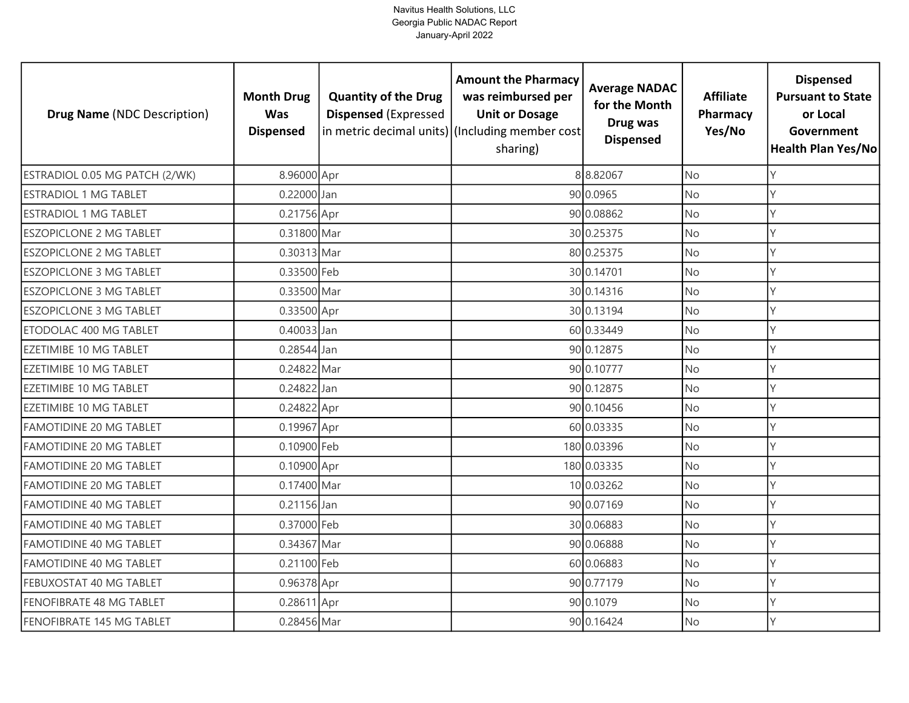| Drug Name (NDC Description) | Month Drug Was Dispensed | Quantity of the Drug Dispensed (Expressed in metric decimal units) | Amount the Pharmacy was reimbursed per Unit or Dosage (Including member cost sharing) | Average NADAC for the Month Drug was Dispensed | Affiliate Pharmacy Yes/No | Dispensed Pursuant to State or Local Government Health Plan Yes/No |
|---|---|---|---|---|---|---|
| ESTRADIOL 0.05 MG PATCH (2/WK) | 8.96000 | Apr | 8 | 8.82067 | No | Y |
| ESTRADIOL 1 MG TABLET | 0.22000 | Jan | 90 | 0.0965 | No | Y |
| ESTRADIOL 1 MG TABLET | 0.21756 | Apr | 90 | 0.08862 | No | Y |
| ESZOPICLONE 2 MG TABLET | 0.31800 | Mar | 30 | 0.25375 | No | Y |
| ESZOPICLONE 2 MG TABLET | 0.30313 | Mar | 80 | 0.25375 | No | Y |
| ESZOPICLONE 3 MG TABLET | 0.33500 | Feb | 30 | 0.14701 | No | Y |
| ESZOPICLONE 3 MG TABLET | 0.33500 | Mar | 30 | 0.14316 | No | Y |
| ESZOPICLONE 3 MG TABLET | 0.33500 | Apr | 30 | 0.13194 | No | Y |
| ETODOLAC 400 MG TABLET | 0.40033 | Jan | 60 | 0.33449 | No | Y |
| EZETIMIBE 10 MG TABLET | 0.28544 | Jan | 90 | 0.12875 | No | Y |
| EZETIMIBE 10 MG TABLET | 0.24822 | Mar | 90 | 0.10777 | No | Y |
| EZETIMIBE 10 MG TABLET | 0.24822 | Jan | 90 | 0.12875 | No | Y |
| EZETIMIBE 10 MG TABLET | 0.24822 | Apr | 90 | 0.10456 | No | Y |
| FAMOTIDINE 20 MG TABLET | 0.19967 | Apr | 60 | 0.03335 | No | Y |
| FAMOTIDINE 20 MG TABLET | 0.10900 | Feb | 180 | 0.03396 | No | Y |
| FAMOTIDINE 20 MG TABLET | 0.10900 | Apr | 180 | 0.03335 | No | Y |
| FAMOTIDINE 20 MG TABLET | 0.17400 | Mar | 10 | 0.03262 | No | Y |
| FAMOTIDINE 40 MG TABLET | 0.21156 | Jan | 90 | 0.07169 | No | Y |
| FAMOTIDINE 40 MG TABLET | 0.37000 | Feb | 30 | 0.06883 | No | Y |
| FAMOTIDINE 40 MG TABLET | 0.34367 | Mar | 90 | 0.06888 | No | Y |
| FAMOTIDINE 40 MG TABLET | 0.21100 | Feb | 60 | 0.06883 | No | Y |
| FEBUXOSTAT 40 MG TABLET | 0.96378 | Apr | 90 | 0.77179 | No | Y |
| FENOFIBRATE 48 MG TABLET | 0.28611 | Apr | 90 | 0.1079 | No | Y |
| FENOFIBRATE 145 MG TABLET | 0.28456 | Mar | 90 | 0.16424 | No | Y |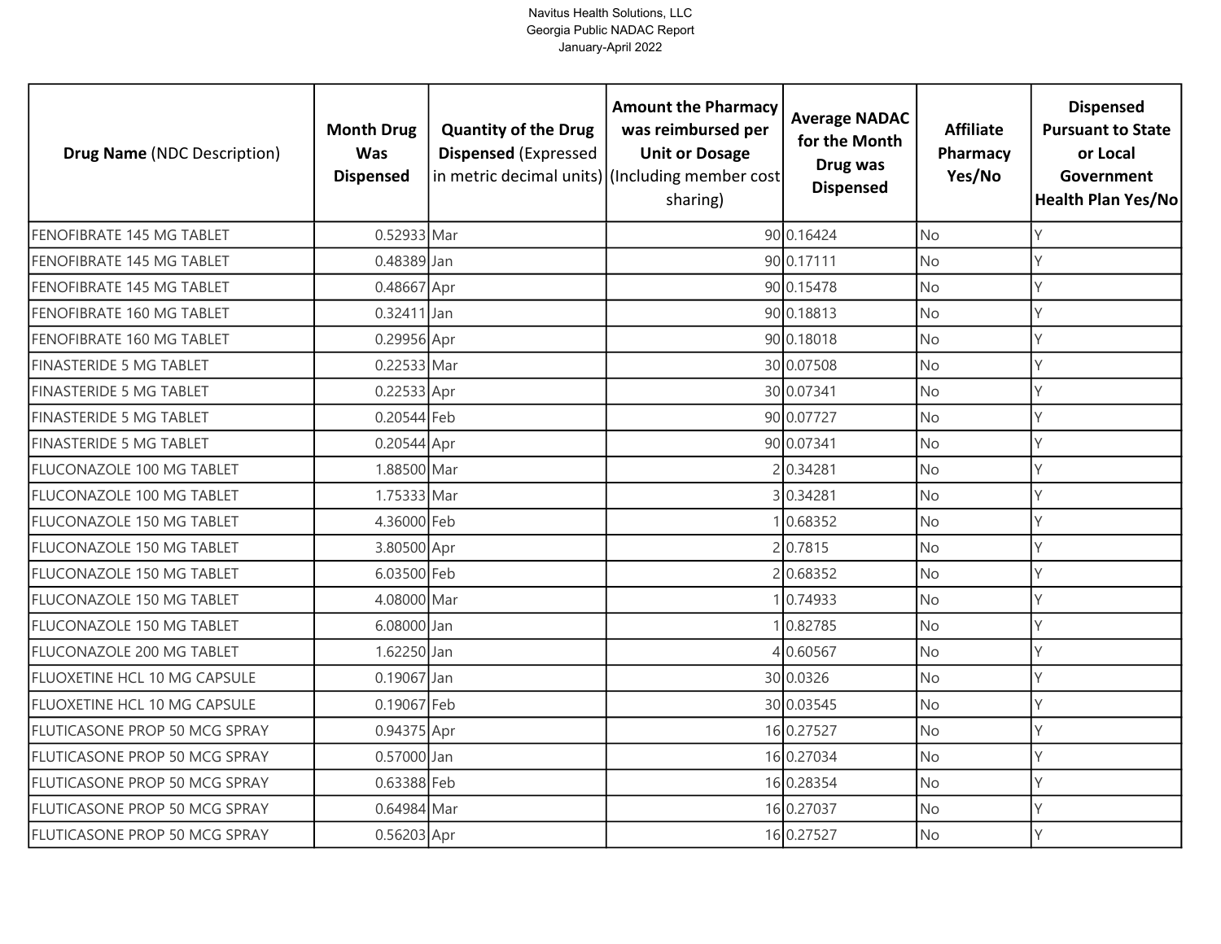| **Drug Name** (NDC Description) | **Month Drug Was Dispensed** | **Quantity of the Drug Dispensed** (Expressed in metric decimal units) | **Amount the Pharmacy was reimbursed per Unit or Dosage** (Including member cost sharing) | **Average NADAC for the Month Drug was Dispensed** | **Affiliate Pharmacy Yes/No** | **Dispensed Pursuant to State or Local Government Health Plan Yes/No** |
|---|---|---|---|---|---|---|
| FENOFIBRATE 145 MG TABLET | 0.52933 | Mar | 90 | 0.16424 | No | Y |
| FENOFIBRATE 145 MG TABLET | 0.48389 | Jan | 90 | 0.17111 | No | Y |
| FENOFIBRATE 145 MG TABLET | 0.48667 | Apr | 90 | 0.15478 | No | Y |
| FENOFIBRATE 160 MG TABLET | 0.32411 | Jan | 90 | 0.18813 | No | Y |
| FENOFIBRATE 160 MG TABLET | 0.29956 | Apr | 90 | 0.18018 | No | Y |
| FINASTERIDE 5 MG TABLET | 0.22533 | Mar | 30 | 0.07508 | No | Y |
| FINASTERIDE 5 MG TABLET | 0.22533 | Apr | 30 | 0.07341 | No | Y |
| FINASTERIDE 5 MG TABLET | 0.20544 | Feb | 90 | 0.07727 | No | Y |
| FINASTERIDE 5 MG TABLET | 0.20544 | Apr | 90 | 0.07341 | No | Y |
| FLUCONAZOLE 100 MG TABLET | 1.88500 | Mar | 2 | 0.34281 | No | Y |
| FLUCONAZOLE 100 MG TABLET | 1.75333 | Mar | 3 | 0.34281 | No | Y |
| FLUCONAZOLE 150 MG TABLET | 4.36000 | Feb | 1 | 0.68352 | No | Y |
| FLUCONAZOLE 150 MG TABLET | 3.80500 | Apr | 2 | 0.7815 | No | Y |
| FLUCONAZOLE 150 MG TABLET | 6.03500 | Feb | 2 | 0.68352 | No | Y |
| FLUCONAZOLE 150 MG TABLET | 4.08000 | Mar | 1 | 0.74933 | No | Y |
| FLUCONAZOLE 150 MG TABLET | 6.08000 | Jan | 1 | 0.82785 | No | Y |
| FLUCONAZOLE 200 MG TABLET | 1.62250 | Jan | 4 | 0.60567 | No | Y |
| FLUOXETINE HCL 10 MG CAPSULE | 0.19067 | Jan | 30 | 0.0326 | No | Y |
| FLUOXETINE HCL 10 MG CAPSULE | 0.19067 | Feb | 30 | 0.03545 | No | Y |
| FLUTICASONE PROP 50 MCG SPRAY | 0.94375 | Apr | 16 | 0.27527 | No | Y |
| FLUTICASONE PROP 50 MCG SPRAY | 0.57000 | Jan | 16 | 0.27034 | No | Y |
| FLUTICASONE PROP 50 MCG SPRAY | 0.63388 | Feb | 16 | 0.28354 | No | Y |
| FLUTICASONE PROP 50 MCG SPRAY | 0.64984 | Mar | 16 | 0.27037 | No | Y |
| FLUTICASONE PROP 50 MCG SPRAY | 0.56203 | Apr | 16 | 0.27527 | No | Y |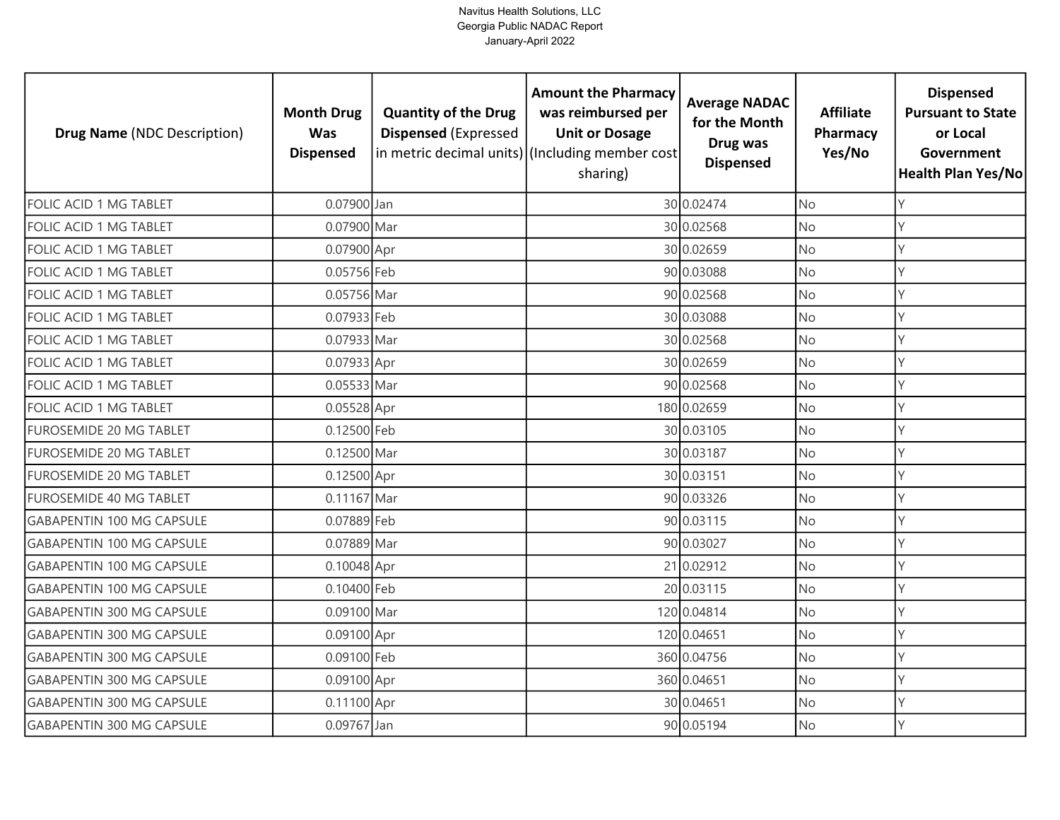| **Drug Name** (NDC Description) | **Month Drug Was Dispensed** | **Quantity of the Drug Dispensed** (Expressed in metric decimal units) | **Amount the Pharmacy was reimbursed per Unit or Dosage** (Including member cost sharing) | **Average NADAC for the Month Drug was Dispensed** | **Affiliate Pharmacy Yes/No** | **Dispensed Pursuant to State or Local Government Health Plan Yes/No** |
| --- | --- | --- | --- | --- | --- | --- |
| FOLIC ACID 1 MG TABLET | 0.07900 | Jan | 30 | 0.02474 | No | Y |
| FOLIC ACID 1 MG TABLET | 0.07900 | Mar | 30 | 0.02568 | No | Y |
| FOLIC ACID 1 MG TABLET | 0.07900 | Apr | 30 | 0.02659 | No | Y |
| FOLIC ACID 1 MG TABLET | 0.05756 | Feb | 90 | 0.03088 | No | Y |
| FOLIC ACID 1 MG TABLET | 0.05756 | Mar | 90 | 0.02568 | No | Y |
| FOLIC ACID 1 MG TABLET | 0.07933 | Feb | 30 | 0.03088 | No | Y |
| FOLIC ACID 1 MG TABLET | 0.07933 | Mar | 30 | 0.02568 | No | Y |
| FOLIC ACID 1 MG TABLET | 0.07933 | Apr | 30 | 0.02659 | No | Y |
| FOLIC ACID 1 MG TABLET | 0.05533 | Mar | 90 | 0.02568 | No | Y |
| FOLIC ACID 1 MG TABLET | 0.05528 | Apr | 180 | 0.02659 | No | Y |
| FUROSEMIDE 20 MG TABLET | 0.12500 | Feb | 30 | 0.03105 | No | Y |
| FUROSEMIDE 20 MG TABLET | 0.12500 | Mar | 30 | 0.03187 | No | Y |
| FUROSEMIDE 20 MG TABLET | 0.12500 | Apr | 30 | 0.03151 | No | Y |
| FUROSEMIDE 40 MG TABLET | 0.11167 | Mar | 90 | 0.03326 | No | Y |
| GABAPENTIN 100 MG CAPSULE | 0.07889 | Feb | 90 | 0.03115 | No | Y |
| GABAPENTIN 100 MG CAPSULE | 0.07889 | Mar | 90 | 0.03027 | No | Y |
| GABAPENTIN 100 MG CAPSULE | 0.10048 | Apr | 21 | 0.02912 | No | Y |
| GABAPENTIN 100 MG CAPSULE | 0.10400 | Feb | 20 | 0.03115 | No | Y |
| GABAPENTIN 300 MG CAPSULE | 0.09100 | Mar | 120 | 0.04814 | No | Y |
| GABAPENTIN 300 MG CAPSULE | 0.09100 | Apr | 120 | 0.04651 | No | Y |
| GABAPENTIN 300 MG CAPSULE | 0.09100 | Feb | 360 | 0.04756 | No | Y |
| GABAPENTIN 300 MG CAPSULE | 0.09100 | Apr | 360 | 0.04651 | No | Y |
| GABAPENTIN 300 MG CAPSULE | 0.11100 | Apr | 30 | 0.04651 | No | Y |
| GABAPENTIN 300 MG CAPSULE | 0.09767 | Jan | 90 | 0.05194 | No | Y |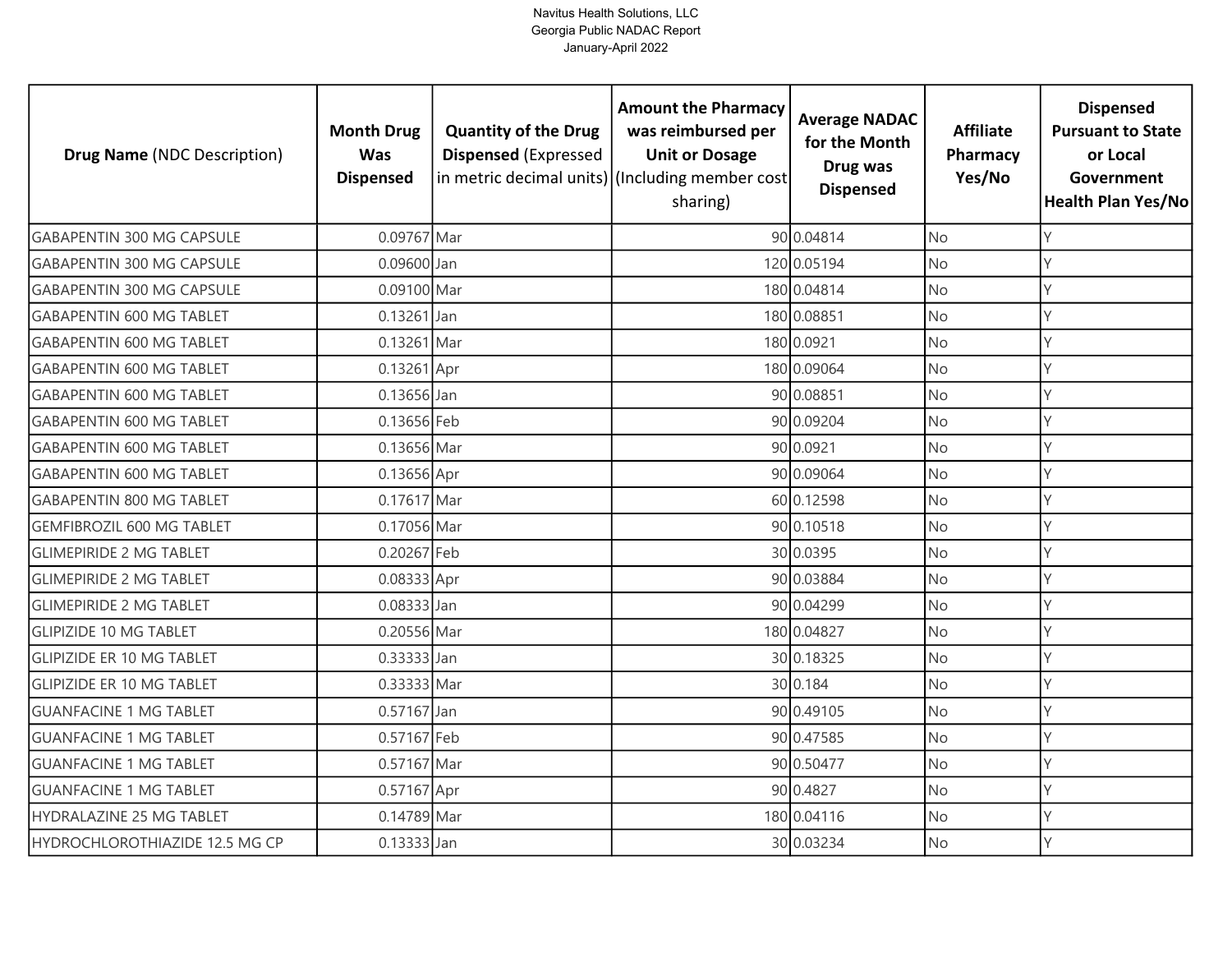| **Drug Name** (NDC Description) | **Month Drug Was Dispensed** | **Quantity of the Drug Dispensed** (Expressed in metric decimal units) | **Amount the Pharmacy was reimbursed per Unit or Dosage** (Including member cost sharing) | **Average NADAC for the Month Drug was Dispensed** | **Affiliate Pharmacy Yes/No** | **Dispensed Pursuant to State or Local Government Health Plan Yes/No** |
|---|---|---|---|---|---|---|
| GABAPENTIN 300 MG CAPSULE | 0.09767 | Mar | 90 | 0.04814 | No | Y |
| GABAPENTIN 300 MG CAPSULE | 0.09600 | Jan | 120 | 0.05194 | No | Y |
| GABAPENTIN 300 MG CAPSULE | 0.09100 | Mar | 180 | 0.04814 | No | Y |
| GABAPENTIN 600 MG TABLET | 0.13261 | Jan | 180 | 0.08851 | No | Y |
| GABAPENTIN 600 MG TABLET | 0.13261 | Mar | 180 | 0.0921 | No | Y |
| GABAPENTIN 600 MG TABLET | 0.13261 | Apr | 180 | 0.09064 | No | Y |
| GABAPENTIN 600 MG TABLET | 0.13656 | Jan | 90 | 0.08851 | No | Y |
| GABAPENTIN 600 MG TABLET | 0.13656 | Feb | 90 | 0.09204 | No | Y |
| GABAPENTIN 600 MG TABLET | 0.13656 | Mar | 90 | 0.0921 | No | Y |
| GABAPENTIN 600 MG TABLET | 0.13656 | Apr | 90 | 0.09064 | No | Y |
| GABAPENTIN 800 MG TABLET | 0.17617 | Mar | 60 | 0.12598 | No | Y |
| GEMFIBROZIL 600 MG TABLET | 0.17056 | Mar | 90 | 0.10518 | No | Y |
| GLIMEPIRIDE 2 MG TABLET | 0.20267 | Feb | 30 | 0.0395 | No | Y |
| GLIMEPIRIDE 2 MG TABLET | 0.08333 | Apr | 90 | 0.03884 | No | Y |
| GLIMEPIRIDE 2 MG TABLET | 0.08333 | Jan | 90 | 0.04299 | No | Y |
| GLIPIZIDE 10 MG TABLET | 0.20556 | Mar | 180 | 0.04827 | No | Y |
| GLIPIZIDE ER 10 MG TABLET | 0.33333 | Jan | 30 | 0.18325 | No | Y |
| GLIPIZIDE ER 10 MG TABLET | 0.33333 | Mar | 30 | 0.184 | No | Y |
| GUANFACINE 1 MG TABLET | 0.57167 | Jan | 90 | 0.49105 | No | Y |
| GUANFACINE 1 MG TABLET | 0.57167 | Feb | 90 | 0.47585 | No | Y |
| GUANFACINE 1 MG TABLET | 0.57167 | Mar | 90 | 0.50477 | No | Y |
| GUANFACINE 1 MG TABLET | 0.57167 | Apr | 90 | 0.4827 | No | Y |
| HYDRALAZINE 25 MG TABLET | 0.14789 | Mar | 180 | 0.04116 | No | Y |
| HYDROCHLOROTHIAZIDE 12.5 MG CP | 0.13333 | Jan | 30 | 0.03234 | No | Y |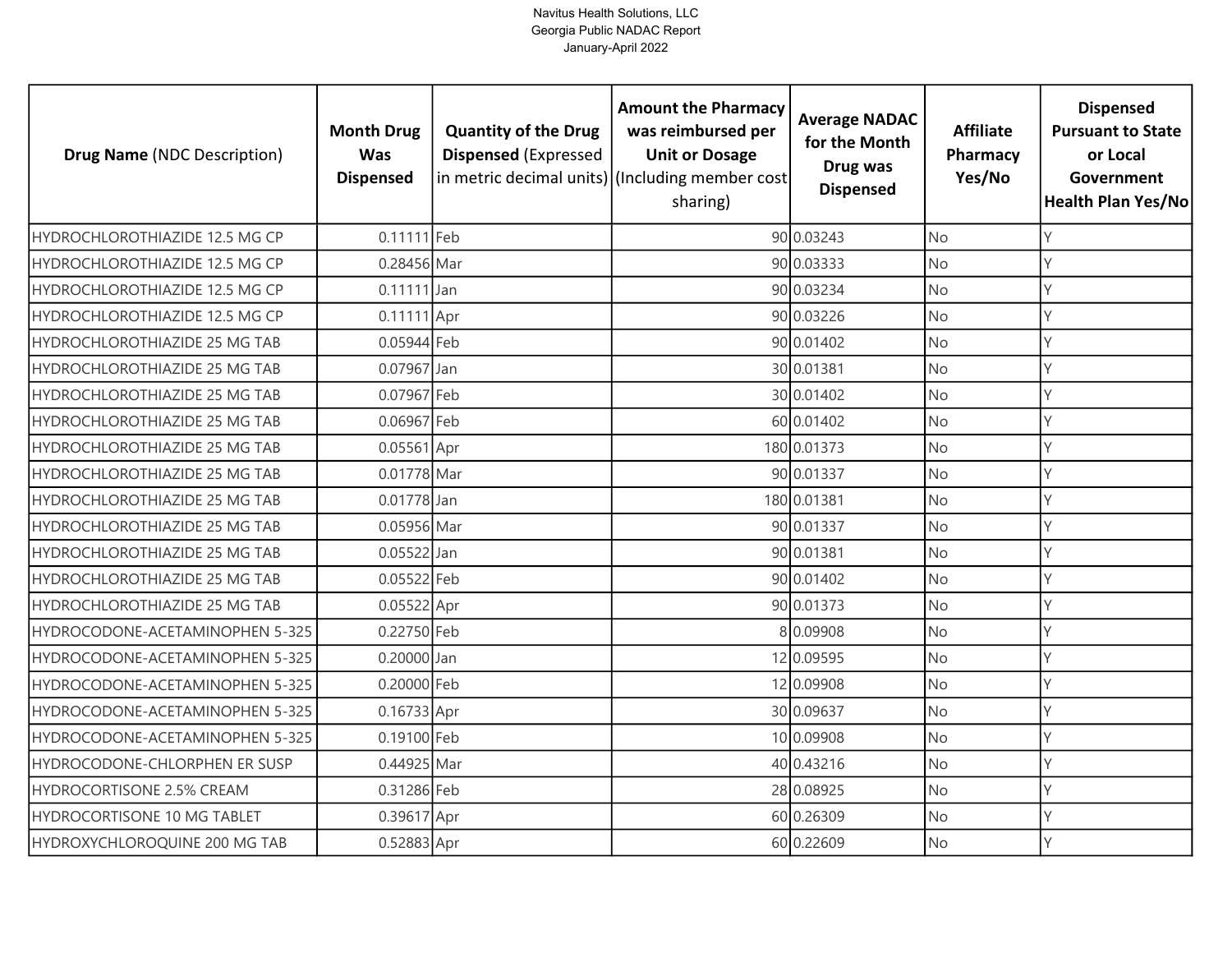| Drug Name (NDC Description) | Month Drug Was Dispensed | Quantity of the Drug Dispensed (Expressed in metric decimal units) | Amount the Pharmacy was reimbursed per Unit or Dosage (Including member cost sharing) | Average NADAC for the Month Drug was Dispensed | Affiliate Pharmacy Yes/No | Dispensed Pursuant to State or Local Government Health Plan Yes/No |
|---|---|---|---|---|---|---|
| HYDROCHLOROTHIAZIDE 12.5 MG CP | 0.11111 | Feb | 90 | 0.03243 | No | Y |
| HYDROCHLOROTHIAZIDE 12.5 MG CP | 0.28456 | Mar | 90 | 0.03333 | No | Y |
| HYDROCHLOROTHIAZIDE 12.5 MG CP | 0.11111 | Jan | 90 | 0.03234 | No | Y |
| HYDROCHLOROTHIAZIDE 12.5 MG CP | 0.11111 | Apr | 90 | 0.03226 | No | Y |
| HYDROCHLOROTHIAZIDE 25 MG TAB | 0.05944 | Feb | 90 | 0.01402 | No | Y |
| HYDROCHLOROTHIAZIDE 25 MG TAB | 0.07967 | Jan | 30 | 0.01381 | No | Y |
| HYDROCHLOROTHIAZIDE 25 MG TAB | 0.07967 | Feb | 30 | 0.01402 | No | Y |
| HYDROCHLOROTHIAZIDE 25 MG TAB | 0.06967 | Feb | 60 | 0.01402 | No | Y |
| HYDROCHLOROTHIAZIDE 25 MG TAB | 0.05561 | Apr | 180 | 0.01373 | No | Y |
| HYDROCHLOROTHIAZIDE 25 MG TAB | 0.01778 | Mar | 90 | 0.01337 | No | Y |
| HYDROCHLOROTHIAZIDE 25 MG TAB | 0.01778 | Jan | 180 | 0.01381 | No | Y |
| HYDROCHLOROTHIAZIDE 25 MG TAB | 0.05956 | Mar | 90 | 0.01337 | No | Y |
| HYDROCHLOROTHIAZIDE 25 MG TAB | 0.05522 | Jan | 90 | 0.01381 | No | Y |
| HYDROCHLOROTHIAZIDE 25 MG TAB | 0.05522 | Feb | 90 | 0.01402 | No | Y |
| HYDROCHLOROTHIAZIDE 25 MG TAB | 0.05522 | Apr | 90 | 0.01373 | No | Y |
| HYDROCODONE-ACETAMINOPHEN 5-325 | 0.22750 | Feb | 8 | 0.09908 | No | Y |
| HYDROCODONE-ACETAMINOPHEN 5-325 | 0.20000 | Jan | 12 | 0.09595 | No | Y |
| HYDROCODONE-ACETAMINOPHEN 5-325 | 0.20000 | Feb | 12 | 0.09908 | No | Y |
| HYDROCODONE-ACETAMINOPHEN 5-325 | 0.16733 | Apr | 30 | 0.09637 | No | Y |
| HYDROCODONE-ACETAMINOPHEN 5-325 | 0.19100 | Feb | 10 | 0.09908 | No | Y |
| HYDROCODONE-CHLORPHEN ER SUSP | 0.44925 | Mar | 40 | 0.43216 | No | Y |
| HYDROCORTISONE 2.5% CREAM | 0.31286 | Feb | 28 | 0.08925 | No | Y |
| HYDROCORTISONE 10 MG TABLET | 0.39617 | Apr | 60 | 0.26309 | No | Y |
| HYDROXYCHLOROQUINE 200 MG TAB | 0.52883 | Apr | 60 | 0.22609 | No | Y |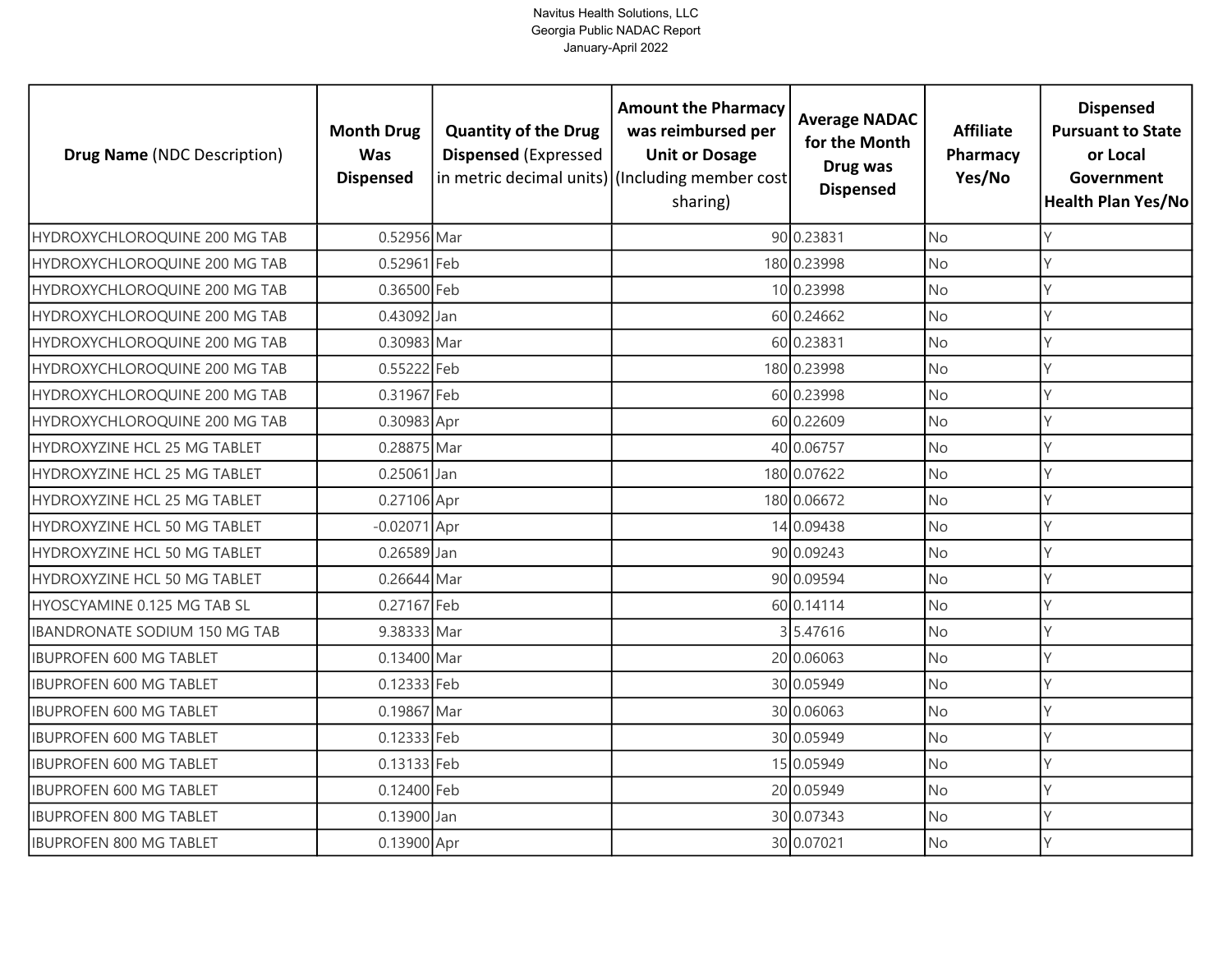Navitus Health Solutions, LLC
Georgia Public NADAC Report
January-April 2022

| **Drug Name** (NDC Description) | **Month Drug Was Dispensed** | **Quantity of the Drug Dispensed** (Expressed in metric decimal units) | **Amount the Pharmacy was reimbursed per Unit or Dosage** (Including member cost sharing) | **Average NADAC for the Month Drug was Dispensed** | **Affiliate Pharmacy Yes/No** | **Dispensed Pursuant to State or Local Government Health Plan Yes/No** |
|---|---|---|---|---|---|---|
| HYDROXYCHLOROQUINE 200 MG TAB | 0.52956 | Mar | 90 | 0.23831 | No | Y |
| HYDROXYCHLOROQUINE 200 MG TAB | 0.52961 | Feb | 180 | 0.23998 | No | Y |
| HYDROXYCHLOROQUINE 200 MG TAB | 0.36500 | Feb | 10 | 0.23998 | No | Y |
| HYDROXYCHLOROQUINE 200 MG TAB | 0.43092 | Jan | 60 | 0.24662 | No | Y |
| HYDROXYCHLOROQUINE 200 MG TAB | 0.30983 | Mar | 60 | 0.23831 | No | Y |
| HYDROXYCHLOROQUINE 200 MG TAB | 0.55222 | Feb | 180 | 0.23998 | No | Y |
| HYDROXYCHLOROQUINE 200 MG TAB | 0.31967 | Feb | 60 | 0.23998 | No | Y |
| HYDROXYCHLOROQUINE 200 MG TAB | 0.30983 | Apr | 60 | 0.22609 | No | Y |
| HYDROXYZINE HCL 25 MG TABLET | 0.28875 | Mar | 40 | 0.06757 | No | Y |
| HYDROXYZINE HCL 25 MG TABLET | 0.25061 | Jan | 180 | 0.07622 | No | Y |
| HYDROXYZINE HCL 25 MG TABLET | 0.27106 | Apr | 180 | 0.06672 | No | Y |
| HYDROXYZINE HCL 50 MG TABLET | -0.02071 | Apr | 14 | 0.09438 | No | Y |
| HYDROXYZINE HCL 50 MG TABLET | 0.26589 | Jan | 90 | 0.09243 | No | Y |
| HYDROXYZINE HCL 50 MG TABLET | 0.26644 | Mar | 90 | 0.09594 | No | Y |
| HYOSCYAMINE 0.125 MG TAB SL | 0.27167 | Feb | 60 | 0.14114 | No | Y |
| IBANDRONATE SODIUM 150 MG TAB | 9.38333 | Mar | 3 | 5.47616 | No | Y |
| IBUPROFEN 600 MG TABLET | 0.13400 | Mar | 20 | 0.06063 | No | Y |
| IBUPROFEN 600 MG TABLET | 0.12333 | Feb | 30 | 0.05949 | No | Y |
| IBUPROFEN 600 MG TABLET | 0.19867 | Mar | 30 | 0.06063 | No | Y |
| IBUPROFEN 600 MG TABLET | 0.12333 | Feb | 30 | 0.05949 | No | Y |
| IBUPROFEN 600 MG TABLET | 0.13133 | Feb | 15 | 0.05949 | No | Y |
| IBUPROFEN 600 MG TABLET | 0.12400 | Feb | 20 | 0.05949 | No | Y |
| IBUPROFEN 800 MG TABLET | 0.13900 | Jan | 30 | 0.07343 | No | Y |
| IBUPROFEN 800 MG TABLET | 0.13900 | Apr | 30 | 0.07021 | No | Y |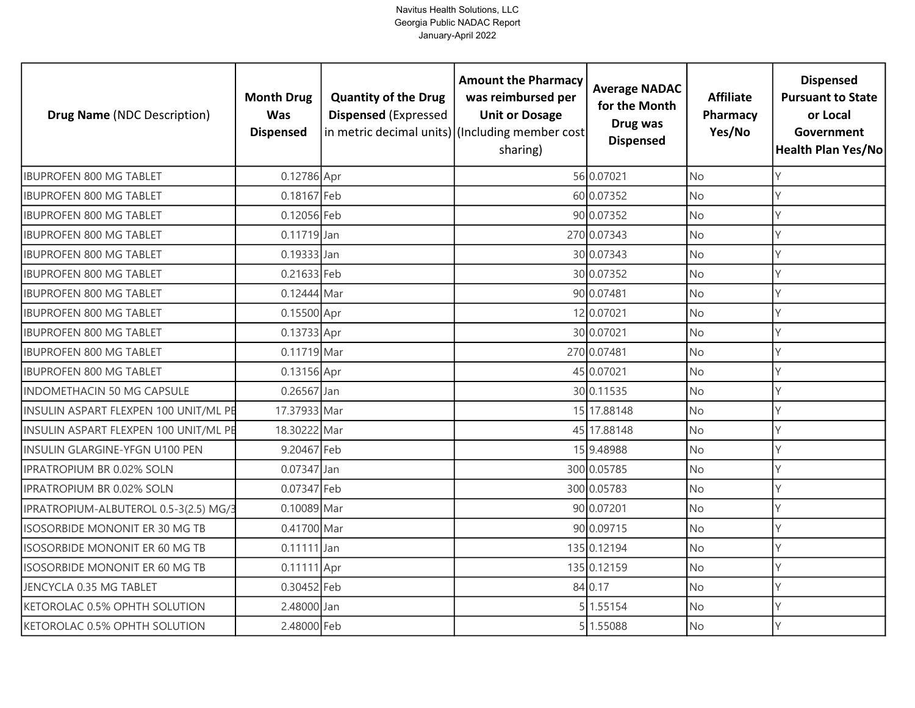Navitus Health Solutions, LLC
Georgia Public NADAC Report
January-April 2022

| **Drug Name** (NDC Description) | **Month Drug Was Dispensed** | **Quantity of the Drug Dispensed** (Expressed in metric decimal units) | **Amount the Pharmacy was reimbursed per Unit or Dosage** (Including member cost sharing) | **Average NADAC for the Month Drug was Dispensed** | **Affiliate Pharmacy Yes/No** | **Dispensed Pursuant to State or Local Government Health Plan Yes/No** |
|---|---|---|---|---|---|---|
| IBUPROFEN 800 MG TABLET | 0.12786 | Apr | 56 | 0.07021 | No | Y |
| IBUPROFEN 800 MG TABLET | 0.18167 | Feb | 60 | 0.07352 | No | Y |
| IBUPROFEN 800 MG TABLET | 0.12056 | Feb | 90 | 0.07352 | No | Y |
| IBUPROFEN 800 MG TABLET | 0.11719 | Jan | 270 | 0.07343 | No | Y |
| IBUPROFEN 800 MG TABLET | 0.19333 | Jan | 30 | 0.07343 | No | Y |
| IBUPROFEN 800 MG TABLET | 0.21633 | Feb | 30 | 0.07352 | No | Y |
| IBUPROFEN 800 MG TABLET | 0.12444 | Mar | 90 | 0.07481 | No | Y |
| IBUPROFEN 800 MG TABLET | 0.15500 | Apr | 12 | 0.07021 | No | Y |
| IBUPROFEN 800 MG TABLET | 0.13733 | Apr | 30 | 0.07021 | No | Y |
| IBUPROFEN 800 MG TABLET | 0.11719 | Mar | 270 | 0.07481 | No | Y |
| IBUPROFEN 800 MG TABLET | 0.13156 | Apr | 45 | 0.07021 | No | Y |
| INDOMETHACIN 50 MG CAPSULE | 0.26567 | Jan | 30 | 0.11535 | No | Y |
| INSULIN ASPART FLEXPEN 100 UNIT/ML PE | 17.37933 | Mar | 15 | 17.88148 | No | Y |
| INSULIN ASPART FLEXPEN 100 UNIT/ML PE | 18.30222 | Mar | 45 | 17.88148 | No | Y |
| INSULIN GLARGINE-YFGN U100 PEN | 9.20467 | Feb | 15 | 9.48988 | No | Y |
| IPRATROPIUM BR 0.02% SOLN | 0.07347 | Jan | 300 | 0.05785 | No | Y |
| IPRATROPIUM BR 0.02% SOLN | 0.07347 | Feb | 300 | 0.05783 | No | Y |
| IPRATROPIUM-ALBUTEROL 0.5-3(2.5) MG/3 | 0.10089 | Mar | 90 | 0.07201 | No | Y |
| ISOSORBIDE MONONIT ER 30 MG TB | 0.41700 | Mar | 90 | 0.09715 | No | Y |
| ISOSORBIDE MONONIT ER 60 MG TB | 0.11111 | Jan | 135 | 0.12194 | No | Y |
| ISOSORBIDE MONONIT ER 60 MG TB | 0.11111 | Apr | 135 | 0.12159 | No | Y |
| JENCYCLA 0.35 MG TABLET | 0.30452 | Feb | 84 | 0.17 | No | Y |
| KETOROLAC 0.5% OPHTH SOLUTION | 2.48000 | Jan | 5 | 1.55154 | No | Y |
| KETOROLAC 0.5% OPHTH SOLUTION | 2.48000 | Feb | 5 | 1.55088 | No | Y |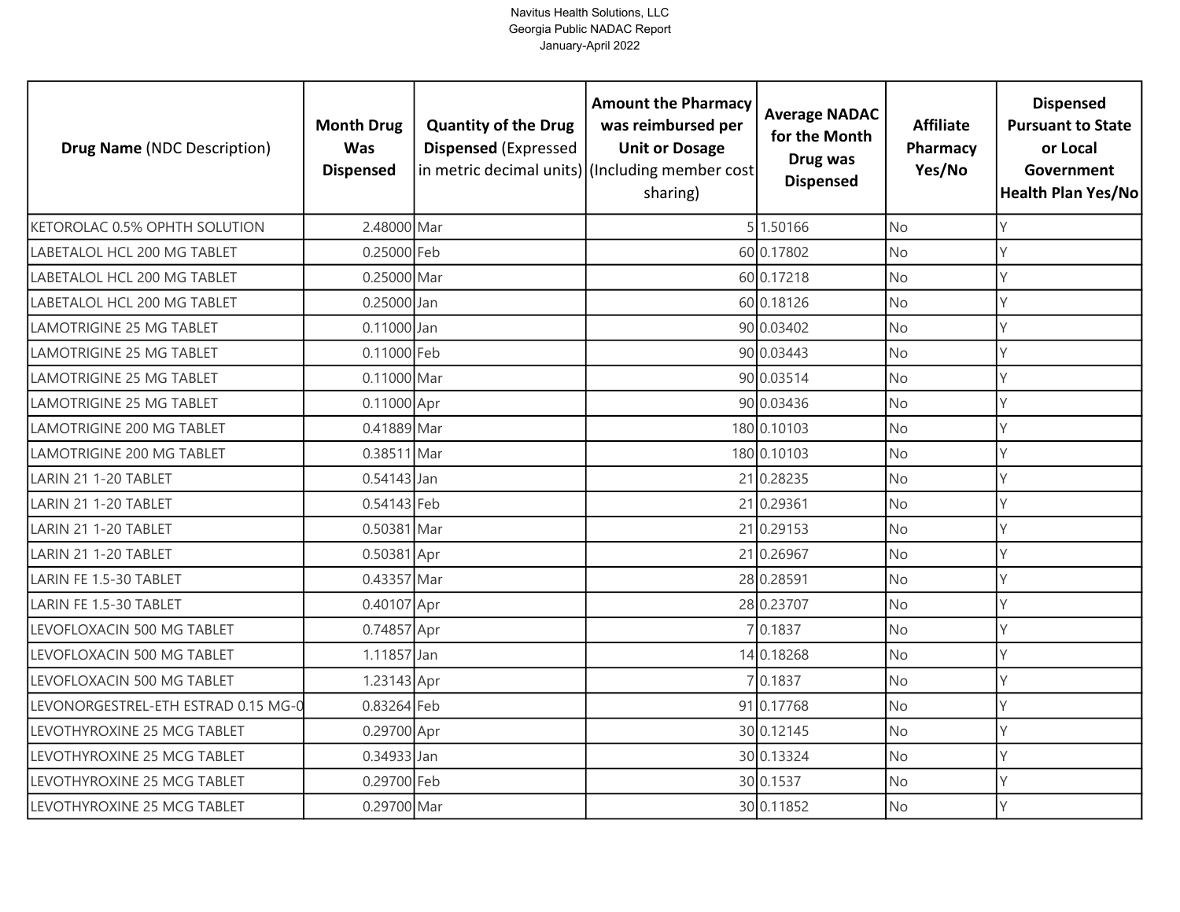Navitus Health Solutions, LLC
Georgia Public NADAC Report
January-April 2022

| **Drug Name** (NDC Description) | **Month Drug Was Dispensed** | **Quantity of the Drug Dispensed** (Expressed in metric decimal units) | **Amount the Pharmacy was reimbursed per Unit or Dosage** (Including member cost sharing) | **Average NADAC for the Month Drug was Dispensed** | **Affiliate Pharmacy Yes/No** | **Dispensed Pursuant to State or Local Government Health Plan Yes/No** |
|---|---|---|---|---|---|---|
| KETOROLAC 0.5% OPHTH SOLUTION | 2.48000 | Mar | 5 | 1.50166 | No | Y |
| LABETALOL HCL 200 MG TABLET | 0.25000 | Feb | 60 | 0.17802 | No | Y |
| LABETALOL HCL 200 MG TABLET | 0.25000 | Mar | 60 | 0.17218 | No | Y |
| LABETALOL HCL 200 MG TABLET | 0.25000 | Jan | 60 | 0.18126 | No | Y |
| LAMOTRIGINE 25 MG TABLET | 0.11000 | Jan | 90 | 0.03402 | No | Y |
| LAMOTRIGINE 25 MG TABLET | 0.11000 | Feb | 90 | 0.03443 | No | Y |
| LAMOTRIGINE 25 MG TABLET | 0.11000 | Mar | 90 | 0.03514 | No | Y |
| LAMOTRIGINE 25 MG TABLET | 0.11000 | Apr | 90 | 0.03436 | No | Y |
| LAMOTRIGINE 200 MG TABLET | 0.41889 | Mar | 180 | 0.10103 | No | Y |
| LAMOTRIGINE 200 MG TABLET | 0.38511 | Mar | 180 | 0.10103 | No | Y |
| LARIN 21 1-20 TABLET | 0.54143 | Jan | 21 | 0.28235 | No | Y |
| LARIN 21 1-20 TABLET | 0.54143 | Feb | 21 | 0.29361 | No | Y |
| LARIN 21 1-20 TABLET | 0.50381 | Mar | 21 | 0.29153 | No | Y |
| LARIN 21 1-20 TABLET | 0.50381 | Apr | 21 | 0.26967 | No | Y |
| LARIN FE 1.5-30 TABLET | 0.43357 | Mar | 28 | 0.28591 | No | Y |
| LARIN FE 1.5-30 TABLET | 0.40107 | Apr | 28 | 0.23707 | No | Y |
| LEVOFLOXACIN 500 MG TABLET | 0.74857 | Apr | 7 | 0.1837 | No | Y |
| LEVOFLOXACIN 500 MG TABLET | 1.11857 | Jan | 14 | 0.18268 | No | Y |
| LEVOFLOXACIN 500 MG TABLET | 1.23143 | Apr | 7 | 0.1837 | No | Y |
| LEVONORGESTREL-ETH ESTRAD 0.15 MG-0 | 0.83264 | Feb | 91 | 0.17768 | No | Y |
| LEVOTHYROXINE 25 MCG TABLET | 0.29700 | Apr | 30 | 0.12145 | No | Y |
| LEVOTHYROXINE 25 MCG TABLET | 0.34933 | Jan | 30 | 0.13324 | No | Y |
| LEVOTHYROXINE 25 MCG TABLET | 0.29700 | Feb | 30 | 0.1537 | No | Y |
| LEVOTHYROXINE 25 MCG TABLET | 0.29700 | Mar | 30 | 0.11852 | No | Y |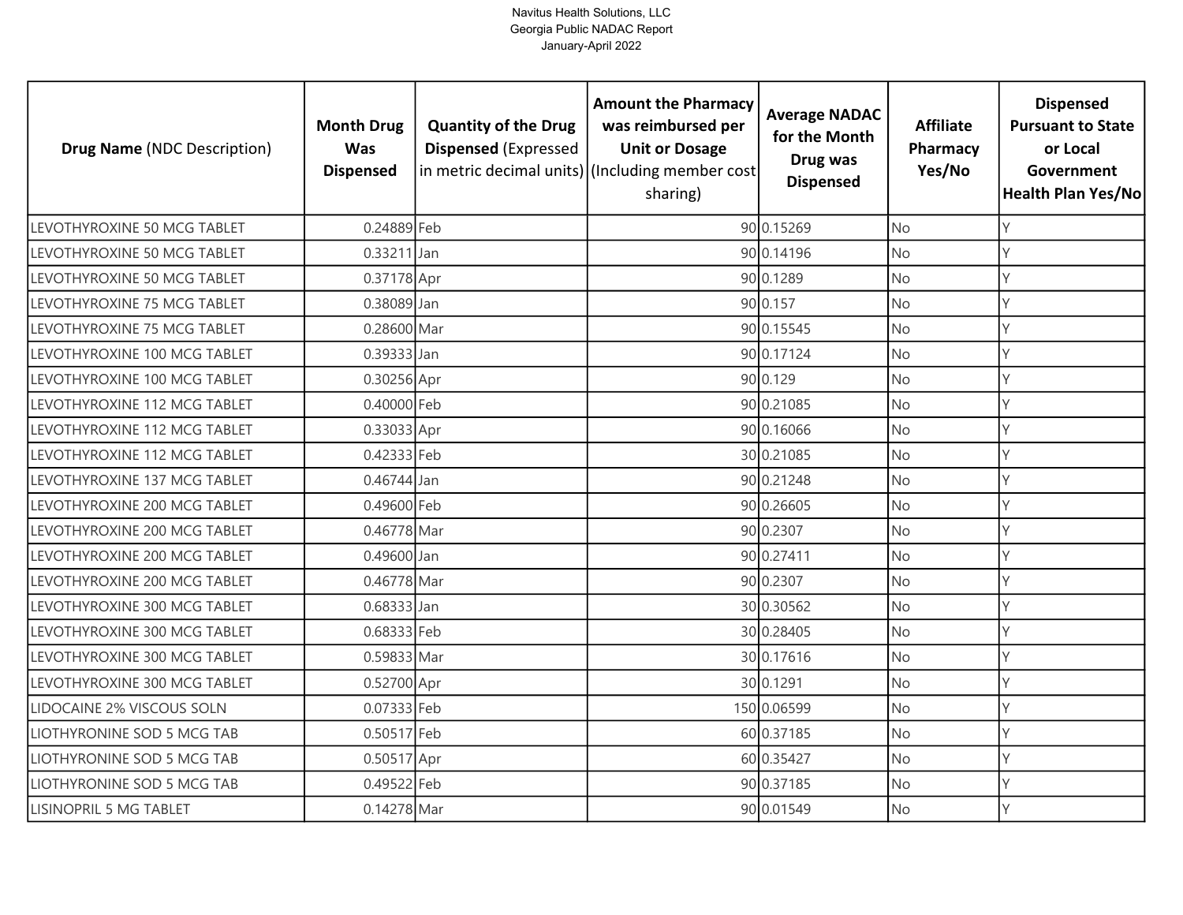| Drug Name (NDC Description) | Month Drug Was Dispensed | Quantity of the Drug Dispensed (Expressed in metric decimal units) | Amount the Pharmacy was reimbursed per Unit or Dosage (Including member cost sharing) | Average NADAC for the Month Drug was Dispensed | Affiliate Pharmacy Yes/No | Dispensed Pursuant to State or Local Government Health Plan Yes/No |
|---|---|---|---|---|---|---|
| LEVOTHYROXINE 50 MCG TABLET | 0.24889 | Feb | 90 | 0.15269 | No | Y |
| LEVOTHYROXINE 50 MCG TABLET | 0.33211 | Jan | 90 | 0.14196 | No | Y |
| LEVOTHYROXINE 50 MCG TABLET | 0.37178 | Apr | 90 | 0.1289 | No | Y |
| LEVOTHYROXINE 75 MCG TABLET | 0.38089 | Jan | 90 | 0.157 | No | Y |
| LEVOTHYROXINE 75 MCG TABLET | 0.28600 | Mar | 90 | 0.15545 | No | Y |
| LEVOTHYROXINE 100 MCG TABLET | 0.39333 | Jan | 90 | 0.17124 | No | Y |
| LEVOTHYROXINE 100 MCG TABLET | 0.30256 | Apr | 90 | 0.129 | No | Y |
| LEVOTHYROXINE 112 MCG TABLET | 0.40000 | Feb | 90 | 0.21085 | No | Y |
| LEVOTHYROXINE 112 MCG TABLET | 0.33033 | Apr | 90 | 0.16066 | No | Y |
| LEVOTHYROXINE 112 MCG TABLET | 0.42333 | Feb | 30 | 0.21085 | No | Y |
| LEVOTHYROXINE 137 MCG TABLET | 0.46744 | Jan | 90 | 0.21248 | No | Y |
| LEVOTHYROXINE 200 MCG TABLET | 0.49600 | Feb | 90 | 0.26605 | No | Y |
| LEVOTHYROXINE 200 MCG TABLET | 0.46778 | Mar | 90 | 0.2307 | No | Y |
| LEVOTHYROXINE 200 MCG TABLET | 0.49600 | Jan | 90 | 0.27411 | No | Y |
| LEVOTHYROXINE 200 MCG TABLET | 0.46778 | Mar | 90 | 0.2307 | No | Y |
| LEVOTHYROXINE 300 MCG TABLET | 0.68333 | Jan | 30 | 0.30562 | No | Y |
| LEVOTHYROXINE 300 MCG TABLET | 0.68333 | Feb | 30 | 0.28405 | No | Y |
| LEVOTHYROXINE 300 MCG TABLET | 0.59833 | Mar | 30 | 0.17616 | No | Y |
| LEVOTHYROXINE 300 MCG TABLET | 0.52700 | Apr | 30 | 0.1291 | No | Y |
| LIDOCAINE 2% VISCOUS SOLN | 0.07333 | Feb | 150 | 0.06599 | No | Y |
| LIOTHYRONINE SOD 5 MCG TAB | 0.50517 | Feb | 60 | 0.37185 | No | Y |
| LIOTHYRONINE SOD 5 MCG TAB | 0.50517 | Apr | 60 | 0.35427 | No | Y |
| LIOTHYRONINE SOD 5 MCG TAB | 0.49522 | Feb | 90 | 0.37185 | No | Y |
| LISINOPRIL 5 MG TABLET | 0.14278 | Mar | 90 | 0.01549 | No | Y |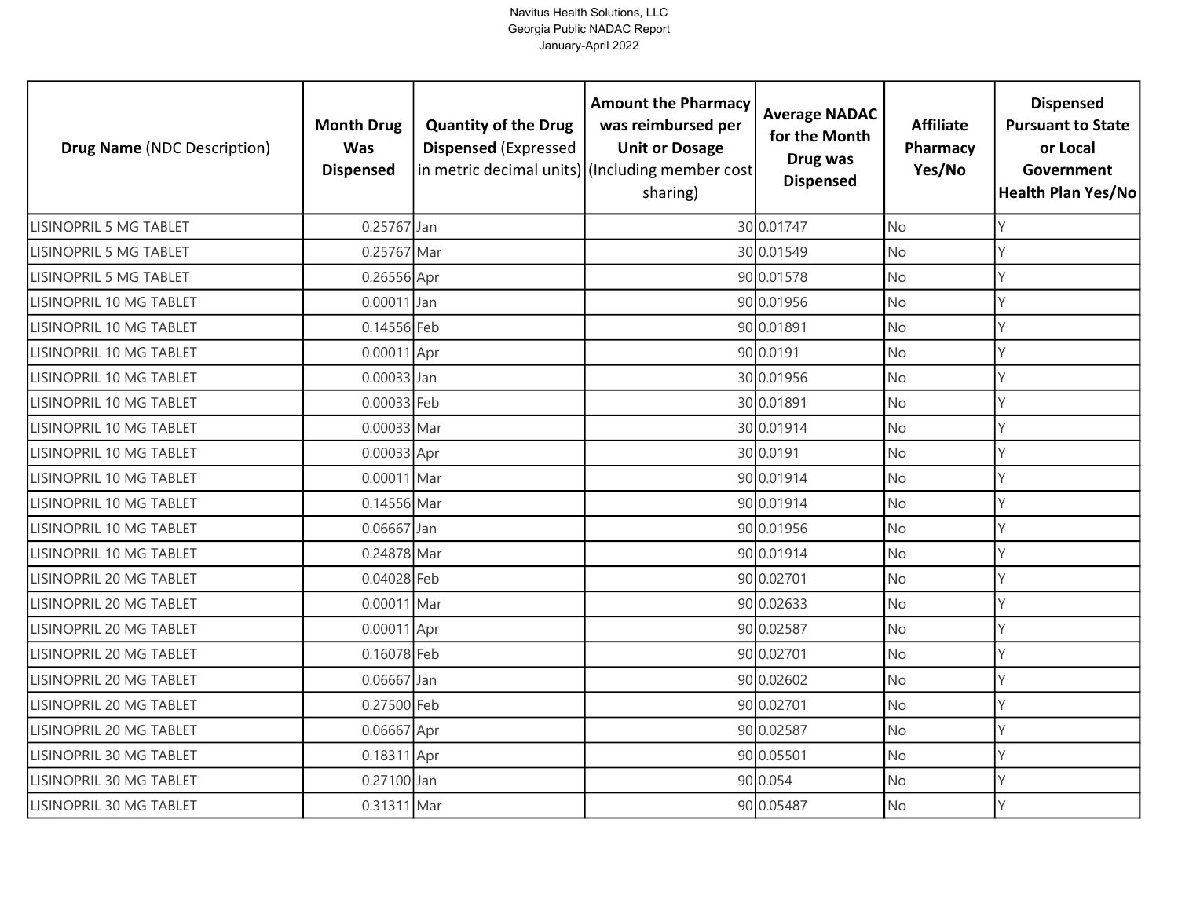Navitus Health Solutions, LLC
Georgia Public NADAC Report
January-April 2022

| **Drug Name** (NDC Description) | **Month Drug Was Dispensed** | **Quantity of the Drug Dispensed** (Expressed in metric decimal units) | **Amount the Pharmacy was reimbursed per Unit or Dosage** (Including member cost sharing) | **Average NADAC for the Month Drug was Dispensed** | **Affiliate Pharmacy Yes/No** | **Dispensed Pursuant to State or Local Government Health Plan Yes/No** |
|---|---|---|---|---|---|---|
| LISINOPRIL 5 MG TABLET | 0.25767 | Jan | 30 | 0.01747 | No | Y |
| LISINOPRIL 5 MG TABLET | 0.25767 | Mar | 30 | 0.01549 | No | Y |
| LISINOPRIL 5 MG TABLET | 0.26556 | Apr | 90 | 0.01578 | No | Y |
| LISINOPRIL 10 MG TABLET | 0.00011 | Jan | 90 | 0.01956 | No | Y |
| LISINOPRIL 10 MG TABLET | 0.14556 | Feb | 90 | 0.01891 | No | Y |
| LISINOPRIL 10 MG TABLET | 0.00011 | Apr | 90 | 0.0191 | No | Y |
| LISINOPRIL 10 MG TABLET | 0.00033 | Jan | 30 | 0.01956 | No | Y |
| LISINOPRIL 10 MG TABLET | 0.00033 | Feb | 30 | 0.01891 | No | Y |
| LISINOPRIL 10 MG TABLET | 0.00033 | Mar | 30 | 0.01914 | No | Y |
| LISINOPRIL 10 MG TABLET | 0.00033 | Apr | 30 | 0.0191 | No | Y |
| LISINOPRIL 10 MG TABLET | 0.00011 | Mar | 90 | 0.01914 | No | Y |
| LISINOPRIL 10 MG TABLET | 0.14556 | Mar | 90 | 0.01914 | No | Y |
| LISINOPRIL 10 MG TABLET | 0.06667 | Jan | 90 | 0.01956 | No | Y |
| LISINOPRIL 10 MG TABLET | 0.24878 | Mar | 90 | 0.01914 | No | Y |
| LISINOPRIL 20 MG TABLET | 0.04028 | Feb | 90 | 0.02701 | No | Y |
| LISINOPRIL 20 MG TABLET | 0.00011 | Mar | 90 | 0.02633 | No | Y |
| LISINOPRIL 20 MG TABLET | 0.00011 | Apr | 90 | 0.02587 | No | Y |
| LISINOPRIL 20 MG TABLET | 0.16078 | Feb | 90 | 0.02701 | No | Y |
| LISINOPRIL 20 MG TABLET | 0.06667 | Jan | 90 | 0.02602 | No | Y |
| LISINOPRIL 20 MG TABLET | 0.27500 | Feb | 90 | 0.02701 | No | Y |
| LISINOPRIL 20 MG TABLET | 0.06667 | Apr | 90 | 0.02587 | No | Y |
| LISINOPRIL 30 MG TABLET | 0.18311 | Apr | 90 | 0.05501 | No | Y |
| LISINOPRIL 30 MG TABLET | 0.27100 | Jan | 90 | 0.054 | No | Y |
| LISINOPRIL 30 MG TABLET | 0.31311 | Mar | 90 | 0.05487 | No | Y |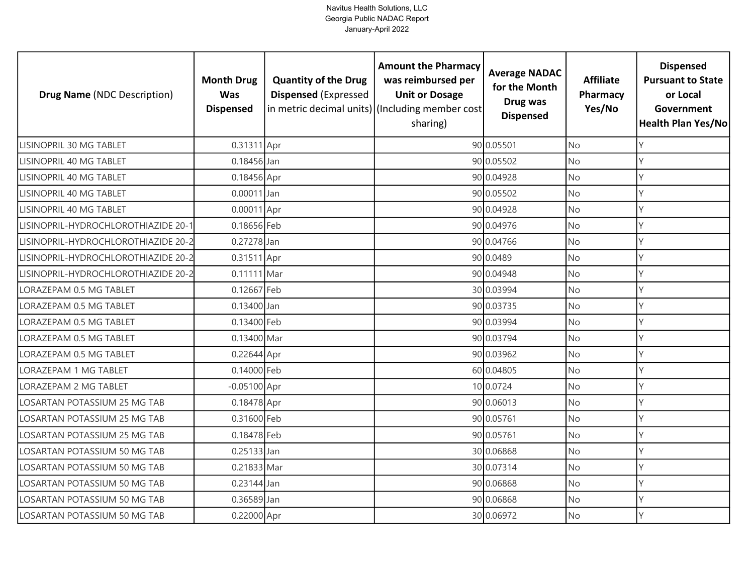Navitus Health Solutions, LLC
Georgia Public NADAC Report
January-April 2022

| Drug Name (NDC Description) | Month Drug Was Dispensed | Quantity of the Drug Dispensed (Expressed in metric decimal units) | Amount the Pharmacy was reimbursed per Unit or Dosage (Including member cost sharing) | Average NADAC for the Month Drug was Dispensed | Affiliate Pharmacy Yes/No | Dispensed Pursuant to State or Local Government Health Plan Yes/No |
|---|---|---|---|---|---|---|
| LISINOPRIL 30 MG TABLET | 0.31311 | Apr | 90 | 0.05501 | No | Y |
| LISINOPRIL 40 MG TABLET | 0.18456 | Jan | 90 | 0.05502 | No | Y |
| LISINOPRIL 40 MG TABLET | 0.18456 | Apr | 90 | 0.04928 | No | Y |
| LISINOPRIL 40 MG TABLET | 0.00011 | Jan | 90 | 0.05502 | No | Y |
| LISINOPRIL 40 MG TABLET | 0.00011 | Apr | 90 | 0.04928 | No | Y |
| LISINOPRIL-HYDROCHLOROTHIAZIDE 20-1 | 0.18656 | Feb | 90 | 0.04976 | No | Y |
| LISINOPRIL-HYDROCHLOROTHIAZIDE 20-2 | 0.27278 | Jan | 90 | 0.04766 | No | Y |
| LISINOPRIL-HYDROCHLOROTHIAZIDE 20-2 | 0.31511 | Apr | 90 | 0.0489 | No | Y |
| LISINOPRIL-HYDROCHLOROTHIAZIDE 20-2 | 0.11111 | Mar | 90 | 0.04948 | No | Y |
| LORAZEPAM 0.5 MG TABLET | 0.12667 | Feb | 30 | 0.03994 | No | Y |
| LORAZEPAM 0.5 MG TABLET | 0.13400 | Jan | 90 | 0.03735 | No | Y |
| LORAZEPAM 0.5 MG TABLET | 0.13400 | Feb | 90 | 0.03994 | No | Y |
| LORAZEPAM 0.5 MG TABLET | 0.13400 | Mar | 90 | 0.03794 | No | Y |
| LORAZEPAM 0.5 MG TABLET | 0.22644 | Apr | 90 | 0.03962 | No | Y |
| LORAZEPAM 1 MG TABLET | 0.14000 | Feb | 60 | 0.04805 | No | Y |
| LORAZEPAM 2 MG TABLET | -0.05100 | Apr | 10 | 0.0724 | No | Y |
| LOSARTAN POTASSIUM 25 MG TAB | 0.18478 | Apr | 90 | 0.06013 | No | Y |
| LOSARTAN POTASSIUM 25 MG TAB | 0.31600 | Feb | 90 | 0.05761 | No | Y |
| LOSARTAN POTASSIUM 25 MG TAB | 0.18478 | Feb | 90 | 0.05761 | No | Y |
| LOSARTAN POTASSIUM 50 MG TAB | 0.25133 | Jan | 30 | 0.06868 | No | Y |
| LOSARTAN POTASSIUM 50 MG TAB | 0.21833 | Mar | 30 | 0.07314 | No | Y |
| LOSARTAN POTASSIUM 50 MG TAB | 0.23144 | Jan | 90 | 0.06868 | No | Y |
| LOSARTAN POTASSIUM 50 MG TAB | 0.36589 | Jan | 90 | 0.06868 | No | Y |
| LOSARTAN POTASSIUM 50 MG TAB | 0.22000 | Apr | 30 | 0.06972 | No | Y |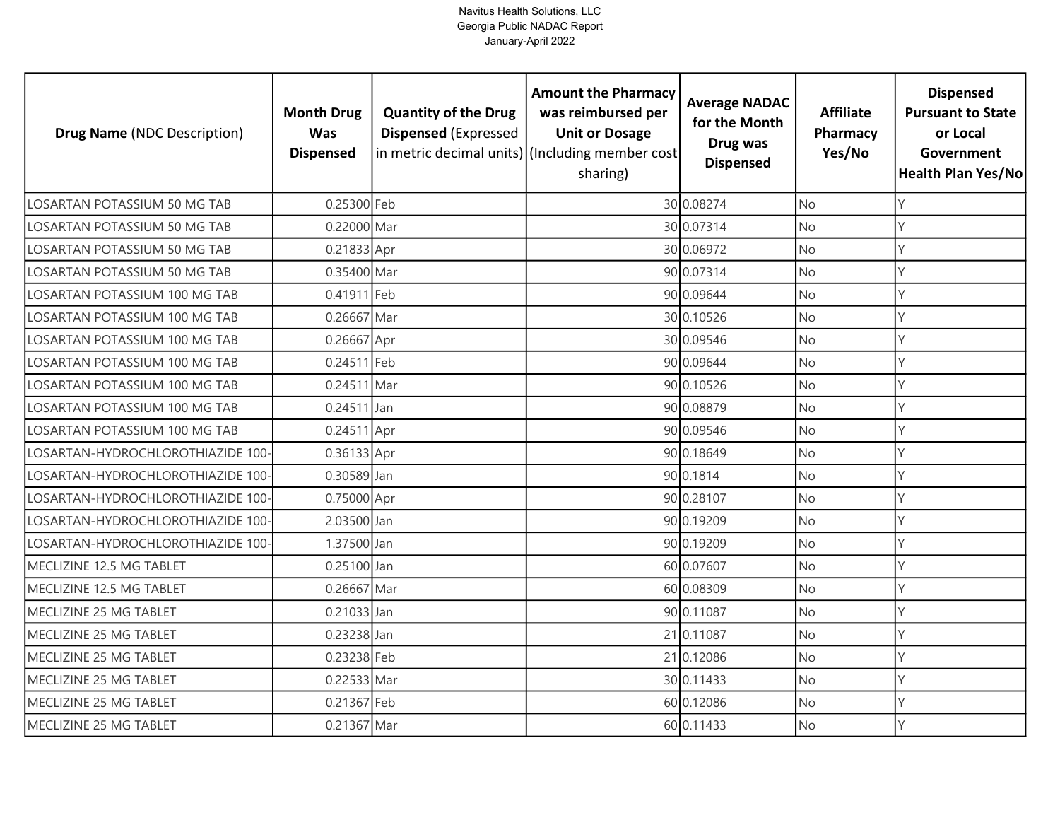Navitus Health Solutions, LLC
Georgia Public NADAC Report
January-April 2022

| **Drug Name** (NDC Description) | **Month Drug Was Dispensed** | **Quantity of the Drug Dispensed** (Expressed in metric decimal units) | **Amount the Pharmacy was reimbursed per Unit or Dosage** (Including member cost sharing) | **Average NADAC for the Month Drug was Dispensed** | **Affiliate Pharmacy Yes/No** | **Dispensed Pursuant to State or Local Government Health Plan Yes/No** |
|---|---|---|---|---|---|---|
| LOSARTAN POTASSIUM 50 MG TAB | 0.25300 | Feb | 30 | 0.08274 | No | Y |
| LOSARTAN POTASSIUM 50 MG TAB | 0.22000 | Mar | 30 | 0.07314 | No | Y |
| LOSARTAN POTASSIUM 50 MG TAB | 0.21833 | Apr | 30 | 0.06972 | No | Y |
| LOSARTAN POTASSIUM 50 MG TAB | 0.35400 | Mar | 90 | 0.07314 | No | Y |
| LOSARTAN POTASSIUM 100 MG TAB | 0.41911 | Feb | 90 | 0.09644 | No | Y |
| LOSARTAN POTASSIUM 100 MG TAB | 0.26667 | Mar | 30 | 0.10526 | No | Y |
| LOSARTAN POTASSIUM 100 MG TAB | 0.26667 | Apr | 30 | 0.09546 | No | Y |
| LOSARTAN POTASSIUM 100 MG TAB | 0.24511 | Feb | 90 | 0.09644 | No | Y |
| LOSARTAN POTASSIUM 100 MG TAB | 0.24511 | Mar | 90 | 0.10526 | No | Y |
| LOSARTAN POTASSIUM 100 MG TAB | 0.24511 | Jan | 90 | 0.08879 | No | Y |
| LOSARTAN POTASSIUM 100 MG TAB | 0.24511 | Apr | 90 | 0.09546 | No | Y |
| LOSARTAN-HYDROCHLOROTHIAZIDE 100- | 0.36133 | Apr | 90 | 0.18649 | No | Y |
| LOSARTAN-HYDROCHLOROTHIAZIDE 100- | 0.30589 | Jan | 90 | 0.1814 | No | Y |
| LOSARTAN-HYDROCHLOROTHIAZIDE 100- | 0.75000 | Apr | 90 | 0.28107 | No | Y |
| LOSARTAN-HYDROCHLOROTHIAZIDE 100- | 2.03500 | Jan | 90 | 0.19209 | No | Y |
| LOSARTAN-HYDROCHLOROTHIAZIDE 100- | 1.37500 | Jan | 90 | 0.19209 | No | Y |
| MECLIZINE 12.5 MG TABLET | 0.25100 | Jan | 60 | 0.07607 | No | Y |
| MECLIZINE 12.5 MG TABLET | 0.26667 | Mar | 60 | 0.08309 | No | Y |
| MECLIZINE 25 MG TABLET | 0.21033 | Jan | 90 | 0.11087 | No | Y |
| MECLIZINE 25 MG TABLET | 0.23238 | Jan | 21 | 0.11087 | No | Y |
| MECLIZINE 25 MG TABLET | 0.23238 | Feb | 21 | 0.12086 | No | Y |
| MECLIZINE 25 MG TABLET | 0.22533 | Mar | 30 | 0.11433 | No | Y |
| MECLIZINE 25 MG TABLET | 0.21367 | Feb | 60 | 0.12086 | No | Y |
| MECLIZINE 25 MG TABLET | 0.21367 | Mar | 60 | 0.11433 | No | Y |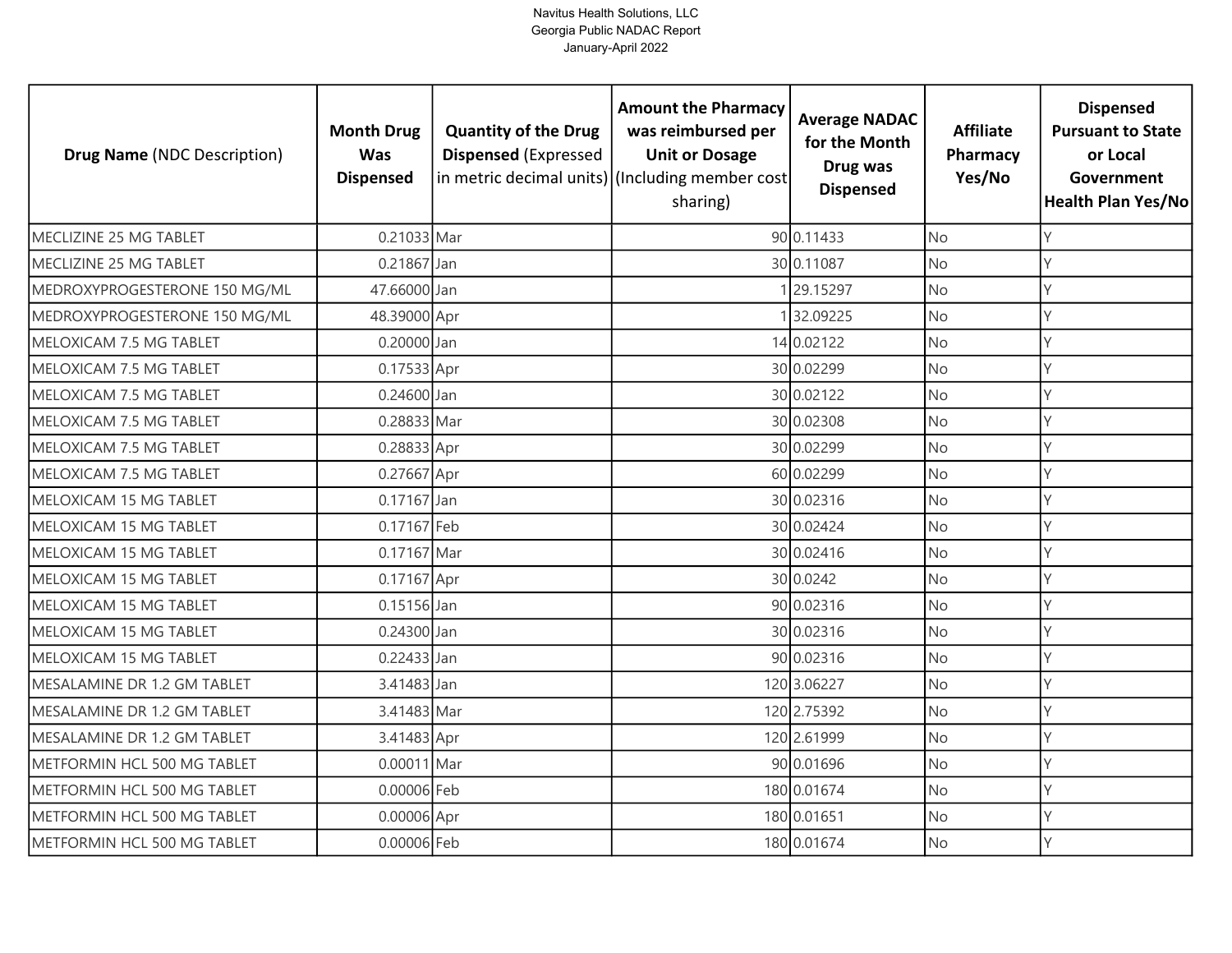| **Drug Name** (NDC Description) | **Month Drug Was Dispensed** | **Quantity of the Drug Dispensed** (Expressed in metric decimal units) | **Amount the Pharmacy was reimbursed per Unit or Dosage** (Including member cost sharing) | **Average NADAC for the Month Drug was Dispensed** | **Affiliate Pharmacy Yes/No** | **Dispensed Pursuant to State or Local Government Health Plan Yes/No** |
|---|---|---|---|---|---|---|
| MECLIZINE 25 MG TABLET | 0.21033 | Mar | 90 | 0.11433 | No | Y |
| MECLIZINE 25 MG TABLET | 0.21867 | Jan | 30 | 0.11087 | No | Y |
| MEDROXYPROGESTERONE 150 MG/ML | 47.66000 | Jan | 1 | 29.15297 | No | Y |
| MEDROXYPROGESTERONE 150 MG/ML | 48.39000 | Apr | 1 | 32.09225 | No | Y |
| MELOXICAM 7.5 MG TABLET | 0.20000 | Jan | 14 | 0.02122 | No | Y |
| MELOXICAM 7.5 MG TABLET | 0.17533 | Apr | 30 | 0.02299 | No | Y |
| MELOXICAM 7.5 MG TABLET | 0.24600 | Jan | 30 | 0.02122 | No | Y |
| MELOXICAM 7.5 MG TABLET | 0.28833 | Mar | 30 | 0.02308 | No | Y |
| MELOXICAM 7.5 MG TABLET | 0.28833 | Apr | 30 | 0.02299 | No | Y |
| MELOXICAM 7.5 MG TABLET | 0.27667 | Apr | 60 | 0.02299 | No | Y |
| MELOXICAM 15 MG TABLET | 0.17167 | Jan | 30 | 0.02316 | No | Y |
| MELOXICAM 15 MG TABLET | 0.17167 | Feb | 30 | 0.02424 | No | Y |
| MELOXICAM 15 MG TABLET | 0.17167 | Mar | 30 | 0.02416 | No | Y |
| MELOXICAM 15 MG TABLET | 0.17167 | Apr | 30 | 0.0242 | No | Y |
| MELOXICAM 15 MG TABLET | 0.15156 | Jan | 90 | 0.02316 | No | Y |
| MELOXICAM 15 MG TABLET | 0.24300 | Jan | 30 | 0.02316 | No | Y |
| MELOXICAM 15 MG TABLET | 0.22433 | Jan | 90 | 0.02316 | No | Y |
| MESALAMINE DR 1.2 GM TABLET | 3.41483 | Jan | 120 | 3.06227 | No | Y |
| MESALAMINE DR 1.2 GM TABLET | 3.41483 | Mar | 120 | 2.75392 | No | Y |
| MESALAMINE DR 1.2 GM TABLET | 3.41483 | Apr | 120 | 2.61999 | No | Y |
| METFORMIN HCL 500 MG TABLET | 0.00011 | Mar | 90 | 0.01696 | No | Y |
| METFORMIN HCL 500 MG TABLET | 0.00006 | Feb | 180 | 0.01674 | No | Y |
| METFORMIN HCL 500 MG TABLET | 0.00006 | Apr | 180 | 0.01651 | No | Y |
| METFORMIN HCL 500 MG TABLET | 0.00006 | Feb | 180 | 0.01674 | No | Y |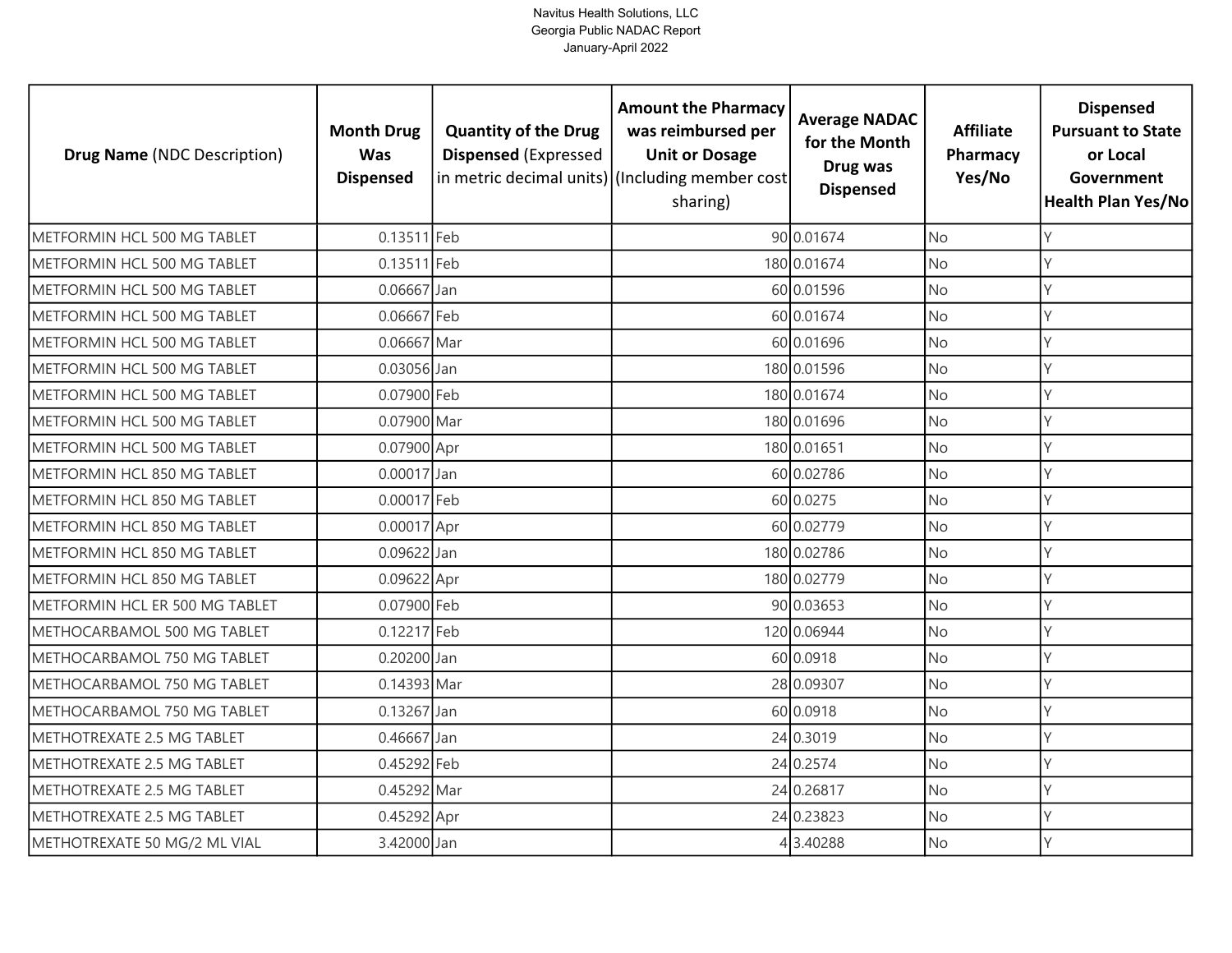Navitus Health Solutions, LLC
Georgia Public NADAC Report
January-April 2022

| **Drug Name** (NDC Description) | **Month Drug Was Dispensed** | **Quantity of the Drug Dispensed** (Expressed in metric decimal units) | **Amount the Pharmacy was reimbursed per Unit or Dosage** (Including member cost sharing) | **Average NADAC for the Month Drug was Dispensed** | **Affiliate Pharmacy Yes/No** | **Dispensed Pursuant to State or Local Government Health Plan Yes/No** |
|---|---|---|---|---|---|---|
| METFORMIN HCL 500 MG TABLET | 0.13511 | Feb | 90 | 0.01674 | No | Y |
| METFORMIN HCL 500 MG TABLET | 0.13511 | Feb | 180 | 0.01674 | No | Y |
| METFORMIN HCL 500 MG TABLET | 0.06667 | Jan | 60 | 0.01596 | No | Y |
| METFORMIN HCL 500 MG TABLET | 0.06667 | Feb | 60 | 0.01674 | No | Y |
| METFORMIN HCL 500 MG TABLET | 0.06667 | Mar | 60 | 0.01696 | No | Y |
| METFORMIN HCL 500 MG TABLET | 0.03056 | Jan | 180 | 0.01596 | No | Y |
| METFORMIN HCL 500 MG TABLET | 0.07900 | Feb | 180 | 0.01674 | No | Y |
| METFORMIN HCL 500 MG TABLET | 0.07900 | Mar | 180 | 0.01696 | No | Y |
| METFORMIN HCL 500 MG TABLET | 0.07900 | Apr | 180 | 0.01651 | No | Y |
| METFORMIN HCL 850 MG TABLET | 0.00017 | Jan | 60 | 0.02786 | No | Y |
| METFORMIN HCL 850 MG TABLET | 0.00017 | Feb | 60 | 0.0275 | No | Y |
| METFORMIN HCL 850 MG TABLET | 0.00017 | Apr | 60 | 0.02779 | No | Y |
| METFORMIN HCL 850 MG TABLET | 0.09622 | Jan | 180 | 0.02786 | No | Y |
| METFORMIN HCL 850 MG TABLET | 0.09622 | Apr | 180 | 0.02779 | No | Y |
| METFORMIN HCL ER 500 MG TABLET | 0.07900 | Feb | 90 | 0.03653 | No | Y |
| METHOCARBAMOL 500 MG TABLET | 0.12217 | Feb | 120 | 0.06944 | No | Y |
| METHOCARBAMOL 750 MG TABLET | 0.20200 | Jan | 60 | 0.0918 | No | Y |
| METHOCARBAMOL 750 MG TABLET | 0.14393 | Mar | 28 | 0.09307 | No | Y |
| METHOCARBAMOL 750 MG TABLET | 0.13267 | Jan | 60 | 0.0918 | No | Y |
| METHOTREXATE 2.5 MG TABLET | 0.46667 | Jan | 24 | 0.3019 | No | Y |
| METHOTREXATE 2.5 MG TABLET | 0.45292 | Feb | 24 | 0.2574 | No | Y |
| METHOTREXATE 2.5 MG TABLET | 0.45292 | Mar | 24 | 0.26817 | No | Y |
| METHOTREXATE 2.5 MG TABLET | 0.45292 | Apr | 24 | 0.23823 | No | Y |
| METHOTREXATE 50 MG/2 ML VIAL | 3.42000 | Jan | 4 | 3.40288 | No | Y |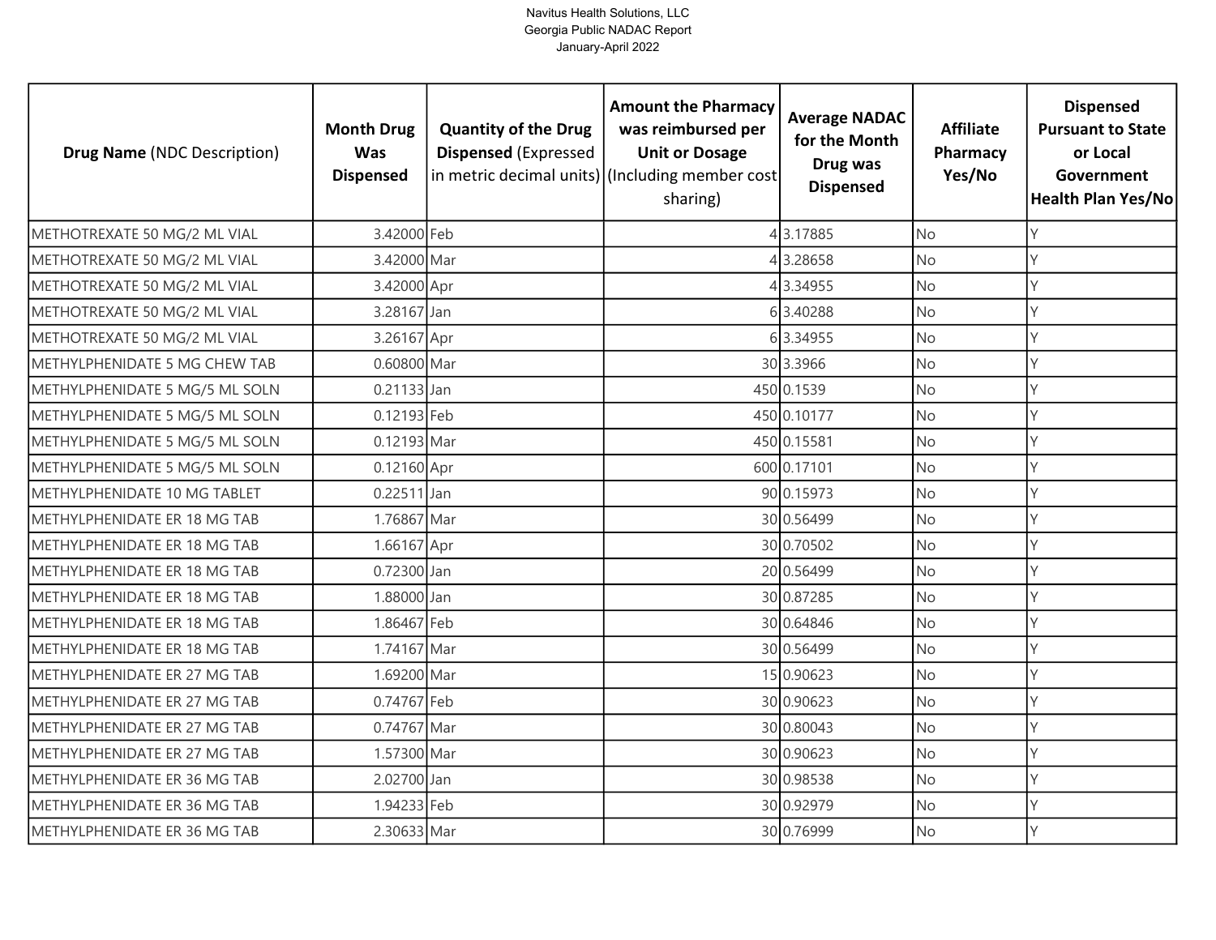| Drug Name (NDC Description) | Month Drug Was Dispensed | Quantity of the Drug Dispensed (Expressed in metric decimal units) | Amount the Pharmacy was reimbursed per Unit or Dosage (Including member cost sharing) | Average NADAC for the Month Drug was Dispensed | Affiliate Pharmacy Yes/No | Dispensed Pursuant to State or Local Government Health Plan Yes/No |
|---|---|---|---|---|---|---|
| METHOTREXATE 50 MG/2 ML VIAL | 3.42000 | Feb | 4 | 3.17885 | No | Y |
| METHOTREXATE 50 MG/2 ML VIAL | 3.42000 | Mar | 4 | 3.28658 | No | Y |
| METHOTREXATE 50 MG/2 ML VIAL | 3.42000 | Apr | 4 | 3.34955 | No | Y |
| METHOTREXATE 50 MG/2 ML VIAL | 3.28167 | Jan | 6 | 3.40288 | No | Y |
| METHOTREXATE 50 MG/2 ML VIAL | 3.26167 | Apr | 6 | 3.34955 | No | Y |
| METHYLPHENIDATE 5 MG CHEW TAB | 0.60800 | Mar | 30 | 3.3966 | No | Y |
| METHYLPHENIDATE 5 MG/5 ML SOLN | 0.21133 | Jan | 450 | 0.1539 | No | Y |
| METHYLPHENIDATE 5 MG/5 ML SOLN | 0.12193 | Feb | 450 | 0.10177 | No | Y |
| METHYLPHENIDATE 5 MG/5 ML SOLN | 0.12193 | Mar | 450 | 0.15581 | No | Y |
| METHYLPHENIDATE 5 MG/5 ML SOLN | 0.12160 | Apr | 600 | 0.17101 | No | Y |
| METHYLPHENIDATE 10 MG TABLET | 0.22511 | Jan | 90 | 0.15973 | No | Y |
| METHYLPHENIDATE ER 18 MG TAB | 1.76867 | Mar | 30 | 0.56499 | No | Y |
| METHYLPHENIDATE ER 18 MG TAB | 1.66167 | Apr | 30 | 0.70502 | No | Y |
| METHYLPHENIDATE ER 18 MG TAB | 0.72300 | Jan | 20 | 0.56499 | No | Y |
| METHYLPHENIDATE ER 18 MG TAB | 1.88000 | Jan | 30 | 0.87285 | No | Y |
| METHYLPHENIDATE ER 18 MG TAB | 1.86467 | Feb | 30 | 0.64846 | No | Y |
| METHYLPHENIDATE ER 18 MG TAB | 1.74167 | Mar | 30 | 0.56499 | No | Y |
| METHYLPHENIDATE ER 27 MG TAB | 1.69200 | Mar | 15 | 0.90623 | No | Y |
| METHYLPHENIDATE ER 27 MG TAB | 0.74767 | Feb | 30 | 0.90623 | No | Y |
| METHYLPHENIDATE ER 27 MG TAB | 0.74767 | Mar | 30 | 0.80043 | No | Y |
| METHYLPHENIDATE ER 27 MG TAB | 1.57300 | Mar | 30 | 0.90623 | No | Y |
| METHYLPHENIDATE ER 36 MG TAB | 2.02700 | Jan | 30 | 0.98538 | No | Y |
| METHYLPHENIDATE ER 36 MG TAB | 1.94233 | Feb | 30 | 0.92979 | No | Y |
| METHYLPHENIDATE ER 36 MG TAB | 2.30633 | Mar | 30 | 0.76999 | No | Y |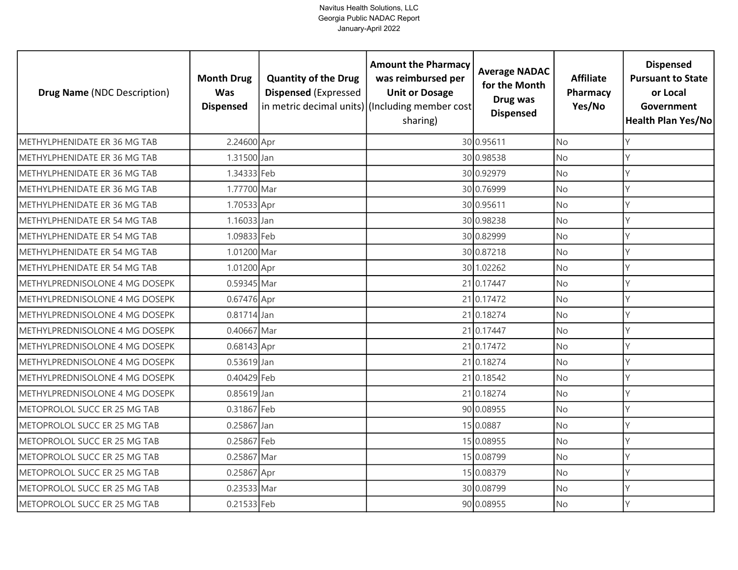Navitus Health Solutions, LLC
Georgia Public NADAC Report
January-April 2022

| **Drug Name** (NDC Description) | **Month Drug Was Dispensed** | **Quantity of the Drug Dispensed** (Expressed in metric decimal units) | **Amount the Pharmacy was reimbursed per Unit or Dosage** (Including member cost sharing) | **Average NADAC for the Month Drug was Dispensed** | **Affiliate Pharmacy Yes/No** | **Dispensed Pursuant to State or Local Government Health Plan Yes/No** |
|---|---|---|---|---|---|---|
| METHYLPHENIDATE ER 36 MG TAB | 2.24600 | Apr | 30 | 0.95611 | No | Y |
| METHYLPHENIDATE ER 36 MG TAB | 1.31500 | Jan | 30 | 0.98538 | No | Y |
| METHYLPHENIDATE ER 36 MG TAB | 1.34333 | Feb | 30 | 0.92979 | No | Y |
| METHYLPHENIDATE ER 36 MG TAB | 1.77700 | Mar | 30 | 0.76999 | No | Y |
| METHYLPHENIDATE ER 36 MG TAB | 1.70533 | Apr | 30 | 0.95611 | No | Y |
| METHYLPHENIDATE ER 54 MG TAB | 1.16033 | Jan | 30 | 0.98238 | No | Y |
| METHYLPHENIDATE ER 54 MG TAB | 1.09833 | Feb | 30 | 0.82999 | No | Y |
| METHYLPHENIDATE ER 54 MG TAB | 1.01200 | Mar | 30 | 0.87218 | No | Y |
| METHYLPHENIDATE ER 54 MG TAB | 1.01200 | Apr | 30 | 1.02262 | No | Y |
| METHYLPREDNISOLONE 4 MG DOSEPK | 0.59345 | Mar | 21 | 0.17447 | No | Y |
| METHYLPREDNISOLONE 4 MG DOSEPK | 0.67476 | Apr | 21 | 0.17472 | No | Y |
| METHYLPREDNISOLONE 4 MG DOSEPK | 0.81714 | Jan | 21 | 0.18274 | No | Y |
| METHYLPREDNISOLONE 4 MG DOSEPK | 0.40667 | Mar | 21 | 0.17447 | No | Y |
| METHYLPREDNISOLONE 4 MG DOSEPK | 0.68143 | Apr | 21 | 0.17472 | No | Y |
| METHYLPREDNISOLONE 4 MG DOSEPK | 0.53619 | Jan | 21 | 0.18274 | No | Y |
| METHYLPREDNISOLONE 4 MG DOSEPK | 0.40429 | Feb | 21 | 0.18542 | No | Y |
| METHYLPREDNISOLONE 4 MG DOSEPK | 0.85619 | Jan | 21 | 0.18274 | No | Y |
| METOPROLOL SUCC ER 25 MG TAB | 0.31867 | Feb | 90 | 0.08955 | No | Y |
| METOPROLOL SUCC ER 25 MG TAB | 0.25867 | Jan | 15 | 0.0887 | No | Y |
| METOPROLOL SUCC ER 25 MG TAB | 0.25867 | Feb | 15 | 0.08955 | No | Y |
| METOPROLOL SUCC ER 25 MG TAB | 0.25867 | Mar | 15 | 0.08799 | No | Y |
| METOPROLOL SUCC ER 25 MG TAB | 0.25867 | Apr | 15 | 0.08379 | No | Y |
| METOPROLOL SUCC ER 25 MG TAB | 0.23533 | Mar | 30 | 0.08799 | No | Y |
| METOPROLOL SUCC ER 25 MG TAB | 0.21533 | Feb | 90 | 0.08955 | No | Y |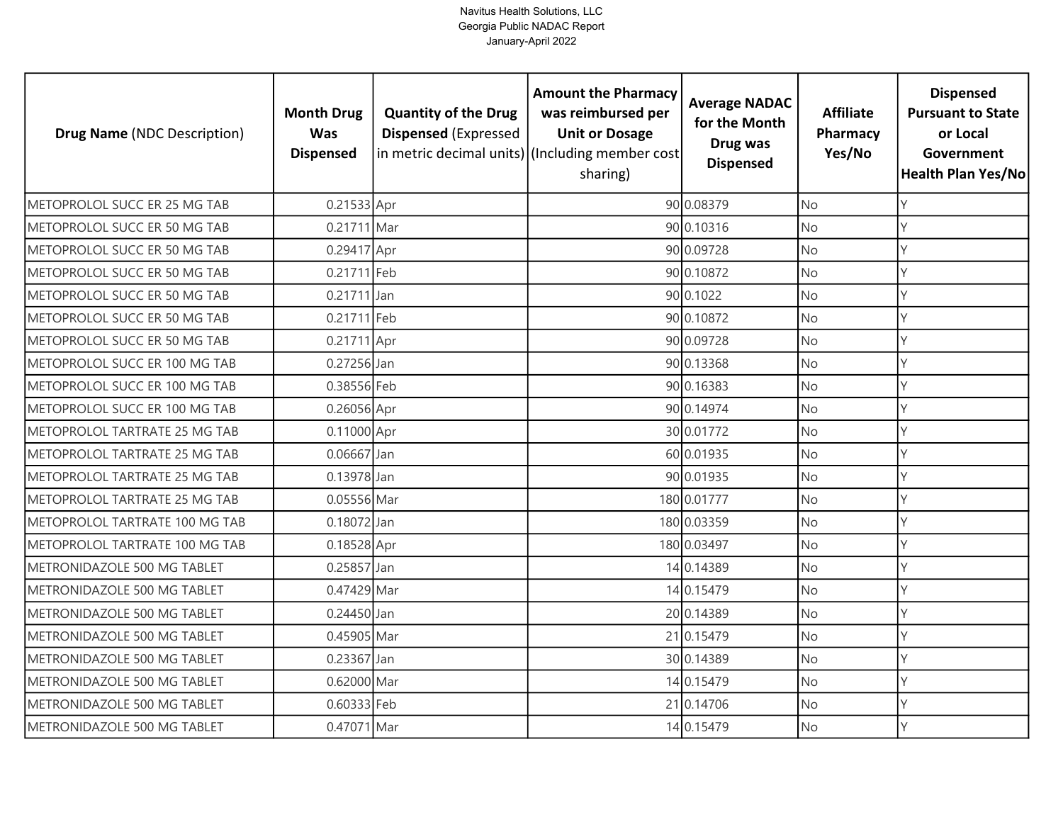| Drug Name (NDC Description) | Month Drug Was Dispensed | Quantity of the Drug Dispensed (Expressed in metric decimal units) | Amount the Pharmacy was reimbursed per Unit or Dosage (Including member cost sharing) | Average NADAC for the Month Drug was Dispensed | Affiliate Pharmacy Yes/No | Dispensed Pursuant to State or Local Government Health Plan Yes/No |
|---|---|---|---|---|---|---|
| METOPROLOL SUCC ER 25 MG TAB | 0.21533 | Apr | 90 | 0.08379 | No | Y |
| METOPROLOL SUCC ER 50 MG TAB | 0.21711 | Mar | 90 | 0.10316 | No | Y |
| METOPROLOL SUCC ER 50 MG TAB | 0.29417 | Apr | 90 | 0.09728 | No | Y |
| METOPROLOL SUCC ER 50 MG TAB | 0.21711 | Feb | 90 | 0.10872 | No | Y |
| METOPROLOL SUCC ER 50 MG TAB | 0.21711 | Jan | 90 | 0.1022 | No | Y |
| METOPROLOL SUCC ER 50 MG TAB | 0.21711 | Feb | 90 | 0.10872 | No | Y |
| METOPROLOL SUCC ER 50 MG TAB | 0.21711 | Apr | 90 | 0.09728 | No | Y |
| METOPROLOL SUCC ER 100 MG TAB | 0.27256 | Jan | 90 | 0.13368 | No | Y |
| METOPROLOL SUCC ER 100 MG TAB | 0.38556 | Feb | 90 | 0.16383 | No | Y |
| METOPROLOL SUCC ER 100 MG TAB | 0.26056 | Apr | 90 | 0.14974 | No | Y |
| METOPROLOL TARTRATE 25 MG TAB | 0.11000 | Apr | 30 | 0.01772 | No | Y |
| METOPROLOL TARTRATE 25 MG TAB | 0.06667 | Jan | 60 | 0.01935 | No | Y |
| METOPROLOL TARTRATE 25 MG TAB | 0.13978 | Jan | 90 | 0.01935 | No | Y |
| METOPROLOL TARTRATE 25 MG TAB | 0.05556 | Mar | 180 | 0.01777 | No | Y |
| METOPROLOL TARTRATE 100 MG TAB | 0.18072 | Jan | 180 | 0.03359 | No | Y |
| METOPROLOL TARTRATE 100 MG TAB | 0.18528 | Apr | 180 | 0.03497 | No | Y |
| METRONIDAZOLE 500 MG TABLET | 0.25857 | Jan | 14 | 0.14389 | No | Y |
| METRONIDAZOLE 500 MG TABLET | 0.47429 | Mar | 14 | 0.15479 | No | Y |
| METRONIDAZOLE 500 MG TABLET | 0.24450 | Jan | 20 | 0.14389 | No | Y |
| METRONIDAZOLE 500 MG TABLET | 0.45905 | Mar | 21 | 0.15479 | No | Y |
| METRONIDAZOLE 500 MG TABLET | 0.23367 | Jan | 30 | 0.14389 | No | Y |
| METRONIDAZOLE 500 MG TABLET | 0.62000 | Mar | 14 | 0.15479 | No | Y |
| METRONIDAZOLE 500 MG TABLET | 0.60333 | Feb | 21 | 0.14706 | No | Y |
| METRONIDAZOLE 500 MG TABLET | 0.47071 | Mar | 14 | 0.15479 | No | Y |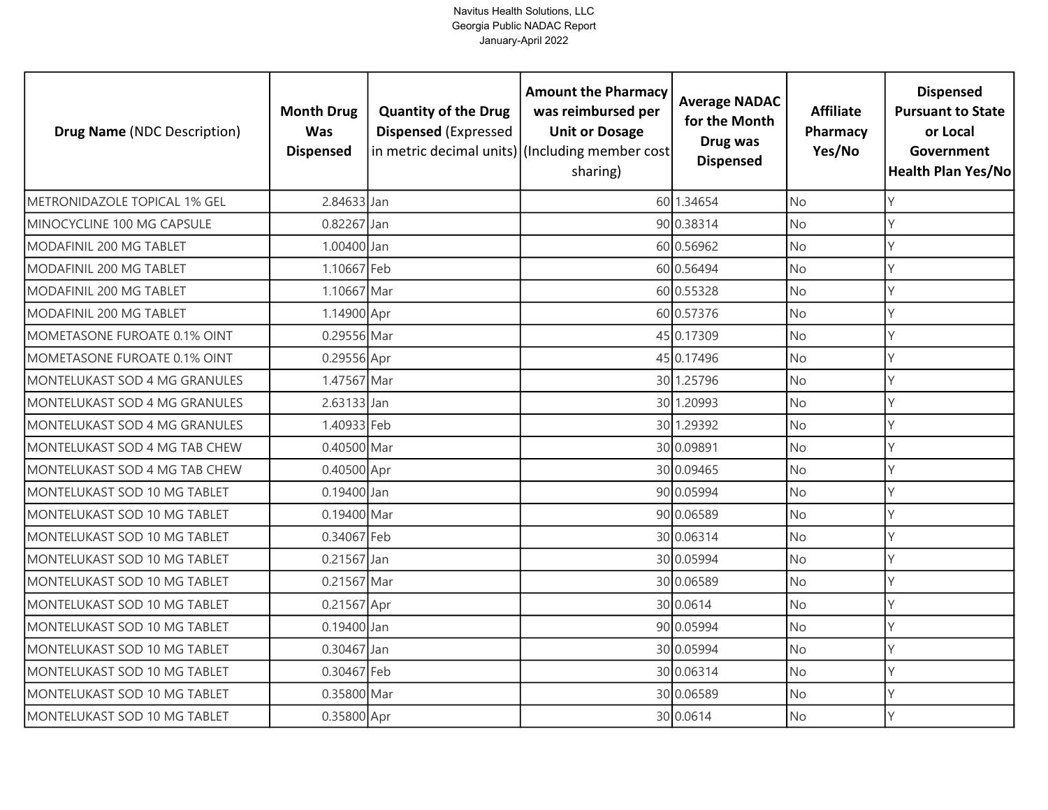| Drug Name (NDC Description) | Month Drug Was Dispensed | Quantity of the Drug Dispensed (Expressed in metric decimal units) | Amount the Pharmacy was reimbursed per Unit or Dosage (Including member cost sharing) | Average NADAC for the Month Drug was Dispensed | Affiliate Pharmacy Yes/No | Dispensed Pursuant to State or Local Government Health Plan Yes/No |
|---|---|---|---|---|---|---|
| METRONIDAZOLE TOPICAL 1% GEL | 2.84633 | Jan | 60 | 1.34654 | No | Y |
| MINOCYCLINE 100 MG CAPSULE | 0.82267 | Jan | 90 | 0.38314 | No | Y |
| MODAFINIL 200 MG TABLET | 1.00400 | Jan | 60 | 0.56962 | No | Y |
| MODAFINIL 200 MG TABLET | 1.10667 | Feb | 60 | 0.56494 | No | Y |
| MODAFINIL 200 MG TABLET | 1.10667 | Mar | 60 | 0.55328 | No | Y |
| MODAFINIL 200 MG TABLET | 1.14900 | Apr | 60 | 0.57376 | No | Y |
| MOMETASONE FUROATE 0.1% OINT | 0.29556 | Mar | 45 | 0.17309 | No | Y |
| MOMETASONE FUROATE 0.1% OINT | 0.29556 | Apr | 45 | 0.17496 | No | Y |
| MONTELUKAST SOD 4 MG GRANULES | 1.47567 | Mar | 30 | 1.25796 | No | Y |
| MONTELUKAST SOD 4 MG GRANULES | 2.63133 | Jan | 30 | 1.20993 | No | Y |
| MONTELUKAST SOD 4 MG GRANULES | 1.40933 | Feb | 30 | 1.29392 | No | Y |
| MONTELUKAST SOD 4 MG TAB CHEW | 0.40500 | Mar | 30 | 0.09891 | No | Y |
| MONTELUKAST SOD 4 MG TAB CHEW | 0.40500 | Apr | 30 | 0.09465 | No | Y |
| MONTELUKAST SOD 10 MG TABLET | 0.19400 | Jan | 90 | 0.05994 | No | Y |
| MONTELUKAST SOD 10 MG TABLET | 0.19400 | Mar | 90 | 0.06589 | No | Y |
| MONTELUKAST SOD 10 MG TABLET | 0.34067 | Feb | 30 | 0.06314 | No | Y |
| MONTELUKAST SOD 10 MG TABLET | 0.21567 | Jan | 30 | 0.05994 | No | Y |
| MONTELUKAST SOD 10 MG TABLET | 0.21567 | Mar | 30 | 0.06589 | No | Y |
| MONTELUKAST SOD 10 MG TABLET | 0.21567 | Apr | 30 | 0.0614 | No | Y |
| MONTELUKAST SOD 10 MG TABLET | 0.19400 | Jan | 90 | 0.05994 | No | Y |
| MONTELUKAST SOD 10 MG TABLET | 0.30467 | Jan | 30 | 0.05994 | No | Y |
| MONTELUKAST SOD 10 MG TABLET | 0.30467 | Feb | 30 | 0.06314 | No | Y |
| MONTELUKAST SOD 10 MG TABLET | 0.35800 | Mar | 30 | 0.06589 | No | Y |
| MONTELUKAST SOD 10 MG TABLET | 0.35800 | Apr | 30 | 0.0614 | No | Y |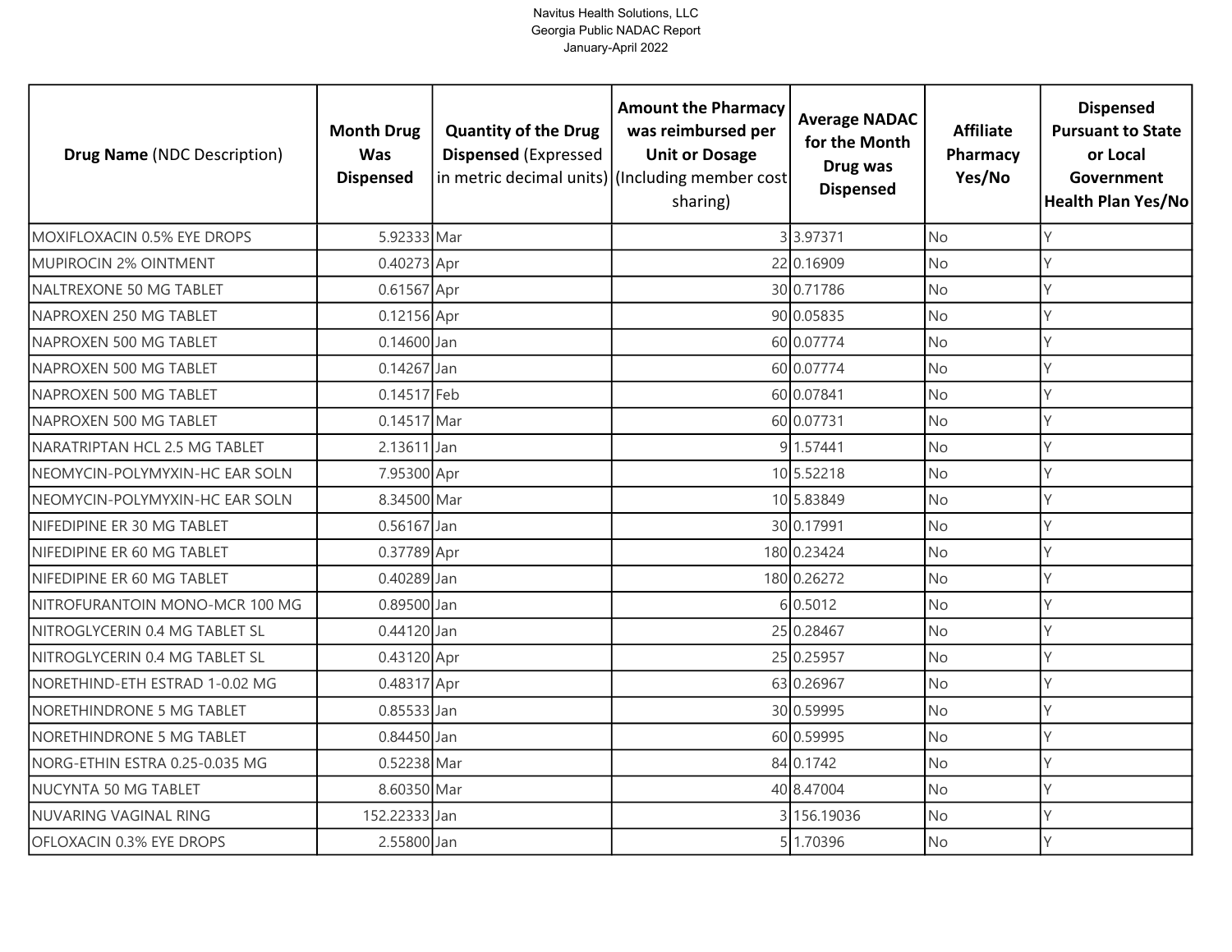Navitus Health Solutions, LLC
Georgia Public NADAC Report
January-April 2022

| Drug Name (NDC Description) | Month Drug Was Dispensed | Quantity of the Drug Dispensed (Expressed in metric decimal units) | Amount the Pharmacy was reimbursed per Unit or Dosage (Including member cost sharing) | Average NADAC for the Month Drug was Dispensed | Affiliate Pharmacy Yes/No | Dispensed Pursuant to State or Local Government Health Plan Yes/No |
|---|---|---|---|---|---|---|
| MOXIFLOXACIN 0.5% EYE DROPS | 5.92333 | Mar | 3 | 3.97371 | No | Y |
| MUPIROCIN 2% OINTMENT | 0.40273 | Apr | 22 | 0.16909 | No | Y |
| NALTREXONE 50 MG TABLET | 0.61567 | Apr | 30 | 0.71786 | No | Y |
| NAPROXEN 250 MG TABLET | 0.12156 | Apr | 90 | 0.05835 | No | Y |
| NAPROXEN 500 MG TABLET | 0.14600 | Jan | 60 | 0.07774 | No | Y |
| NAPROXEN 500 MG TABLET | 0.14267 | Jan | 60 | 0.07774 | No | Y |
| NAPROXEN 500 MG TABLET | 0.14517 | Feb | 60 | 0.07841 | No | Y |
| NAPROXEN 500 MG TABLET | 0.14517 | Mar | 60 | 0.07731 | No | Y |
| NARATRIPTAN HCL 2.5 MG TABLET | 2.13611 | Jan | 9 | 1.57441 | No | Y |
| NEOMYCIN-POLYMYXIN-HC EAR SOLN | 7.95300 | Apr | 10 | 5.52218 | No | Y |
| NEOMYCIN-POLYMYXIN-HC EAR SOLN | 8.34500 | Mar | 10 | 5.83849 | No | Y |
| NIFEDIPINE ER 30 MG TABLET | 0.56167 | Jan | 30 | 0.17991 | No | Y |
| NIFEDIPINE ER 60 MG TABLET | 0.37789 | Apr | 180 | 0.23424 | No | Y |
| NIFEDIPINE ER 60 MG TABLET | 0.40289 | Jan | 180 | 0.26272 | No | Y |
| NITROFURANTOIN MONO-MCR 100 MG | 0.89500 | Jan | 6 | 0.5012 | No | Y |
| NITROGLYCERIN 0.4 MG TABLET SL | 0.44120 | Jan | 25 | 0.28467 | No | Y |
| NITROGLYCERIN 0.4 MG TABLET SL | 0.43120 | Apr | 25 | 0.25957 | No | Y |
| NORETHIND-ETH ESTRAD 1-0.02 MG | 0.48317 | Apr | 63 | 0.26967 | No | Y |
| NORETHINDRONE 5 MG TABLET | 0.85533 | Jan | 30 | 0.59995 | No | Y |
| NORETHINDRONE 5 MG TABLET | 0.84450 | Jan | 60 | 0.59995 | No | Y |
| NORG-ETHIN ESTRA 0.25-0.035 MG | 0.52238 | Mar | 84 | 0.1742 | No | Y |
| NUCYNTA 50 MG TABLET | 8.60350 | Mar | 40 | 8.47004 | No | Y |
| NUVARING VAGINAL RING | 152.22333 | Jan | 3 | 156.19036 | No | Y |
| OFLOXACIN 0.3% EYE DROPS | 2.55800 | Jan | 5 | 1.70396 | No | Y |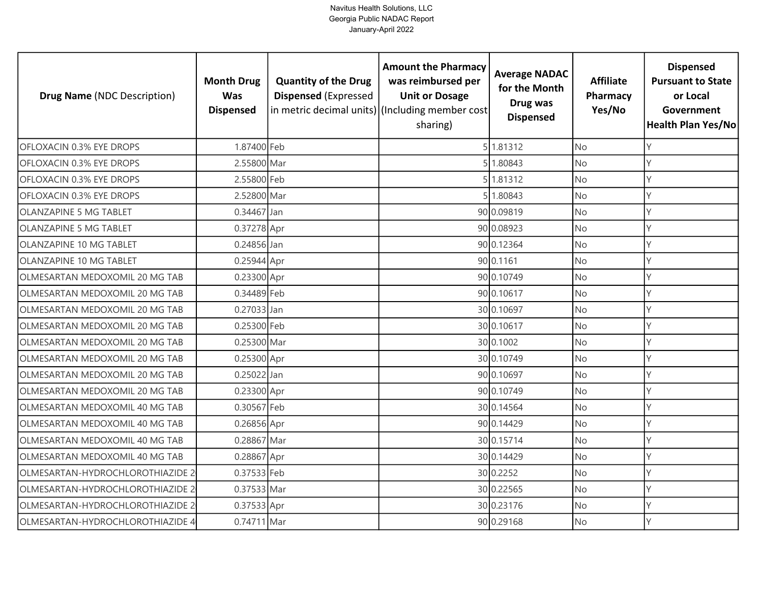Navitus Health Solutions, LLC
Georgia Public NADAC Report
January-April 2022

| **Drug Name** (NDC Description) | **Month Drug Was Dispensed** | **Quantity of the Drug Dispensed** (Expressed in metric decimal units) | **Amount the Pharmacy was reimbursed per Unit or Dosage** (Including member cost sharing) | **Average NADAC for the Month Drug was Dispensed** | **Affiliate Pharmacy Yes/No** | **Dispensed Pursuant to State or Local Government Health Plan Yes/No** |
|---|---|---|---|---|---|---|
| OFLOXACIN 0.3% EYE DROPS | 1.87400 | Feb | 5 | 1.81312 | No | Y |
| OFLOXACIN 0.3% EYE DROPS | 2.55800 | Mar | 5 | 1.80843 | No | Y |
| OFLOXACIN 0.3% EYE DROPS | 2.55800 | Feb | 5 | 1.81312 | No | Y |
| OFLOXACIN 0.3% EYE DROPS | 2.52800 | Mar | 5 | 1.80843 | No | Y |
| OLANZAPINE 5 MG TABLET | 0.34467 | Jan | 90 | 0.09819 | No | Y |
| OLANZAPINE 5 MG TABLET | 0.37278 | Apr | 90 | 0.08923 | No | Y |
| OLANZAPINE 10 MG TABLET | 0.24856 | Jan | 90 | 0.12364 | No | Y |
| OLANZAPINE 10 MG TABLET | 0.25944 | Apr | 90 | 0.1161 | No | Y |
| OLMESARTAN MEDOXOMIL 20 MG TAB | 0.23300 | Apr | 90 | 0.10749 | No | Y |
| OLMESARTAN MEDOXOMIL 20 MG TAB | 0.34489 | Feb | 90 | 0.10617 | No | Y |
| OLMESARTAN MEDOXOMIL 20 MG TAB | 0.27033 | Jan | 30 | 0.10697 | No | Y |
| OLMESARTAN MEDOXOMIL 20 MG TAB | 0.25300 | Feb | 30 | 0.10617 | No | Y |
| OLMESARTAN MEDOXOMIL 20 MG TAB | 0.25300 | Mar | 30 | 0.1002 | No | Y |
| OLMESARTAN MEDOXOMIL 20 MG TAB | 0.25300 | Apr | 30 | 0.10749 | No | Y |
| OLMESARTAN MEDOXOMIL 20 MG TAB | 0.25022 | Jan | 90 | 0.10697 | No | Y |
| OLMESARTAN MEDOXOMIL 20 MG TAB | 0.23300 | Apr | 90 | 0.10749 | No | Y |
| OLMESARTAN MEDOXOMIL 40 MG TAB | 0.30567 | Feb | 30 | 0.14564 | No | Y |
| OLMESARTAN MEDOXOMIL 40 MG TAB | 0.26856 | Apr | 90 | 0.14429 | No | Y |
| OLMESARTAN MEDOXOMIL 40 MG TAB | 0.28867 | Mar | 30 | 0.15714 | No | Y |
| OLMESARTAN MEDOXOMIL 40 MG TAB | 0.28867 | Apr | 30 | 0.14429 | No | Y |
| OLMESARTAN-HYDROCHLOROTHIAZIDE 2 | 0.37533 | Feb | 30 | 0.2252 | No | Y |
| OLMESARTAN-HYDROCHLOROTHIAZIDE 2 | 0.37533 | Mar | 30 | 0.22565 | No | Y |
| OLMESARTAN-HYDROCHLOROTHIAZIDE 2 | 0.37533 | Apr | 30 | 0.23176 | No | Y |
| OLMESARTAN-HYDROCHLOROTHIAZIDE 4 | 0.74711 | Mar | 90 | 0.29168 | No | Y |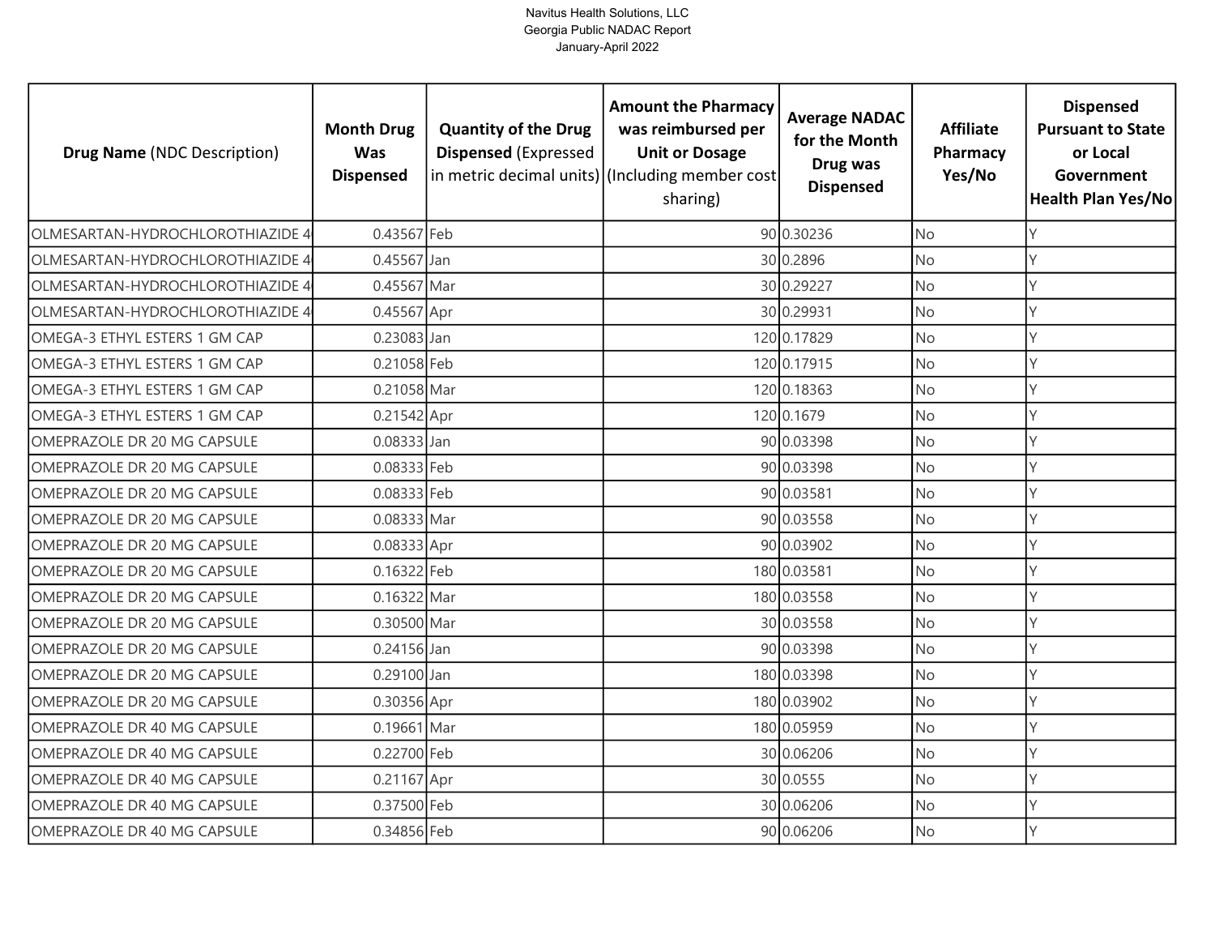Navitus Health Solutions, LLC
Georgia Public NADAC Report
January-April 2022

| **Drug Name** (NDC Description) | **Month Drug Was Dispensed** | **Quantity of the Drug Dispensed** (Expressed in metric decimal units) | **Amount the Pharmacy was reimbursed per Unit or Dosage** (Including member cost sharing) | **Average NADAC for the Month Drug was Dispensed** | **Affiliate Pharmacy Yes/No** | **Dispensed Pursuant to State or Local Government Health Plan Yes/No** |
|---|---|---|---|---|---|---|
| OLMESARTAN-HYDROCHLOROTHIAZIDE 4 | 0.43567 | Feb | 90 | 0.30236 | No | Y |
| OLMESARTAN-HYDROCHLOROTHIAZIDE 4 | 0.45567 | Jan | 30 | 0.2896 | No | Y |
| OLMESARTAN-HYDROCHLOROTHIAZIDE 4 | 0.45567 | Mar | 30 | 0.29227 | No | Y |
| OLMESARTAN-HYDROCHLOROTHIAZIDE 4 | 0.45567 | Apr | 30 | 0.29931 | No | Y |
| OMEGA-3 ETHYL ESTERS 1 GM CAP | 0.23083 | Jan | 120 | 0.17829 | No | Y |
| OMEGA-3 ETHYL ESTERS 1 GM CAP | 0.21058 | Feb | 120 | 0.17915 | No | Y |
| OMEGA-3 ETHYL ESTERS 1 GM CAP | 0.21058 | Mar | 120 | 0.18363 | No | Y |
| OMEGA-3 ETHYL ESTERS 1 GM CAP | 0.21542 | Apr | 120 | 0.1679 | No | Y |
| OMEPRAZOLE DR 20 MG CAPSULE | 0.08333 | Jan | 90 | 0.03398 | No | Y |
| OMEPRAZOLE DR 20 MG CAPSULE | 0.08333 | Feb | 90 | 0.03398 | No | Y |
| OMEPRAZOLE DR 20 MG CAPSULE | 0.08333 | Feb | 90 | 0.03581 | No | Y |
| OMEPRAZOLE DR 20 MG CAPSULE | 0.08333 | Mar | 90 | 0.03558 | No | Y |
| OMEPRAZOLE DR 20 MG CAPSULE | 0.08333 | Apr | 90 | 0.03902 | No | Y |
| OMEPRAZOLE DR 20 MG CAPSULE | 0.16322 | Feb | 180 | 0.03581 | No | Y |
| OMEPRAZOLE DR 20 MG CAPSULE | 0.16322 | Mar | 180 | 0.03558 | No | Y |
| OMEPRAZOLE DR 20 MG CAPSULE | 0.30500 | Mar | 30 | 0.03558 | No | Y |
| OMEPRAZOLE DR 20 MG CAPSULE | 0.24156 | Jan | 90 | 0.03398 | No | Y |
| OMEPRAZOLE DR 20 MG CAPSULE | 0.29100 | Jan | 180 | 0.03398 | No | Y |
| OMEPRAZOLE DR 20 MG CAPSULE | 0.30356 | Apr | 180 | 0.03902 | No | Y |
| OMEPRAZOLE DR 40 MG CAPSULE | 0.19661 | Mar | 180 | 0.05959 | No | Y |
| OMEPRAZOLE DR 40 MG CAPSULE | 0.22700 | Feb | 30 | 0.06206 | No | Y |
| OMEPRAZOLE DR 40 MG CAPSULE | 0.21167 | Apr | 30 | 0.0555 | No | Y |
| OMEPRAZOLE DR 40 MG CAPSULE | 0.37500 | Feb | 30 | 0.06206 | No | Y |
| OMEPRAZOLE DR 40 MG CAPSULE | 0.34856 | Feb | 90 | 0.06206 | No | Y |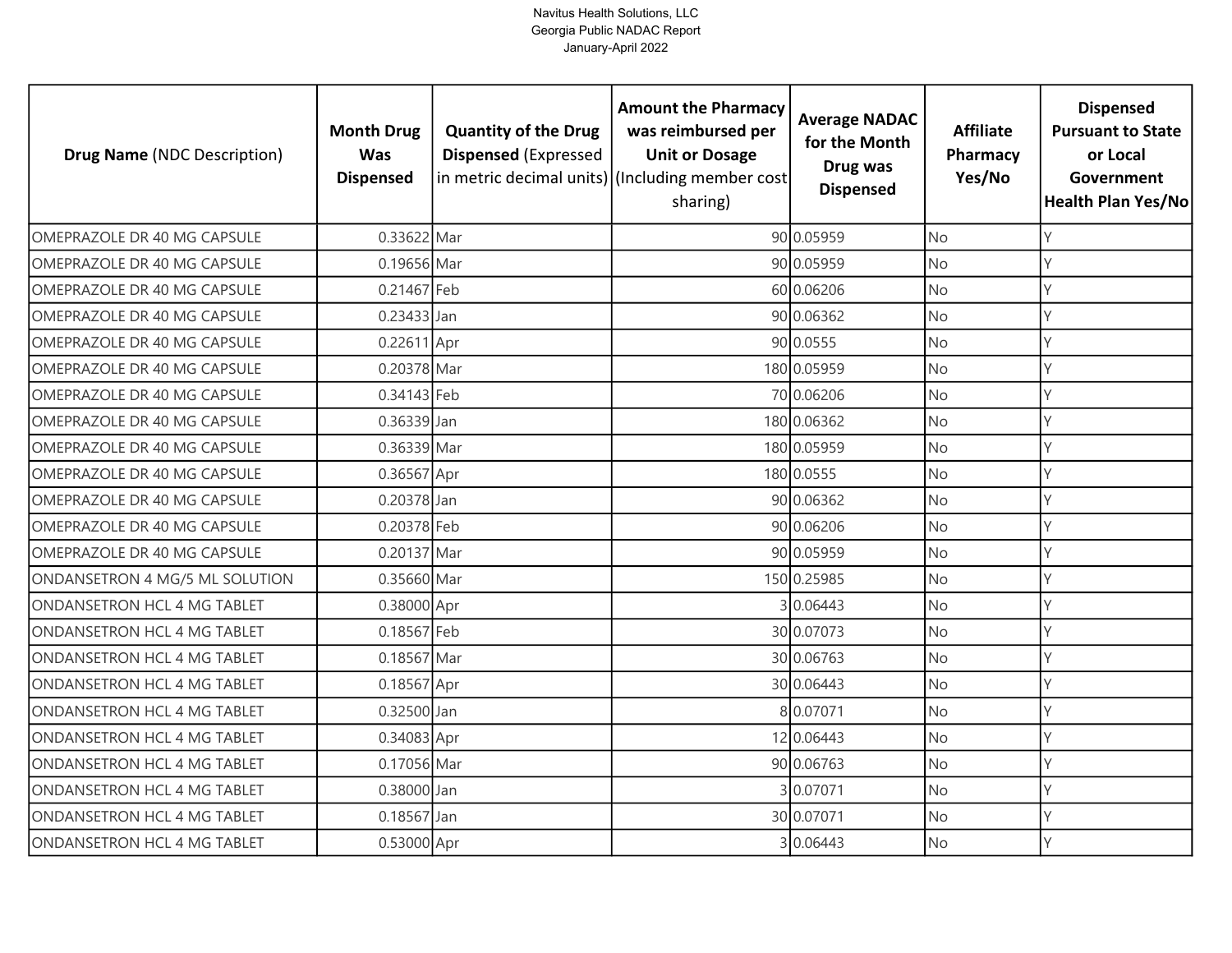Navitus Health Solutions, LLC
Georgia Public NADAC Report
January-April 2022

| **Drug Name** (NDC Description) | **Month Drug Was Dispensed** | **Quantity of the Drug Dispensed** (Expressed in metric decimal units) | **Amount the Pharmacy was reimbursed per Unit or Dosage** (Including member cost sharing) | **Average NADAC for the Month Drug was Dispensed** | **Affiliate Pharmacy Yes/No** | **Dispensed Pursuant to State or Local Government Health Plan Yes/No** |
|---|---|---|---|---|---|---|
| OMEPRAZOLE DR 40 MG CAPSULE | 0.33622 | Mar | 90 | 0.05959 | No | Y |
| OMEPRAZOLE DR 40 MG CAPSULE | 0.19656 | Mar | 90 | 0.05959 | No | Y |
| OMEPRAZOLE DR 40 MG CAPSULE | 0.21467 | Feb | 60 | 0.06206 | No | Y |
| OMEPRAZOLE DR 40 MG CAPSULE | 0.23433 | Jan | 90 | 0.06362 | No | Y |
| OMEPRAZOLE DR 40 MG CAPSULE | 0.22611 | Apr | 90 | 0.0555 | No | Y |
| OMEPRAZOLE DR 40 MG CAPSULE | 0.20378 | Mar | 180 | 0.05959 | No | Y |
| OMEPRAZOLE DR 40 MG CAPSULE | 0.34143 | Feb | 70 | 0.06206 | No | Y |
| OMEPRAZOLE DR 40 MG CAPSULE | 0.36339 | Jan | 180 | 0.06362 | No | Y |
| OMEPRAZOLE DR 40 MG CAPSULE | 0.36339 | Mar | 180 | 0.05959 | No | Y |
| OMEPRAZOLE DR 40 MG CAPSULE | 0.36567 | Apr | 180 | 0.0555 | No | Y |
| OMEPRAZOLE DR 40 MG CAPSULE | 0.20378 | Jan | 90 | 0.06362 | No | Y |
| OMEPRAZOLE DR 40 MG CAPSULE | 0.20378 | Feb | 90 | 0.06206 | No | Y |
| OMEPRAZOLE DR 40 MG CAPSULE | 0.20137 | Mar | 90 | 0.05959 | No | Y |
| ONDANSETRON 4 MG/5 ML SOLUTION | 0.35660 | Mar | 150 | 0.25985 | No | Y |
| ONDANSETRON HCL 4 MG TABLET | 0.38000 | Apr | 3 | 0.06443 | No | Y |
| ONDANSETRON HCL 4 MG TABLET | 0.18567 | Feb | 30 | 0.07073 | No | Y |
| ONDANSETRON HCL 4 MG TABLET | 0.18567 | Mar | 30 | 0.06763 | No | Y |
| ONDANSETRON HCL 4 MG TABLET | 0.18567 | Apr | 30 | 0.06443 | No | Y |
| ONDANSETRON HCL 4 MG TABLET | 0.32500 | Jan | 8 | 0.07071 | No | Y |
| ONDANSETRON HCL 4 MG TABLET | 0.34083 | Apr | 12 | 0.06443 | No | Y |
| ONDANSETRON HCL 4 MG TABLET | 0.17056 | Mar | 90 | 0.06763 | No | Y |
| ONDANSETRON HCL 4 MG TABLET | 0.38000 | Jan | 3 | 0.07071 | No | Y |
| ONDANSETRON HCL 4 MG TABLET | 0.18567 | Jan | 30 | 0.07071 | No | Y |
| ONDANSETRON HCL 4 MG TABLET | 0.53000 | Apr | 3 | 0.06443 | No | Y |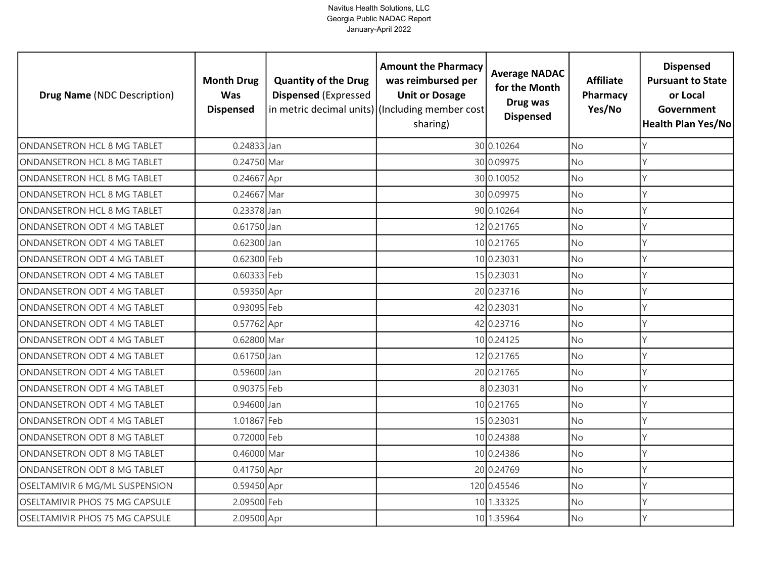Navitus Health Solutions, LLC
Georgia Public NADAC Report
January-April 2022

| **Drug Name** (NDC Description) | **Month Drug Was Dispensed** | **Quantity of the Drug Dispensed** (Expressed in metric decimal units) | **Amount the Pharmacy was reimbursed per Unit or Dosage** (Including member cost sharing) | **Average NADAC for the Month Drug was Dispensed** | **Affiliate Pharmacy Yes/No** | **Dispensed Pursuant to State or Local Government Health Plan Yes/No** |
|---|---|---|---|---|---|---|
| ONDANSETRON HCL 8 MG TABLET | 0.24833 | Jan | 30 | 0.10264 | No | Y |
| ONDANSETRON HCL 8 MG TABLET | 0.24750 | Mar | 30 | 0.09975 | No | Y |
| ONDANSETRON HCL 8 MG TABLET | 0.24667 | Apr | 30 | 0.10052 | No | Y |
| ONDANSETRON HCL 8 MG TABLET | 0.24667 | Mar | 30 | 0.09975 | No | Y |
| ONDANSETRON HCL 8 MG TABLET | 0.23378 | Jan | 90 | 0.10264 | No | Y |
| ONDANSETRON ODT 4 MG TABLET | 0.61750 | Jan | 12 | 0.21765 | No | Y |
| ONDANSETRON ODT 4 MG TABLET | 0.62300 | Jan | 10 | 0.21765 | No | Y |
| ONDANSETRON ODT 4 MG TABLET | 0.62300 | Feb | 10 | 0.23031 | No | Y |
| ONDANSETRON ODT 4 MG TABLET | 0.60333 | Feb | 15 | 0.23031 | No | Y |
| ONDANSETRON ODT 4 MG TABLET | 0.59350 | Apr | 20 | 0.23716 | No | Y |
| ONDANSETRON ODT 4 MG TABLET | 0.93095 | Feb | 42 | 0.23031 | No | Y |
| ONDANSETRON ODT 4 MG TABLET | 0.57762 | Apr | 42 | 0.23716 | No | Y |
| ONDANSETRON ODT 4 MG TABLET | 0.62800 | Mar | 10 | 0.24125 | No | Y |
| ONDANSETRON ODT 4 MG TABLET | 0.61750 | Jan | 12 | 0.21765 | No | Y |
| ONDANSETRON ODT 4 MG TABLET | 0.59600 | Jan | 20 | 0.21765 | No | Y |
| ONDANSETRON ODT 4 MG TABLET | 0.90375 | Feb | 8 | 0.23031 | No | Y |
| ONDANSETRON ODT 4 MG TABLET | 0.94600 | Jan | 10 | 0.21765 | No | Y |
| ONDANSETRON ODT 4 MG TABLET | 1.01867 | Feb | 15 | 0.23031 | No | Y |
| ONDANSETRON ODT 8 MG TABLET | 0.72000 | Feb | 10 | 0.24388 | No | Y |
| ONDANSETRON ODT 8 MG TABLET | 0.46000 | Mar | 10 | 0.24386 | No | Y |
| ONDANSETRON ODT 8 MG TABLET | 0.41750 | Apr | 20 | 0.24769 | No | Y |
| OSELTAMIVIR 6 MG/ML SUSPENSION | 0.59450 | Apr | 120 | 0.45546 | No | Y |
| OSELTAMIVIR PHOS 75 MG CAPSULE | 2.09500 | Feb | 10 | 1.33325 | No | Y |
| OSELTAMIVIR PHOS 75 MG CAPSULE | 2.09500 | Apr | 10 | 1.35964 | No | Y |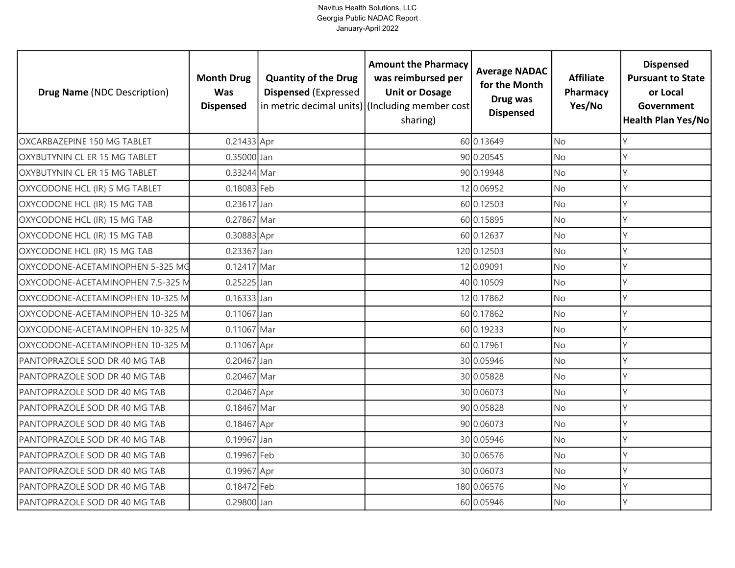Navitus Health Solutions, LLC
Georgia Public NADAC Report
January-April 2022

| **Drug Name** (NDC Description) | **Month Drug Was Dispensed** | **Quantity of the Drug Dispensed** (Expressed in metric decimal units) | **Amount the Pharmacy was reimbursed per Unit or Dosage** (Including member cost sharing) | **Average NADAC for the Month Drug was Dispensed** | **Affiliate Pharmacy Yes/No** | **Dispensed Pursuant to State or Local Government Health Plan Yes/No** |
|---|---|---|---|---|---|---|
| OXCARBAZEPINE 150 MG TABLET | 0.21433 | Apr | 60 | 0.13649 | No | Y |
| OXYBUTYNIN CL ER 15 MG TABLET | 0.35000 | Jan | 90 | 0.20545 | No | Y |
| OXYBUTYNIN CL ER 15 MG TABLET | 0.33244 | Mar | 90 | 0.19948 | No | Y |
| OXYCODONE HCL (IR) 5 MG TABLET | 0.18083 | Feb | 12 | 0.06952 | No | Y |
| OXYCODONE HCL (IR) 15 MG TAB | 0.23617 | Jan | 60 | 0.12503 | No | Y |
| OXYCODONE HCL (IR) 15 MG TAB | 0.27867 | Mar | 60 | 0.15895 | No | Y |
| OXYCODONE HCL (IR) 15 MG TAB | 0.30883 | Apr | 60 | 0.12637 | No | Y |
| OXYCODONE HCL (IR) 15 MG TAB | 0.23367 | Jan | 120 | 0.12503 | No | Y |
| OXYCODONE-ACETAMINOPHEN 5-325 MG | 0.12417 | Mar | 12 | 0.09091 | No | Y |
| OXYCODONE-ACETAMINOPHEN 7.5-325 M | 0.25225 | Jan | 40 | 0.10509 | No | Y |
| OXYCODONE-ACETAMINOPHEN 10-325 M | 0.16333 | Jan | 12 | 0.17862 | No | Y |
| OXYCODONE-ACETAMINOPHEN 10-325 M | 0.11067 | Jan | 60 | 0.17862 | No | Y |
| OXYCODONE-ACETAMINOPHEN 10-325 M | 0.11067 | Mar | 60 | 0.19233 | No | Y |
| OXYCODONE-ACETAMINOPHEN 10-325 M | 0.11067 | Apr | 60 | 0.17961 | No | Y |
| PANTOPRAZOLE SOD DR 40 MG TAB | 0.20467 | Jan | 30 | 0.05946 | No | Y |
| PANTOPRAZOLE SOD DR 40 MG TAB | 0.20467 | Mar | 30 | 0.05828 | No | Y |
| PANTOPRAZOLE SOD DR 40 MG TAB | 0.20467 | Apr | 30 | 0.06073 | No | Y |
| PANTOPRAZOLE SOD DR 40 MG TAB | 0.18467 | Mar | 90 | 0.05828 | No | Y |
| PANTOPRAZOLE SOD DR 40 MG TAB | 0.18467 | Apr | 90 | 0.06073 | No | Y |
| PANTOPRAZOLE SOD DR 40 MG TAB | 0.19967 | Jan | 30 | 0.05946 | No | Y |
| PANTOPRAZOLE SOD DR 40 MG TAB | 0.19967 | Feb | 30 | 0.06576 | No | Y |
| PANTOPRAZOLE SOD DR 40 MG TAB | 0.19967 | Apr | 30 | 0.06073 | No | Y |
| PANTOPRAZOLE SOD DR 40 MG TAB | 0.18472 | Feb | 180 | 0.06576 | No | Y |
| PANTOPRAZOLE SOD DR 40 MG TAB | 0.29800 | Jan | 60 | 0.05946 | No | Y |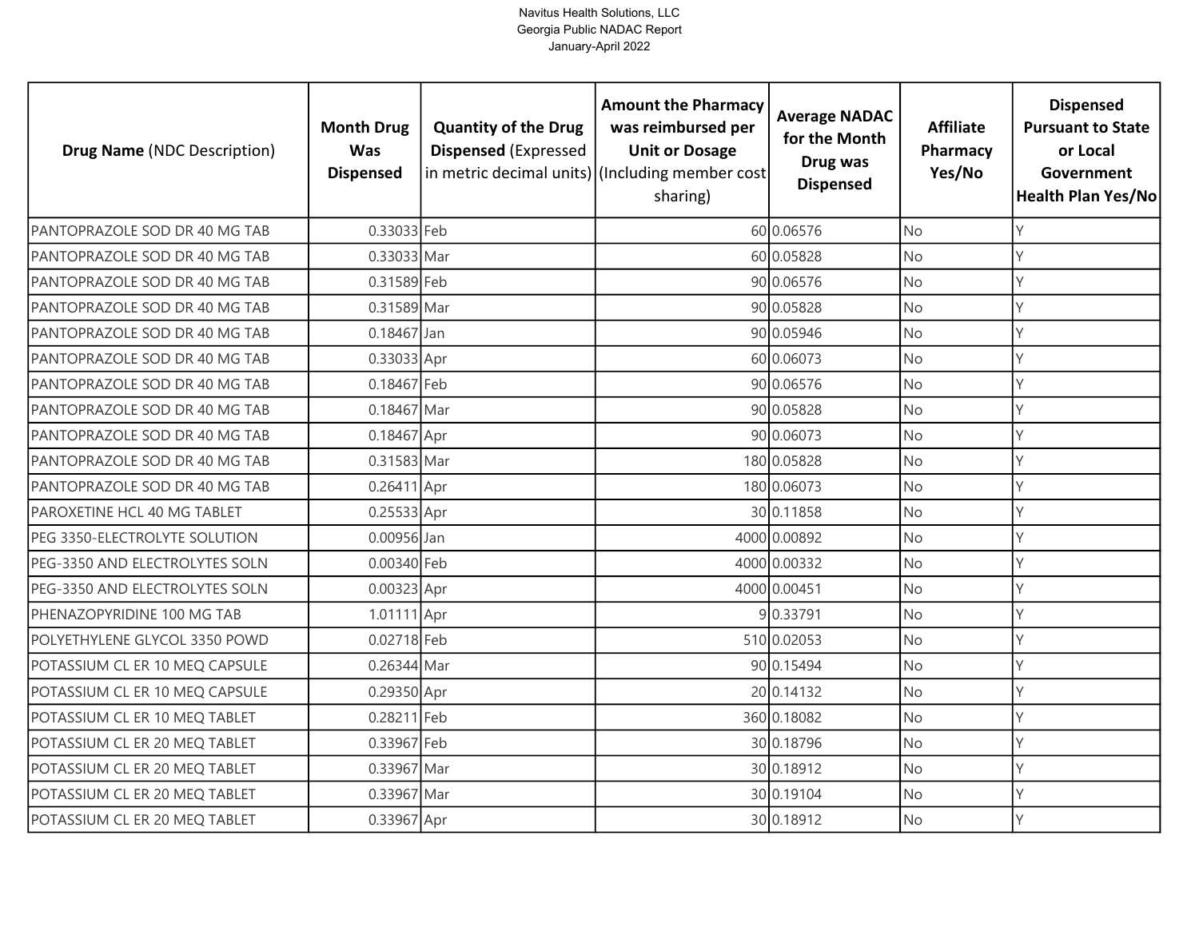Navitus Health Solutions, LLC
Georgia Public NADAC Report
January-April 2022

| Drug Name (NDC Description) | Month Drug Was Dispensed | Quantity of the Drug Dispensed (Expressed in metric decimal units) | Amount the Pharmacy was reimbursed per Unit or Dosage (Including member cost sharing) | Average NADAC for the Month Drug was Dispensed | Affiliate Pharmacy Yes/No | Dispensed Pursuant to State or Local Government Health Plan Yes/No |
|---|---|---|---|---|---|---|
| PANTOPRAZOLE SOD DR 40 MG TAB | 0.33033 | Feb | 60 | 0.06576 | No | Y |
| PANTOPRAZOLE SOD DR 40 MG TAB | 0.33033 | Mar | 60 | 0.05828 | No | Y |
| PANTOPRAZOLE SOD DR 40 MG TAB | 0.31589 | Feb | 90 | 0.06576 | No | Y |
| PANTOPRAZOLE SOD DR 40 MG TAB | 0.31589 | Mar | 90 | 0.05828 | No | Y |
| PANTOPRAZOLE SOD DR 40 MG TAB | 0.18467 | Jan | 90 | 0.05946 | No | Y |
| PANTOPRAZOLE SOD DR 40 MG TAB | 0.33033 | Apr | 60 | 0.06073 | No | Y |
| PANTOPRAZOLE SOD DR 40 MG TAB | 0.18467 | Feb | 90 | 0.06576 | No | Y |
| PANTOPRAZOLE SOD DR 40 MG TAB | 0.18467 | Mar | 90 | 0.05828 | No | Y |
| PANTOPRAZOLE SOD DR 40 MG TAB | 0.18467 | Apr | 90 | 0.06073 | No | Y |
| PANTOPRAZOLE SOD DR 40 MG TAB | 0.31583 | Mar | 180 | 0.05828 | No | Y |
| PANTOPRAZOLE SOD DR 40 MG TAB | 0.26411 | Apr | 180 | 0.06073 | No | Y |
| PAROXETINE HCL 40 MG TABLET | 0.25533 | Apr | 30 | 0.11858 | No | Y |
| PEG 3350-ELECTROLYTE SOLUTION | 0.00956 | Jan | 4000 | 0.00892 | No | Y |
| PEG-3350 AND ELECTROLYTES SOLN | 0.00340 | Feb | 4000 | 0.00332 | No | Y |
| PEG-3350 AND ELECTROLYTES SOLN | 0.00323 | Apr | 4000 | 0.00451 | No | Y |
| PHENAZOPYRIDINE 100 MG TAB | 1.01111 | Apr | 9 | 0.33791 | No | Y |
| POLYETHYLENE GLYCOL 3350 POWD | 0.02718 | Feb | 510 | 0.02053 | No | Y |
| POTASSIUM CL ER 10 MEQ CAPSULE | 0.26344 | Mar | 90 | 0.15494 | No | Y |
| POTASSIUM CL ER 10 MEQ CAPSULE | 0.29350 | Apr | 20 | 0.14132 | No | Y |
| POTASSIUM CL ER 10 MEQ TABLET | 0.28211 | Feb | 360 | 0.18082 | No | Y |
| POTASSIUM CL ER 20 MEQ TABLET | 0.33967 | Feb | 30 | 0.18796 | No | Y |
| POTASSIUM CL ER 20 MEQ TABLET | 0.33967 | Mar | 30 | 0.18912 | No | Y |
| POTASSIUM CL ER 20 MEQ TABLET | 0.33967 | Mar | 30 | 0.19104 | No | Y |
| POTASSIUM CL ER 20 MEQ TABLET | 0.33967 | Apr | 30 | 0.18912 | No | Y |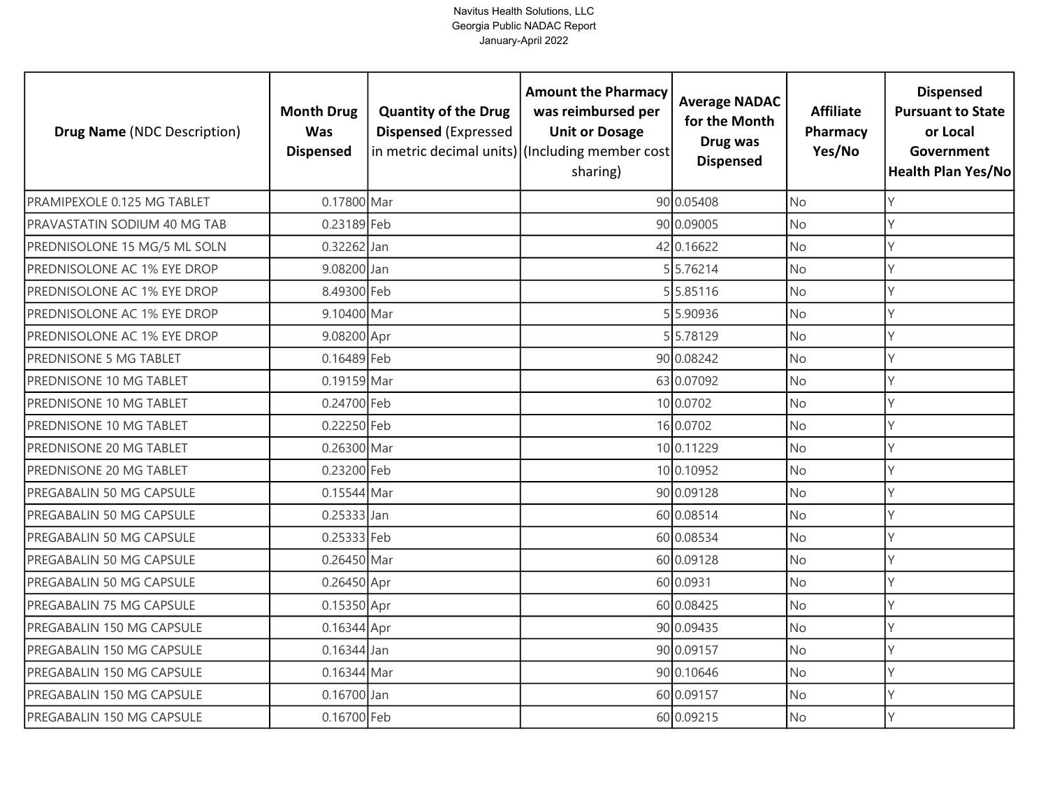Navitus Health Solutions, LLC
Georgia Public NADAC Report
January-April 2022

| **Drug Name** (NDC Description) | **Month Drug Was Dispensed** | **Quantity of the Drug Dispensed** (Expressed in metric decimal units) | **Amount the Pharmacy was reimbursed per Unit or Dosage** (Including member cost sharing) | **Average NADAC for the Month Drug was Dispensed** | **Affiliate Pharmacy Yes/No** | **Dispensed Pursuant to State or Local Government Health Plan Yes/No** |
|---|---|---|---|---|---|---|
| PRAMIPEXOLE 0.125 MG TABLET | 0.17800 | Mar | 90 | 0.05408 | No | Y |
| PRAVASTATIN SODIUM 40 MG TAB | 0.23189 | Feb | 90 | 0.09005 | No | Y |
| PREDNISOLONE 15 MG/5 ML SOLN | 0.32262 | Jan | 42 | 0.16622 | No | Y |
| PREDNISOLONE AC 1% EYE DROP | 9.08200 | Jan | 5 | 5.76214 | No | Y |
| PREDNISOLONE AC 1% EYE DROP | 8.49300 | Feb | 5 | 5.85116 | No | Y |
| PREDNISOLONE AC 1% EYE DROP | 9.10400 | Mar | 5 | 5.90936 | No | Y |
| PREDNISOLONE AC 1% EYE DROP | 9.08200 | Apr | 5 | 5.78129 | No | Y |
| PREDNISONE 5 MG TABLET | 0.16489 | Feb | 90 | 0.08242 | No | Y |
| PREDNISONE 10 MG TABLET | 0.19159 | Mar | 63 | 0.07092 | No | Y |
| PREDNISONE 10 MG TABLET | 0.24700 | Feb | 10 | 0.0702 | No | Y |
| PREDNISONE 10 MG TABLET | 0.22250 | Feb | 16 | 0.0702 | No | Y |
| PREDNISONE 20 MG TABLET | 0.26300 | Mar | 10 | 0.11229 | No | Y |
| PREDNISONE 20 MG TABLET | 0.23200 | Feb | 10 | 0.10952 | No | Y |
| PREGABALIN 50 MG CAPSULE | 0.15544 | Mar | 90 | 0.09128 | No | Y |
| PREGABALIN 50 MG CAPSULE | 0.25333 | Jan | 60 | 0.08514 | No | Y |
| PREGABALIN 50 MG CAPSULE | 0.25333 | Feb | 60 | 0.08534 | No | Y |
| PREGABALIN 50 MG CAPSULE | 0.26450 | Mar | 60 | 0.09128 | No | Y |
| PREGABALIN 50 MG CAPSULE | 0.26450 | Apr | 60 | 0.0931 | No | Y |
| PREGABALIN 75 MG CAPSULE | 0.15350 | Apr | 60 | 0.08425 | No | Y |
| PREGABALIN 150 MG CAPSULE | 0.16344 | Apr | 90 | 0.09435 | No | Y |
| PREGABALIN 150 MG CAPSULE | 0.16344 | Jan | 90 | 0.09157 | No | Y |
| PREGABALIN 150 MG CAPSULE | 0.16344 | Mar | 90 | 0.10646 | No | Y |
| PREGABALIN 150 MG CAPSULE | 0.16700 | Jan | 60 | 0.09157 | No | Y |
| PREGABALIN 150 MG CAPSULE | 0.16700 | Feb | 60 | 0.09215 | No | Y |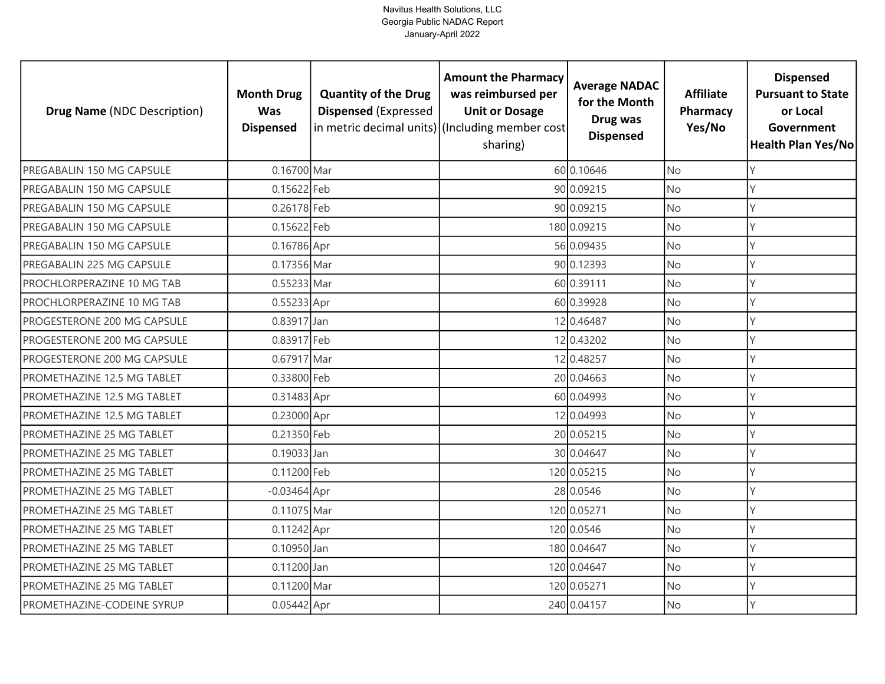Navitus Health Solutions, LLC
Georgia Public NADAC Report
January-April 2022

| **Drug Name** (NDC Description) | **Month Drug Was Dispensed** | **Quantity of the Drug Dispensed** (Expressed in metric decimal units) | **Amount the Pharmacy was reimbursed per Unit or Dosage** (Including member cost sharing) | **Average NADAC for the Month Drug was Dispensed** | **Affiliate Pharmacy Yes/No** | **Dispensed Pursuant to State or Local Government Health Plan Yes/No** |
|---|---|---|---|---|---|---|
| PREGABALIN 150 MG CAPSULE | 0.16700 | Mar | 60 | 0.10646 | No | Y |
| PREGABALIN 150 MG CAPSULE | 0.15622 | Feb | 90 | 0.09215 | No | Y |
| PREGABALIN 150 MG CAPSULE | 0.26178 | Feb | 90 | 0.09215 | No | Y |
| PREGABALIN 150 MG CAPSULE | 0.15622 | Feb | 180 | 0.09215 | No | Y |
| PREGABALIN 150 MG CAPSULE | 0.16786 | Apr | 56 | 0.09435 | No | Y |
| PREGABALIN 225 MG CAPSULE | 0.17356 | Mar | 90 | 0.12393 | No | Y |
| PROCHLORPERAZINE 10 MG TAB | 0.55233 | Mar | 60 | 0.39111 | No | Y |
| PROCHLORPERAZINE 10 MG TAB | 0.55233 | Apr | 60 | 0.39928 | No | Y |
| PROGESTERONE 200 MG CAPSULE | 0.83917 | Jan | 12 | 0.46487 | No | Y |
| PROGESTERONE 200 MG CAPSULE | 0.83917 | Feb | 12 | 0.43202 | No | Y |
| PROGESTERONE 200 MG CAPSULE | 0.67917 | Mar | 12 | 0.48257 | No | Y |
| PROMETHAZINE 12.5 MG TABLET | 0.33800 | Feb | 20 | 0.04663 | No | Y |
| PROMETHAZINE 12.5 MG TABLET | 0.31483 | Apr | 60 | 0.04993 | No | Y |
| PROMETHAZINE 12.5 MG TABLET | 0.23000 | Apr | 12 | 0.04993 | No | Y |
| PROMETHAZINE 25 MG TABLET | 0.21350 | Feb | 20 | 0.05215 | No | Y |
| PROMETHAZINE 25 MG TABLET | 0.19033 | Jan | 30 | 0.04647 | No | Y |
| PROMETHAZINE 25 MG TABLET | 0.11200 | Feb | 120 | 0.05215 | No | Y |
| PROMETHAZINE 25 MG TABLET | -0.03464 | Apr | 28 | 0.0546 | No | Y |
| PROMETHAZINE 25 MG TABLET | 0.11075 | Mar | 120 | 0.05271 | No | Y |
| PROMETHAZINE 25 MG TABLET | 0.11242 | Apr | 120 | 0.0546 | No | Y |
| PROMETHAZINE 25 MG TABLET | 0.10950 | Jan | 180 | 0.04647 | No | Y |
| PROMETHAZINE 25 MG TABLET | 0.11200 | Jan | 120 | 0.04647 | No | Y |
| PROMETHAZINE 25 MG TABLET | 0.11200 | Mar | 120 | 0.05271 | No | Y |
| PROMETHAZINE-CODEINE SYRUP | 0.05442 | Apr | 240 | 0.04157 | No | Y |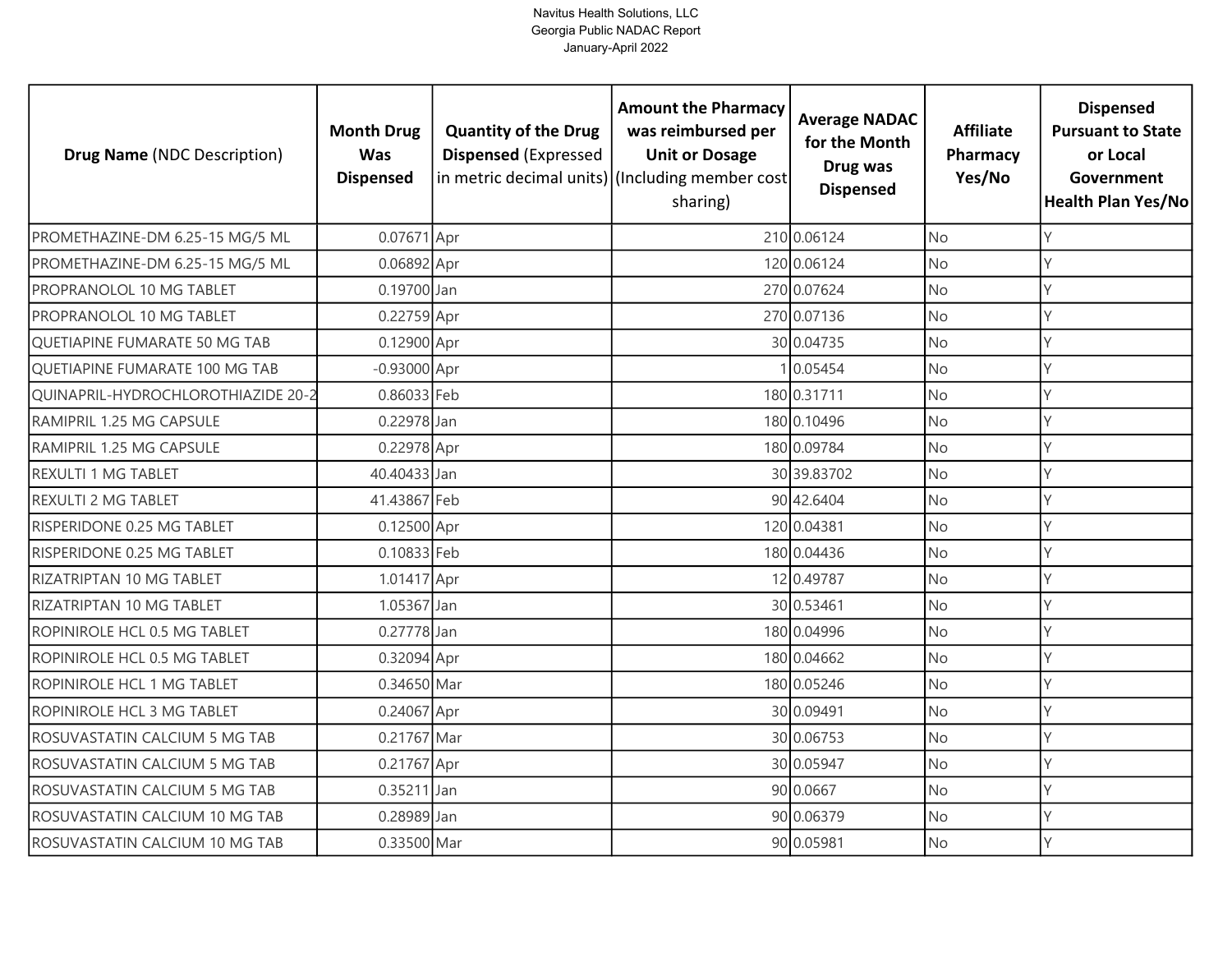Navitus Health Solutions, LLC
Georgia Public NADAC Report
January-April 2022

| **Drug Name** (NDC Description) | **Month Drug Was Dispensed** | **Quantity of the Drug Dispensed** (Expressed in metric decimal units) | **Amount the Pharmacy was reimbursed per Unit or Dosage** (Including member cost sharing) | **Average NADAC for the Month Drug was Dispensed** | **Affiliate Pharmacy Yes/No** | **Dispensed Pursuant to State or Local Government Health Plan Yes/No** |
|---|---|---|---|---|---|---|
| PROMETHAZINE-DM 6.25-15 MG/5 ML | 0.07671 | Apr | 210 | 0.06124 | No | Y |
| PROMETHAZINE-DM 6.25-15 MG/5 ML | 0.06892 | Apr | 120 | 0.06124 | No | Y |
| PROPRANOLOL 10 MG TABLET | 0.19700 | Jan | 270 | 0.07624 | No | Y |
| PROPRANOLOL 10 MG TABLET | 0.22759 | Apr | 270 | 0.07136 | No | Y |
| QUETIAPINE FUMARATE 50 MG TAB | 0.12900 | Apr | 30 | 0.04735 | No | Y |
| QUETIAPINE FUMARATE 100 MG TAB | -0.93000 | Apr | 1 | 0.05454 | No | Y |
| QUINAPRIL-HYDROCHLOROTHIAZIDE 20-2 | 0.86033 | Feb | 180 | 0.31711 | No | Y |
| RAMIPRIL 1.25 MG CAPSULE | 0.22978 | Jan | 180 | 0.10496 | No | Y |
| RAMIPRIL 1.25 MG CAPSULE | 0.22978 | Apr | 180 | 0.09784 | No | Y |
| REXULTI 1 MG TABLET | 40.40433 | Jan | 30 | 39.83702 | No | Y |
| REXULTI 2 MG TABLET | 41.43867 | Feb | 90 | 42.6404 | No | Y |
| RISPERIDONE 0.25 MG TABLET | 0.12500 | Apr | 120 | 0.04381 | No | Y |
| RISPERIDONE 0.25 MG TABLET | 0.10833 | Feb | 180 | 0.04436 | No | Y |
| RIZATRIPTAN 10 MG TABLET | 1.01417 | Apr | 12 | 0.49787 | No | Y |
| RIZATRIPTAN 10 MG TABLET | 1.05367 | Jan | 30 | 0.53461 | No | Y |
| ROPINIROLE HCL 0.5 MG TABLET | 0.27778 | Jan | 180 | 0.04996 | No | Y |
| ROPINIROLE HCL 0.5 MG TABLET | 0.32094 | Apr | 180 | 0.04662 | No | Y |
| ROPINIROLE HCL 1 MG TABLET | 0.34650 | Mar | 180 | 0.05246 | No | Y |
| ROPINIROLE HCL 3 MG TABLET | 0.24067 | Apr | 30 | 0.09491 | No | Y |
| ROSUVASTATIN CALCIUM 5 MG TAB | 0.21767 | Mar | 30 | 0.06753 | No | Y |
| ROSUVASTATIN CALCIUM 5 MG TAB | 0.21767 | Apr | 30 | 0.05947 | No | Y |
| ROSUVASTATIN CALCIUM 5 MG TAB | 0.35211 | Jan | 90 | 0.0667 | No | Y |
| ROSUVASTATIN CALCIUM 10 MG TAB | 0.28989 | Jan | 90 | 0.06379 | No | Y |
| ROSUVASTATIN CALCIUM 10 MG TAB | 0.33500 | Mar | 90 | 0.05981 | No | Y |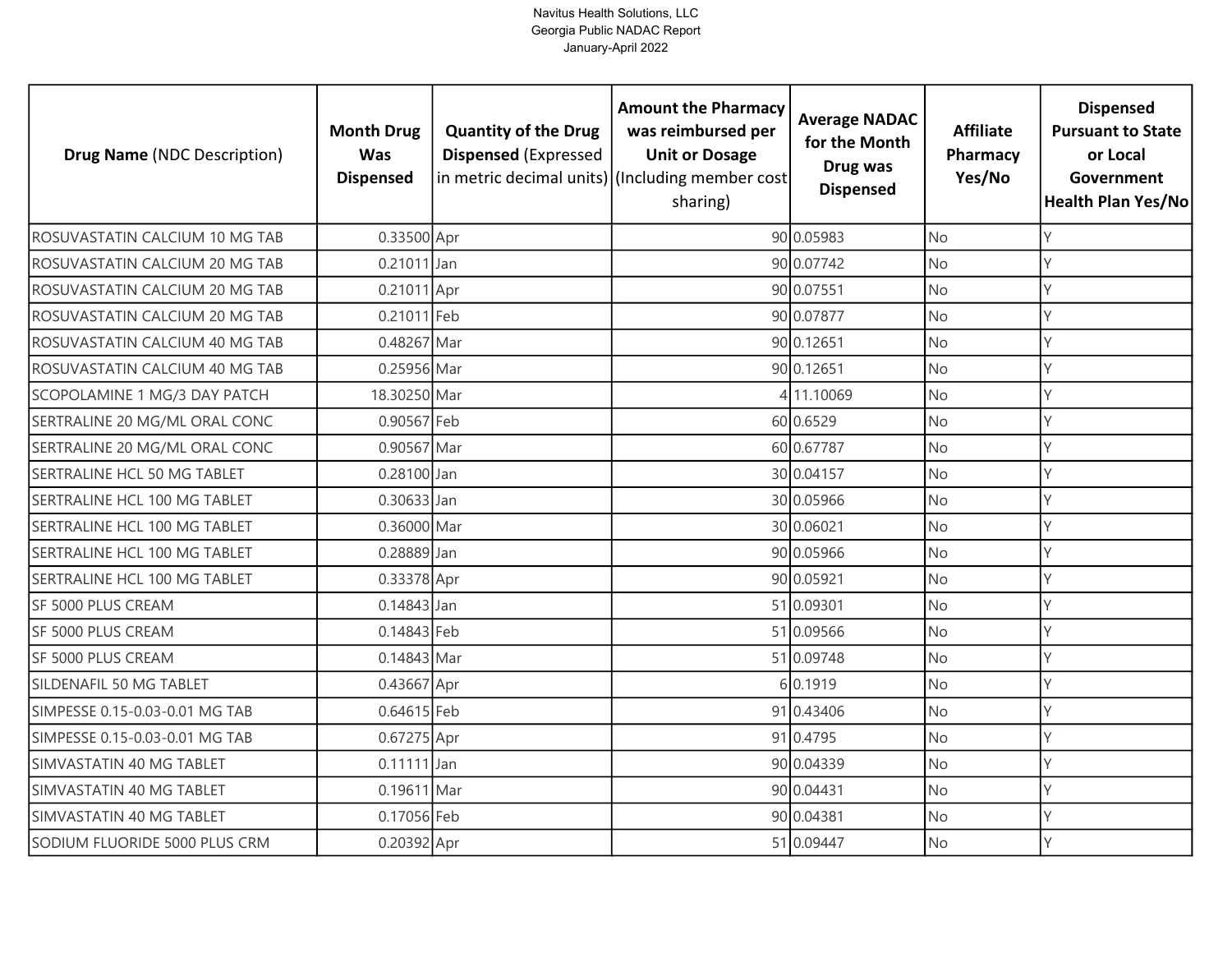| **Drug Name** (NDC Description) | **Month Drug Was Dispensed** | **Quantity of the Drug Dispensed** (Expressed in metric decimal units) | **Amount the Pharmacy was reimbursed per Unit or Dosage** (Including member cost sharing) | **Average NADAC for the Month Drug was Dispensed** | **Affiliate Pharmacy Yes/No** | **Dispensed Pursuant to State or Local Government Health Plan Yes/No** |
|---|---|---|---|---|---|---|
| ROSUVASTATIN CALCIUM 10 MG TAB | 0.33500 | Apr | 90 | 0.05983 | No | Y |
| ROSUVASTATIN CALCIUM 20 MG TAB | 0.21011 | Jan | 90 | 0.07742 | No | Y |
| ROSUVASTATIN CALCIUM 20 MG TAB | 0.21011 | Apr | 90 | 0.07551 | No | Y |
| ROSUVASTATIN CALCIUM 20 MG TAB | 0.21011 | Feb | 90 | 0.07877 | No | Y |
| ROSUVASTATIN CALCIUM 40 MG TAB | 0.48267 | Mar | 90 | 0.12651 | No | Y |
| ROSUVASTATIN CALCIUM 40 MG TAB | 0.25956 | Mar | 90 | 0.12651 | No | Y |
| SCOPOLAMINE 1 MG/3 DAY PATCH | 18.30250 | Mar | 4 | 11.10069 | No | Y |
| SERTRALINE 20 MG/ML ORAL CONC | 0.90567 | Feb | 60 | 0.6529 | No | Y |
| SERTRALINE 20 MG/ML ORAL CONC | 0.90567 | Mar | 60 | 0.67787 | No | Y |
| SERTRALINE HCL 50 MG TABLET | 0.28100 | Jan | 30 | 0.04157 | No | Y |
| SERTRALINE HCL 100 MG TABLET | 0.30633 | Jan | 30 | 0.05966 | No | Y |
| SERTRALINE HCL 100 MG TABLET | 0.36000 | Mar | 30 | 0.06021 | No | Y |
| SERTRALINE HCL 100 MG TABLET | 0.28889 | Jan | 90 | 0.05966 | No | Y |
| SERTRALINE HCL 100 MG TABLET | 0.33378 | Apr | 90 | 0.05921 | No | Y |
| SF 5000 PLUS CREAM | 0.14843 | Jan | 51 | 0.09301 | No | Y |
| SF 5000 PLUS CREAM | 0.14843 | Feb | 51 | 0.09566 | No | Y |
| SF 5000 PLUS CREAM | 0.14843 | Mar | 51 | 0.09748 | No | Y |
| SILDENAFIL 50 MG TABLET | 0.43667 | Apr | 6 | 0.1919 | No | Y |
| SIMPESSE 0.15-0.03-0.01 MG TAB | 0.64615 | Feb | 91 | 0.43406 | No | Y |
| SIMPESSE 0.15-0.03-0.01 MG TAB | 0.67275 | Apr | 91 | 0.4795 | No | Y |
| SIMVASTATIN 40 MG TABLET | 0.11111 | Jan | 90 | 0.04339 | No | Y |
| SIMVASTATIN 40 MG TABLET | 0.19611 | Mar | 90 | 0.04431 | No | Y |
| SIMVASTATIN 40 MG TABLET | 0.17056 | Feb | 90 | 0.04381 | No | Y |
| SODIUM FLUORIDE 5000 PLUS CRM | 0.20392 | Apr | 51 | 0.09447 | No | Y |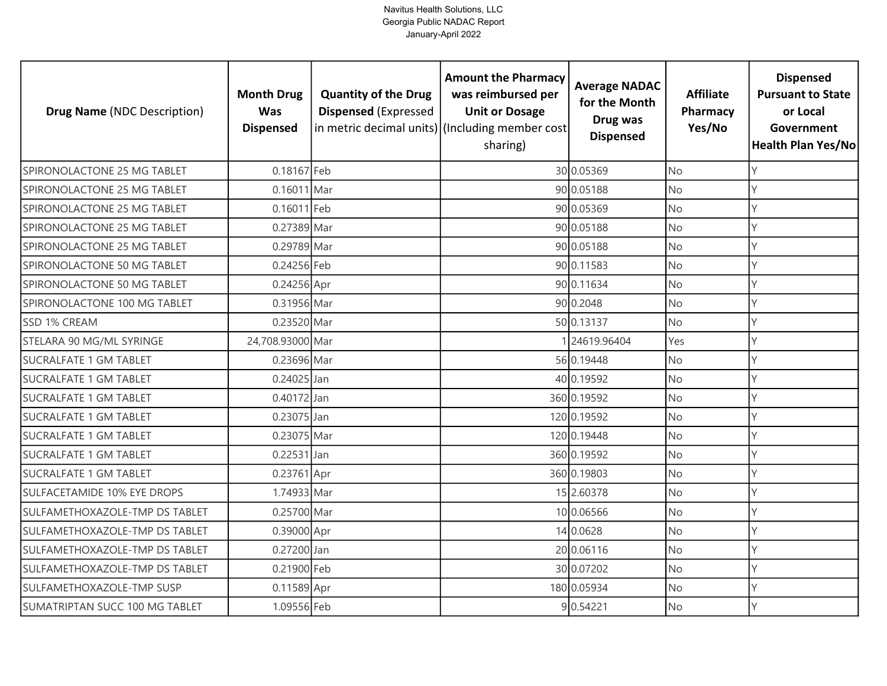| Drug Name (NDC Description) | Month Drug Was Dispensed | Quantity of the Drug Dispensed (Expressed in metric decimal units) | Amount the Pharmacy was reimbursed per Unit or Dosage (Including member cost sharing) | Average NADAC for the Month Drug was Dispensed | Affiliate Pharmacy Yes/No | Dispensed Pursuant to State or Local Government Health Plan Yes/No |
|---|---|---|---|---|---|---|
| SPIRONOLACTONE 25 MG TABLET | 0.18167 | Feb | 30 | 0.05369 | No | Y |
| SPIRONOLACTONE 25 MG TABLET | 0.16011 | Mar | 90 | 0.05188 | No | Y |
| SPIRONOLACTONE 25 MG TABLET | 0.16011 | Feb | 90 | 0.05369 | No | Y |
| SPIRONOLACTONE 25 MG TABLET | 0.27389 | Mar | 90 | 0.05188 | No | Y |
| SPIRONOLACTONE 25 MG TABLET | 0.29789 | Mar | 90 | 0.05188 | No | Y |
| SPIRONOLACTONE 50 MG TABLET | 0.24256 | Feb | 90 | 0.11583 | No | Y |
| SPIRONOLACTONE 50 MG TABLET | 0.24256 | Apr | 90 | 0.11634 | No | Y |
| SPIRONOLACTONE 100 MG TABLET | 0.31956 | Mar | 90 | 0.2048 | No | Y |
| SSD 1% CREAM | 0.23520 | Mar | 50 | 0.13137 | No | Y |
| STELARA 90 MG/ML SYRINGE | 24,708.93000 | Mar | 1 | 24619.96404 | Yes | Y |
| SUCRALFATE 1 GM TABLET | 0.23696 | Mar | 56 | 0.19448 | No | Y |
| SUCRALFATE 1 GM TABLET | 0.24025 | Jan | 40 | 0.19592 | No | Y |
| SUCRALFATE 1 GM TABLET | 0.40172 | Jan | 360 | 0.19592 | No | Y |
| SUCRALFATE 1 GM TABLET | 0.23075 | Jan | 120 | 0.19592 | No | Y |
| SUCRALFATE 1 GM TABLET | 0.23075 | Mar | 120 | 0.19448 | No | Y |
| SUCRALFATE 1 GM TABLET | 0.22531 | Jan | 360 | 0.19592 | No | Y |
| SUCRALFATE 1 GM TABLET | 0.23761 | Apr | 360 | 0.19803 | No | Y |
| SULFACETAMIDE 10% EYE DROPS | 1.74933 | Mar | 15 | 2.60378 | No | Y |
| SULFAMETHOXAZOLE-TMP DS TABLET | 0.25700 | Mar | 10 | 0.06566 | No | Y |
| SULFAMETHOXAZOLE-TMP DS TABLET | 0.39000 | Apr | 14 | 0.0628 | No | Y |
| SULFAMETHOXAZOLE-TMP DS TABLET | 0.27200 | Jan | 20 | 0.06116 | No | Y |
| SULFAMETHOXAZOLE-TMP DS TABLET | 0.21900 | Feb | 30 | 0.07202 | No | Y |
| SULFAMETHOXAZOLE-TMP SUSP | 0.11589 | Apr | 180 | 0.05934 | No | Y |
| SUMATRIPTAN SUCC 100 MG TABLET | 1.09556 | Feb | 9 | 0.54221 | No | Y |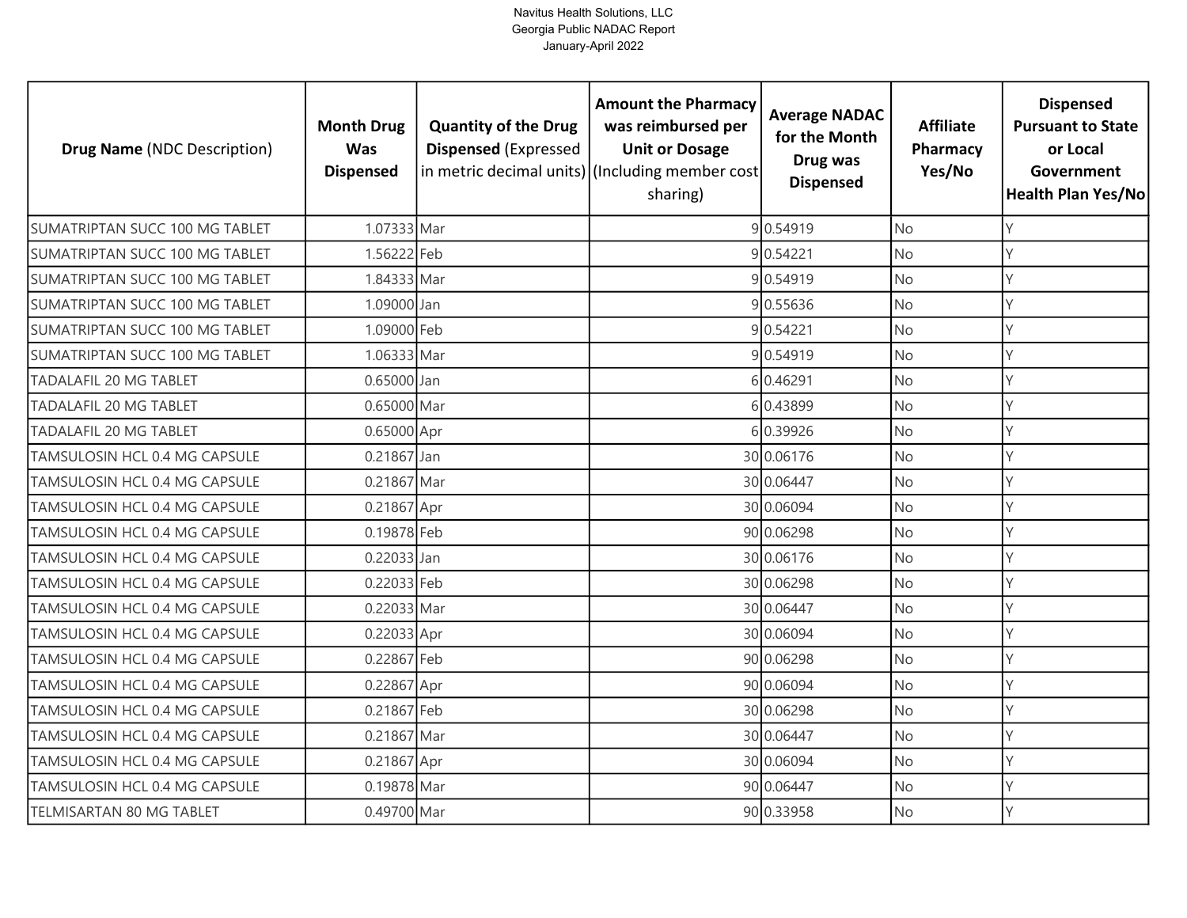| **Drug Name** (NDC Description) | **Month Drug Was Dispensed** | **Quantity of the Drug Dispensed** (Expressed in metric decimal units) | **Amount the Pharmacy was reimbursed per Unit or Dosage** (Including member cost sharing) | **Average NADAC for the Month Drug was Dispensed** | **Affiliate Pharmacy Yes/No** | **Dispensed Pursuant to State or Local Government Health Plan Yes/No** |
|---|---|---|---|---|---|---|
| SUMATRIPTAN SUCC 100 MG TABLET | 1.07333 | Mar | 9 | 0.54919 | No | Y |
| SUMATRIPTAN SUCC 100 MG TABLET | 1.56222 | Feb | 9 | 0.54221 | No | Y |
| SUMATRIPTAN SUCC 100 MG TABLET | 1.84333 | Mar | 9 | 0.54919 | No | Y |
| SUMATRIPTAN SUCC 100 MG TABLET | 1.09000 | Jan | 9 | 0.55636 | No | Y |
| SUMATRIPTAN SUCC 100 MG TABLET | 1.09000 | Feb | 9 | 0.54221 | No | Y |
| SUMATRIPTAN SUCC 100 MG TABLET | 1.06333 | Mar | 9 | 0.54919 | No | Y |
| TADALAFIL 20 MG TABLET | 0.65000 | Jan | 6 | 0.46291 | No | Y |
| TADALAFIL 20 MG TABLET | 0.65000 | Mar | 6 | 0.43899 | No | Y |
| TADALAFIL 20 MG TABLET | 0.65000 | Apr | 6 | 0.39926 | No | Y |
| TAMSULOSIN HCL 0.4 MG CAPSULE | 0.21867 | Jan | 30 | 0.06176 | No | Y |
| TAMSULOSIN HCL 0.4 MG CAPSULE | 0.21867 | Mar | 30 | 0.06447 | No | Y |
| TAMSULOSIN HCL 0.4 MG CAPSULE | 0.21867 | Apr | 30 | 0.06094 | No | Y |
| TAMSULOSIN HCL 0.4 MG CAPSULE | 0.19878 | Feb | 90 | 0.06298 | No | Y |
| TAMSULOSIN HCL 0.4 MG CAPSULE | 0.22033 | Jan | 30 | 0.06176 | No | Y |
| TAMSULOSIN HCL 0.4 MG CAPSULE | 0.22033 | Feb | 30 | 0.06298 | No | Y |
| TAMSULOSIN HCL 0.4 MG CAPSULE | 0.22033 | Mar | 30 | 0.06447 | No | Y |
| TAMSULOSIN HCL 0.4 MG CAPSULE | 0.22033 | Apr | 30 | 0.06094 | No | Y |
| TAMSULOSIN HCL 0.4 MG CAPSULE | 0.22867 | Feb | 90 | 0.06298 | No | Y |
| TAMSULOSIN HCL 0.4 MG CAPSULE | 0.22867 | Apr | 90 | 0.06094 | No | Y |
| TAMSULOSIN HCL 0.4 MG CAPSULE | 0.21867 | Feb | 30 | 0.06298 | No | Y |
| TAMSULOSIN HCL 0.4 MG CAPSULE | 0.21867 | Mar | 30 | 0.06447 | No | Y |
| TAMSULOSIN HCL 0.4 MG CAPSULE | 0.21867 | Apr | 30 | 0.06094 | No | Y |
| TAMSULOSIN HCL 0.4 MG CAPSULE | 0.19878 | Mar | 90 | 0.06447 | No | Y |
| TELMISARTAN 80 MG TABLET | 0.49700 | Mar | 90 | 0.33958 | No | Y |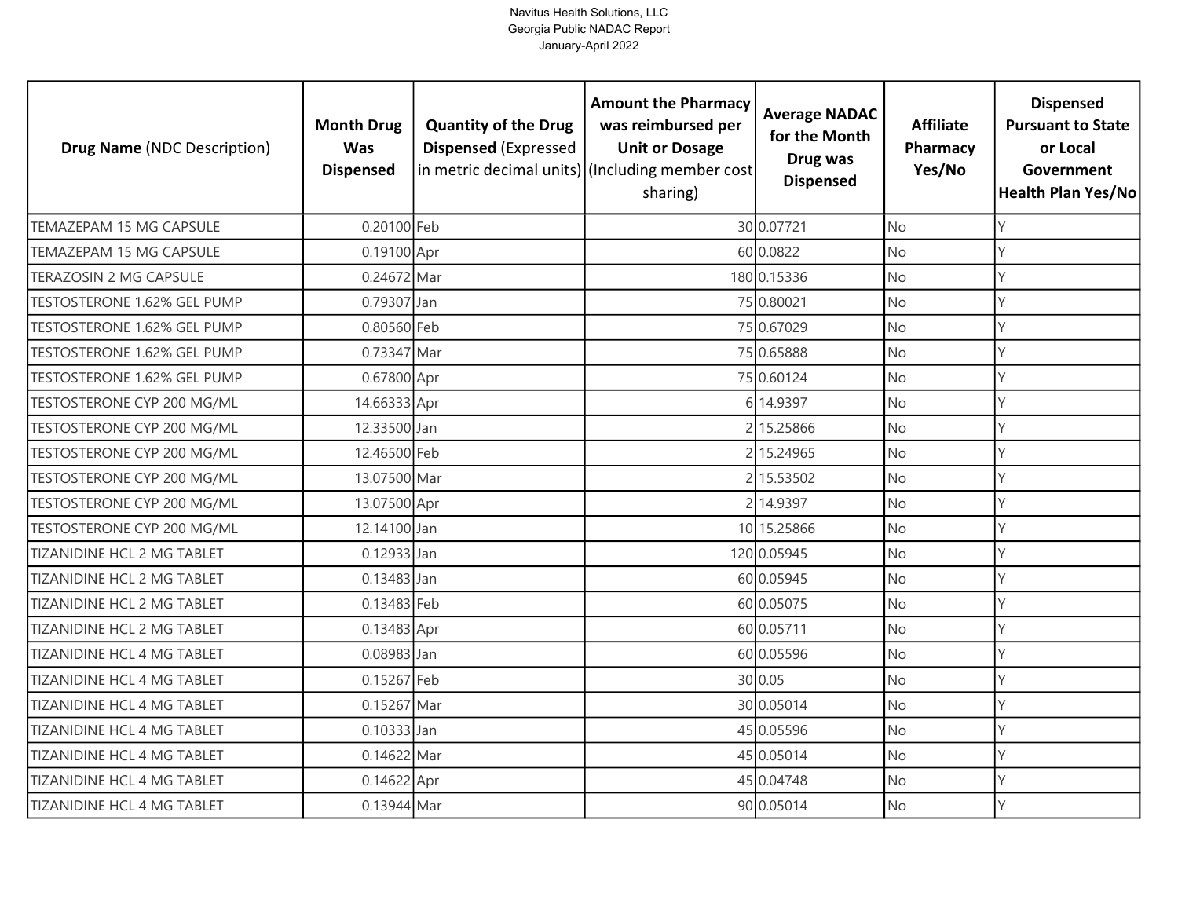Navitus Health Solutions, LLC
Georgia Public NADAC Report
January-April 2022

| Drug Name (NDC Description) | Month Drug Was Dispensed | Quantity of the Drug Dispensed (Expressed in metric decimal units) | Amount the Pharmacy was reimbursed per Unit or Dosage (Including member cost sharing) | Average NADAC for the Month Drug was Dispensed | Affiliate Pharmacy Yes/No | Dispensed Pursuant to State or Local Government Health Plan Yes/No |
|---|---|---|---|---|---|---|
| TEMAZEPAM 15 MG CAPSULE | 0.20100 | Feb | 30 | 0.07721 | No | Y |
| TEMAZEPAM 15 MG CAPSULE | 0.19100 | Apr | 60 | 0.0822 | No | Y |
| TERAZOSIN 2 MG CAPSULE | 0.24672 | Mar | 180 | 0.15336 | No | Y |
| TESTOSTERONE 1.62% GEL PUMP | 0.79307 | Jan | 75 | 0.80021 | No | Y |
| TESTOSTERONE 1.62% GEL PUMP | 0.80560 | Feb | 75 | 0.67029 | No | Y |
| TESTOSTERONE 1.62% GEL PUMP | 0.73347 | Mar | 75 | 0.65888 | No | Y |
| TESTOSTERONE 1.62% GEL PUMP | 0.67800 | Apr | 75 | 0.60124 | No | Y |
| TESTOSTERONE CYP 200 MG/ML | 14.66333 | Apr | 6 | 14.9397 | No | Y |
| TESTOSTERONE CYP 200 MG/ML | 12.33500 | Jan | 2 | 15.25866 | No | Y |
| TESTOSTERONE CYP 200 MG/ML | 12.46500 | Feb | 2 | 15.24965 | No | Y |
| TESTOSTERONE CYP 200 MG/ML | 13.07500 | Mar | 2 | 15.53502 | No | Y |
| TESTOSTERONE CYP 200 MG/ML | 13.07500 | Apr | 2 | 14.9397 | No | Y |
| TESTOSTERONE CYP 200 MG/ML | 12.14100 | Jan | 10 | 15.25866 | No | Y |
| TIZANIDINE HCL 2 MG TABLET | 0.12933 | Jan | 120 | 0.05945 | No | Y |
| TIZANIDINE HCL 2 MG TABLET | 0.13483 | Jan | 60 | 0.05945 | No | Y |
| TIZANIDINE HCL 2 MG TABLET | 0.13483 | Feb | 60 | 0.05075 | No | Y |
| TIZANIDINE HCL 2 MG TABLET | 0.13483 | Apr | 60 | 0.05711 | No | Y |
| TIZANIDINE HCL 4 MG TABLET | 0.08983 | Jan | 60 | 0.05596 | No | Y |
| TIZANIDINE HCL 4 MG TABLET | 0.15267 | Feb | 30 | 0.05 | No | Y |
| TIZANIDINE HCL 4 MG TABLET | 0.15267 | Mar | 30 | 0.05014 | No | Y |
| TIZANIDINE HCL 4 MG TABLET | 0.10333 | Jan | 45 | 0.05596 | No | Y |
| TIZANIDINE HCL 4 MG TABLET | 0.14622 | Mar | 45 | 0.05014 | No | Y |
| TIZANIDINE HCL 4 MG TABLET | 0.14622 | Apr | 45 | 0.04748 | No | Y |
| TIZANIDINE HCL 4 MG TABLET | 0.13944 | Mar | 90 | 0.05014 | No | Y |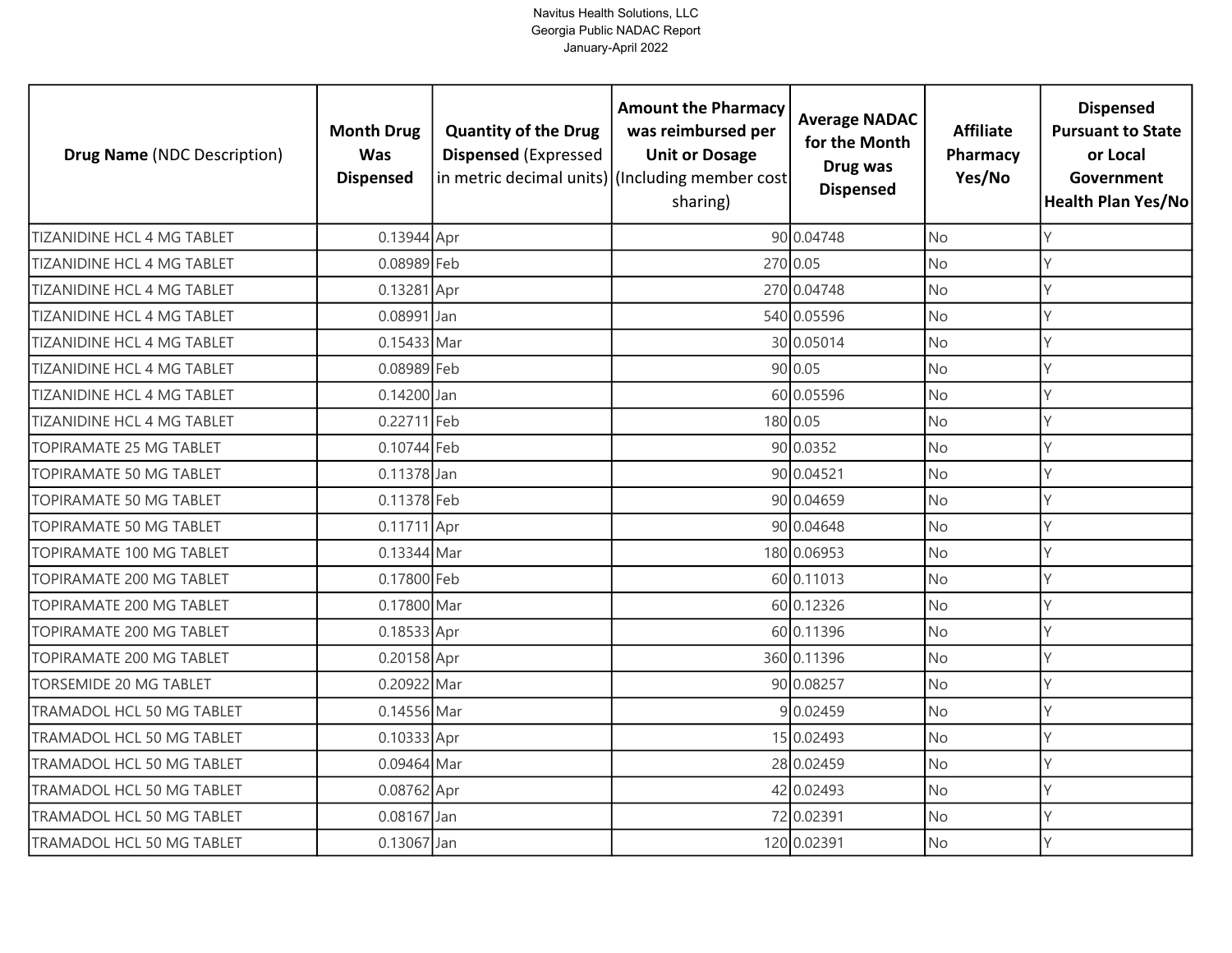| **Drug Name** (NDC Description) | **Month Drug Was Dispensed** | **Quantity of the Drug Dispensed** (Expressed in metric decimal units) | **Amount the Pharmacy was reimbursed per Unit or Dosage** (Including member cost sharing) | **Average NADAC for the Month Drug was Dispensed** | **Affiliate Pharmacy Yes/No** | **Dispensed Pursuant to State or Local Government Health Plan Yes/No** |
|---|---|---|---|---|---|---|
| TIZANIDINE HCL 4 MG TABLET | 0.13944 | Apr | 90 | 0.04748 | No | Y |
| TIZANIDINE HCL 4 MG TABLET | 0.08989 | Feb | 270 | 0.05 | No | Y |
| TIZANIDINE HCL 4 MG TABLET | 0.13281 | Apr | 270 | 0.04748 | No | Y |
| TIZANIDINE HCL 4 MG TABLET | 0.08991 | Jan | 540 | 0.05596 | No | Y |
| TIZANIDINE HCL 4 MG TABLET | 0.15433 | Mar | 30 | 0.05014 | No | Y |
| TIZANIDINE HCL 4 MG TABLET | 0.08989 | Feb | 90 | 0.05 | No | Y |
| TIZANIDINE HCL 4 MG TABLET | 0.14200 | Jan | 60 | 0.05596 | No | Y |
| TIZANIDINE HCL 4 MG TABLET | 0.22711 | Feb | 180 | 0.05 | No | Y |
| TOPIRAMATE 25 MG TABLET | 0.10744 | Feb | 90 | 0.0352 | No | Y |
| TOPIRAMATE 50 MG TABLET | 0.11378 | Jan | 90 | 0.04521 | No | Y |
| TOPIRAMATE 50 MG TABLET | 0.11378 | Feb | 90 | 0.04659 | No | Y |
| TOPIRAMATE 50 MG TABLET | 0.11711 | Apr | 90 | 0.04648 | No | Y |
| TOPIRAMATE 100 MG TABLET | 0.13344 | Mar | 180 | 0.06953 | No | Y |
| TOPIRAMATE 200 MG TABLET | 0.17800 | Feb | 60 | 0.11013 | No | Y |
| TOPIRAMATE 200 MG TABLET | 0.17800 | Mar | 60 | 0.12326 | No | Y |
| TOPIRAMATE 200 MG TABLET | 0.18533 | Apr | 60 | 0.11396 | No | Y |
| TOPIRAMATE 200 MG TABLET | 0.20158 | Apr | 360 | 0.11396 | No | Y |
| TORSEMIDE 20 MG TABLET | 0.20922 | Mar | 90 | 0.08257 | No | Y |
| TRAMADOL HCL 50 MG TABLET | 0.14556 | Mar | 9 | 0.02459 | No | Y |
| TRAMADOL HCL 50 MG TABLET | 0.10333 | Apr | 15 | 0.02493 | No | Y |
| TRAMADOL HCL 50 MG TABLET | 0.09464 | Mar | 28 | 0.02459 | No | Y |
| TRAMADOL HCL 50 MG TABLET | 0.08762 | Apr | 42 | 0.02493 | No | Y |
| TRAMADOL HCL 50 MG TABLET | 0.08167 | Jan | 72 | 0.02391 | No | Y |
| TRAMADOL HCL 50 MG TABLET | 0.13067 | Jan | 120 | 0.02391 | No | Y |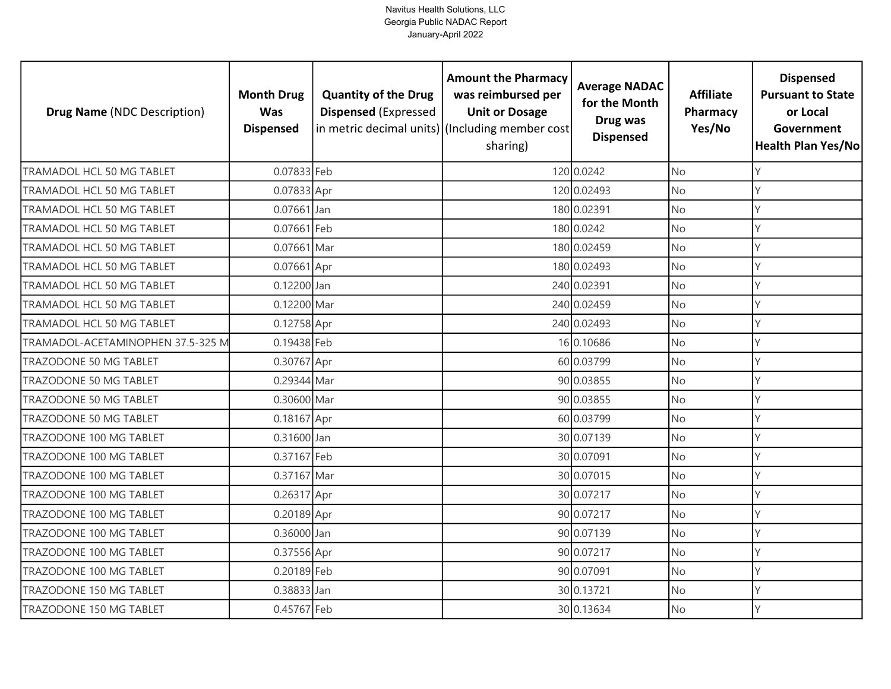Navitus Health Solutions, LLC
Georgia Public NADAC Report
January-April 2022

| **Drug Name** (NDC Description) | **Month Drug Was Dispensed** | **Quantity of the Drug Dispensed** (Expressed in metric decimal units) | **Amount the Pharmacy was reimbursed per Unit or Dosage** (Including member cost sharing) | **Average NADAC for the Month Drug was Dispensed** | **Affiliate Pharmacy Yes/No** | **Dispensed Pursuant to State or Local Government Health Plan Yes/No** |
|---|---|---|---|---|---|---|
| TRAMADOL HCL 50 MG TABLET | 0.07833 | Feb | 120 | 0.0242 | No | Y |
| TRAMADOL HCL 50 MG TABLET | 0.07833 | Apr | 120 | 0.02493 | No | Y |
| TRAMADOL HCL 50 MG TABLET | 0.07661 | Jan | 180 | 0.02391 | No | Y |
| TRAMADOL HCL 50 MG TABLET | 0.07661 | Feb | 180 | 0.0242 | No | Y |
| TRAMADOL HCL 50 MG TABLET | 0.07661 | Mar | 180 | 0.02459 | No | Y |
| TRAMADOL HCL 50 MG TABLET | 0.07661 | Apr | 180 | 0.02493 | No | Y |
| TRAMADOL HCL 50 MG TABLET | 0.12200 | Jan | 240 | 0.02391 | No | Y |
| TRAMADOL HCL 50 MG TABLET | 0.12200 | Mar | 240 | 0.02459 | No | Y |
| TRAMADOL HCL 50 MG TABLET | 0.12758 | Apr | 240 | 0.02493 | No | Y |
| TRAMADOL-ACETAMINOPHEN 37.5-325 M | 0.19438 | Feb | 16 | 0.10686 | No | Y |
| TRAZODONE 50 MG TABLET | 0.30767 | Apr | 60 | 0.03799 | No | Y |
| TRAZODONE 50 MG TABLET | 0.29344 | Mar | 90 | 0.03855 | No | Y |
| TRAZODONE 50 MG TABLET | 0.30600 | Mar | 90 | 0.03855 | No | Y |
| TRAZODONE 50 MG TABLET | 0.18167 | Apr | 60 | 0.03799 | No | Y |
| TRAZODONE 100 MG TABLET | 0.31600 | Jan | 30 | 0.07139 | No | Y |
| TRAZODONE 100 MG TABLET | 0.37167 | Feb | 30 | 0.07091 | No | Y |
| TRAZODONE 100 MG TABLET | 0.37167 | Mar | 30 | 0.07015 | No | Y |
| TRAZODONE 100 MG TABLET | 0.26317 | Apr | 30 | 0.07217 | No | Y |
| TRAZODONE 100 MG TABLET | 0.20189 | Apr | 90 | 0.07217 | No | Y |
| TRAZODONE 100 MG TABLET | 0.36000 | Jan | 90 | 0.07139 | No | Y |
| TRAZODONE 100 MG TABLET | 0.37556 | Apr | 90 | 0.07217 | No | Y |
| TRAZODONE 100 MG TABLET | 0.20189 | Feb | 90 | 0.07091 | No | Y |
| TRAZODONE 150 MG TABLET | 0.38833 | Jan | 30 | 0.13721 | No | Y |
| TRAZODONE 150 MG TABLET | 0.45767 | Feb | 30 | 0.13634 | No | Y |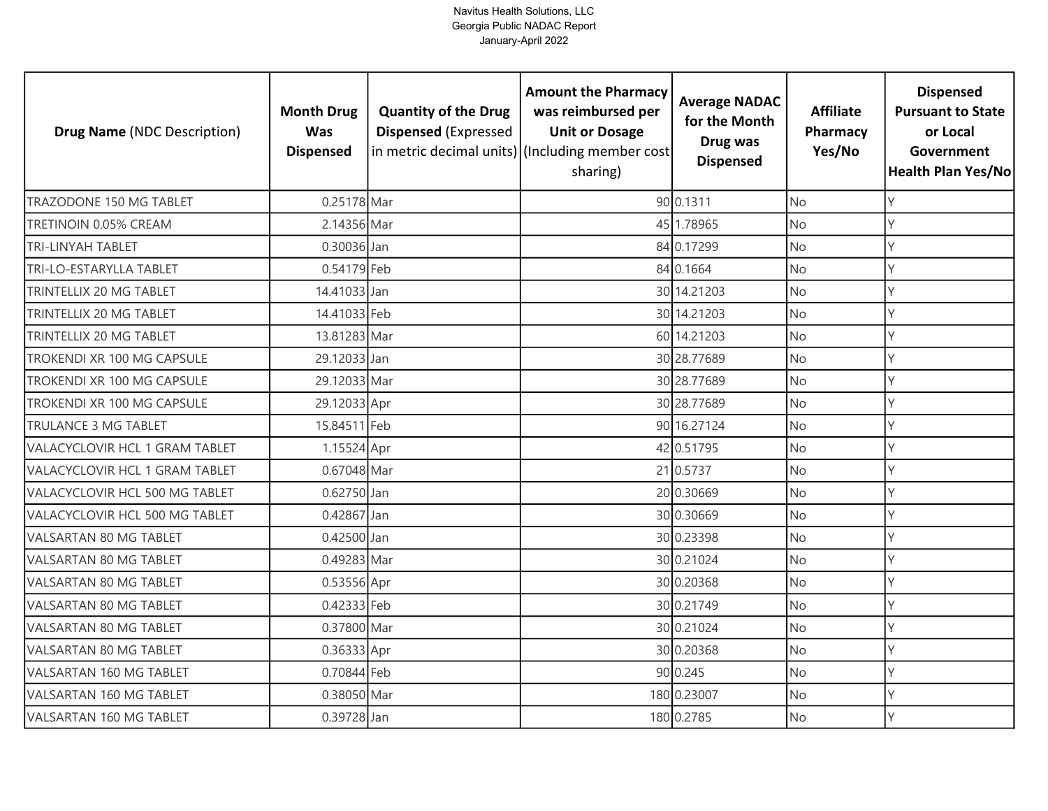Navitus Health Solutions, LLC
Georgia Public NADAC Report
January-April 2022

| **Drug Name** (NDC Description) | **Month Drug Was Dispensed** | **Quantity of the Drug Dispensed** (Expressed in metric decimal units) | **Amount the Pharmacy was reimbursed per Unit or Dosage** (Including member cost sharing) | **Average NADAC for the Month Drug was Dispensed** | **Affiliate Pharmacy Yes/No** | **Dispensed Pursuant to State or Local Government Health Plan Yes/No** |
|---|---|---|---|---|---|---|
| TRAZODONE 150 MG TABLET | 0.25178 | Mar | 90 | 0.1311 | No | Y |
| TRETINOIN 0.05% CREAM | 2.14356 | Mar | 45 | 1.78965 | No | Y |
| TRI-LINYAH TABLET | 0.30036 | Jan | 84 | 0.17299 | No | Y |
| TRI-LO-ESTARYLLA TABLET | 0.54179 | Feb | 84 | 0.1664 | No | Y |
| TRINTELLIX 20 MG TABLET | 14.41033 | Jan | 30 | 14.21203 | No | Y |
| TRINTELLIX 20 MG TABLET | 14.41033 | Feb | 30 | 14.21203 | No | Y |
| TRINTELLIX 20 MG TABLET | 13.81283 | Mar | 60 | 14.21203 | No | Y |
| TROKENDI XR 100 MG CAPSULE | 29.12033 | Jan | 30 | 28.77689 | No | Y |
| TROKENDI XR 100 MG CAPSULE | 29.12033 | Mar | 30 | 28.77689 | No | Y |
| TROKENDI XR 100 MG CAPSULE | 29.12033 | Apr | 30 | 28.77689 | No | Y |
| TRULANCE 3 MG TABLET | 15.84511 | Feb | 90 | 16.27124 | No | Y |
| VALACYCLOVIR HCL 1 GRAM TABLET | 1.15524 | Apr | 42 | 0.51795 | No | Y |
| VALACYCLOVIR HCL 1 GRAM TABLET | 0.67048 | Mar | 21 | 0.5737 | No | Y |
| VALACYCLOVIR HCL 500 MG TABLET | 0.62750 | Jan | 20 | 0.30669 | No | Y |
| VALACYCLOVIR HCL 500 MG TABLET | 0.42867 | Jan | 30 | 0.30669 | No | Y |
| VALSARTAN 80 MG TABLET | 0.42500 | Jan | 30 | 0.23398 | No | Y |
| VALSARTAN 80 MG TABLET | 0.49283 | Mar | 30 | 0.21024 | No | Y |
| VALSARTAN 80 MG TABLET | 0.53556 | Apr | 30 | 0.20368 | No | Y |
| VALSARTAN 80 MG TABLET | 0.42333 | Feb | 30 | 0.21749 | No | Y |
| VALSARTAN 80 MG TABLET | 0.37800 | Mar | 30 | 0.21024 | No | Y |
| VALSARTAN 80 MG TABLET | 0.36333 | Apr | 30 | 0.20368 | No | Y |
| VALSARTAN 160 MG TABLET | 0.70844 | Feb | 90 | 0.245 | No | Y |
| VALSARTAN 160 MG TABLET | 0.38050 | Mar | 180 | 0.23007 | No | Y |
| VALSARTAN 160 MG TABLET | 0.39728 | Jan | 180 | 0.2785 | No | Y |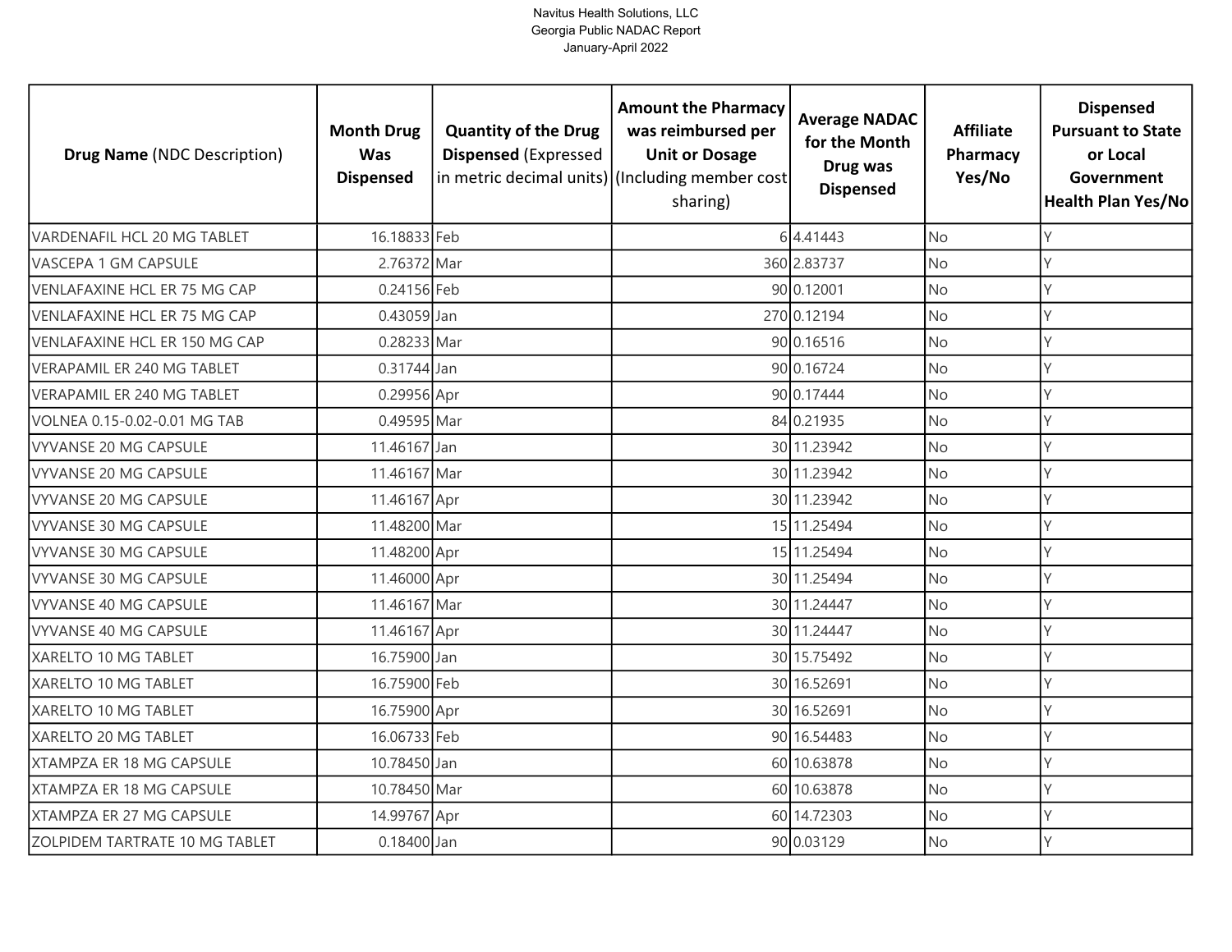| **Drug Name** (NDC Description) | **Month Drug Was Dispensed** | **Quantity of the Drug Dispensed** (Expressed in metric decimal units) | **Amount the Pharmacy was reimbursed per Unit or Dosage** (Including member cost sharing) | **Average NADAC for the Month Drug was Dispensed** | **Affiliate Pharmacy Yes/No** | **Dispensed Pursuant to State or Local Government Health Plan Yes/No** |
|---|---|---|---|---|---|---|
| VARDENAFIL HCL 20 MG TABLET | 16.18833 | Feb | 6 | 4.41443 | No | Y |
| VASCEPA 1 GM CAPSULE | 2.76372 | Mar | 360 | 2.83737 | No | Y |
| VENLAFAXINE HCL ER 75 MG CAP | 0.24156 | Feb | 90 | 0.12001 | No | Y |
| VENLAFAXINE HCL ER 75 MG CAP | 0.43059 | Jan | 270 | 0.12194 | No | Y |
| VENLAFAXINE HCL ER 150 MG CAP | 0.28233 | Mar | 90 | 0.16516 | No | Y |
| VERAPAMIL ER 240 MG TABLET | 0.31744 | Jan | 90 | 0.16724 | No | Y |
| VERAPAMIL ER 240 MG TABLET | 0.29956 | Apr | 90 | 0.17444 | No | Y |
| VOLNEA 0.15-0.02-0.01 MG TAB | 0.49595 | Mar | 84 | 0.21935 | No | Y |
| VYVANSE 20 MG CAPSULE | 11.46167 | Jan | 30 | 11.23942 | No | Y |
| VYVANSE 20 MG CAPSULE | 11.46167 | Mar | 30 | 11.23942 | No | Y |
| VYVANSE 20 MG CAPSULE | 11.46167 | Apr | 30 | 11.23942 | No | Y |
| VYVANSE 30 MG CAPSULE | 11.48200 | Mar | 15 | 11.25494 | No | Y |
| VYVANSE 30 MG CAPSULE | 11.48200 | Apr | 15 | 11.25494 | No | Y |
| VYVANSE 30 MG CAPSULE | 11.46000 | Apr | 30 | 11.25494 | No | Y |
| VYVANSE 40 MG CAPSULE | 11.46167 | Mar | 30 | 11.24447 | No | Y |
| VYVANSE 40 MG CAPSULE | 11.46167 | Apr | 30 | 11.24447 | No | Y |
| XARELTO 10 MG TABLET | 16.75900 | Jan | 30 | 15.75492 | No | Y |
| XARELTO 10 MG TABLET | 16.75900 | Feb | 30 | 16.52691 | No | Y |
| XARELTO 10 MG TABLET | 16.75900 | Apr | 30 | 16.52691 | No | Y |
| XARELTO 20 MG TABLET | 16.06733 | Feb | 90 | 16.54483 | No | Y |
| XTAMPZA ER 18 MG CAPSULE | 10.78450 | Jan | 60 | 10.63878 | No | Y |
| XTAMPZA ER 18 MG CAPSULE | 10.78450 | Mar | 60 | 10.63878 | No | Y |
| XTAMPZA ER 27 MG CAPSULE | 14.99767 | Apr | 60 | 14.72303 | No | Y |
| ZOLPIDEM TARTRATE 10 MG TABLET | 0.18400 | Jan | 90 | 0.03129 | No | Y |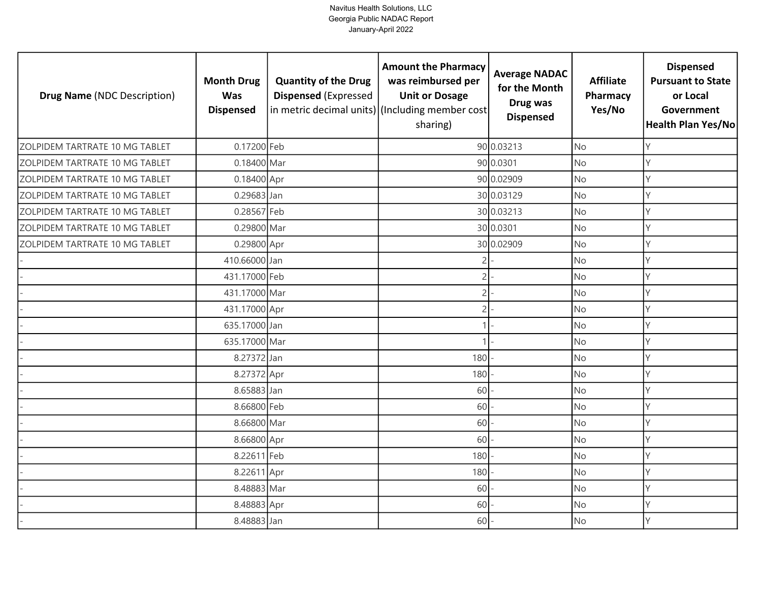Navitus Health Solutions, LLC
Georgia Public NADAC Report
January-April 2022

| Drug Name (NDC Description) | Month Drug Was Dispensed | Quantity of the Drug Dispensed (Expressed in metric decimal units) | Amount the Pharmacy was reimbursed per Unit or Dosage (Including member cost sharing) | Average NADAC for the Month Drug was Dispensed | Affiliate Pharmacy Yes/No | Dispensed Pursuant to State or Local Government Health Plan Yes/No |
|---|---|---|---|---|---|---|
| ZOLPIDEM TARTRATE 10 MG TABLET | 0.17200 | Feb | 90 | 0.03213 | No | Y |
| ZOLPIDEM TARTRATE 10 MG TABLET | 0.18400 | Mar | 90 | 0.0301 | No | Y |
| ZOLPIDEM TARTRATE 10 MG TABLET | 0.18400 | Apr | 90 | 0.02909 | No | Y |
| ZOLPIDEM TARTRATE 10 MG TABLET | 0.29683 | Jan | 30 | 0.03129 | No | Y |
| ZOLPIDEM TARTRATE 10 MG TABLET | 0.28567 | Feb | 30 | 0.03213 | No | Y |
| ZOLPIDEM TARTRATE 10 MG TABLET | 0.29800 | Mar | 30 | 0.0301 | No | Y |
| ZOLPIDEM TARTRATE 10 MG TABLET | 0.29800 | Apr | 30 | 0.02909 | No | Y |
| - | 410.66000 | Jan | 2 | - | No | Y |
| - | 431.17000 | Feb | 2 | - | No | Y |
| - | 431.17000 | Mar | 2 | - | No | Y |
| - | 431.17000 | Apr | 2 | - | No | Y |
| - | 635.17000 | Jan | 1 | - | No | Y |
| - | 635.17000 | Mar | 1 | - | No | Y |
| - | 8.27372 | Jan | 180 | - | No | Y |
| - | 8.27372 | Apr | 180 | - | No | Y |
| - | 8.65883 | Jan | 60 | - | No | Y |
| - | 8.66800 | Feb | 60 | - | No | Y |
| - | 8.66800 | Mar | 60 | - | No | Y |
| - | 8.66800 | Apr | 60 | - | No | Y |
| - | 8.22611 | Feb | 180 | - | No | Y |
| - | 8.22611 | Apr | 180 | - | No | Y |
| - | 8.48883 | Mar | 60 | - | No | Y |
| - | 8.48883 | Apr | 60 | - | No | Y |
| - | 8.48883 | Jan | 60 | - | No | Y |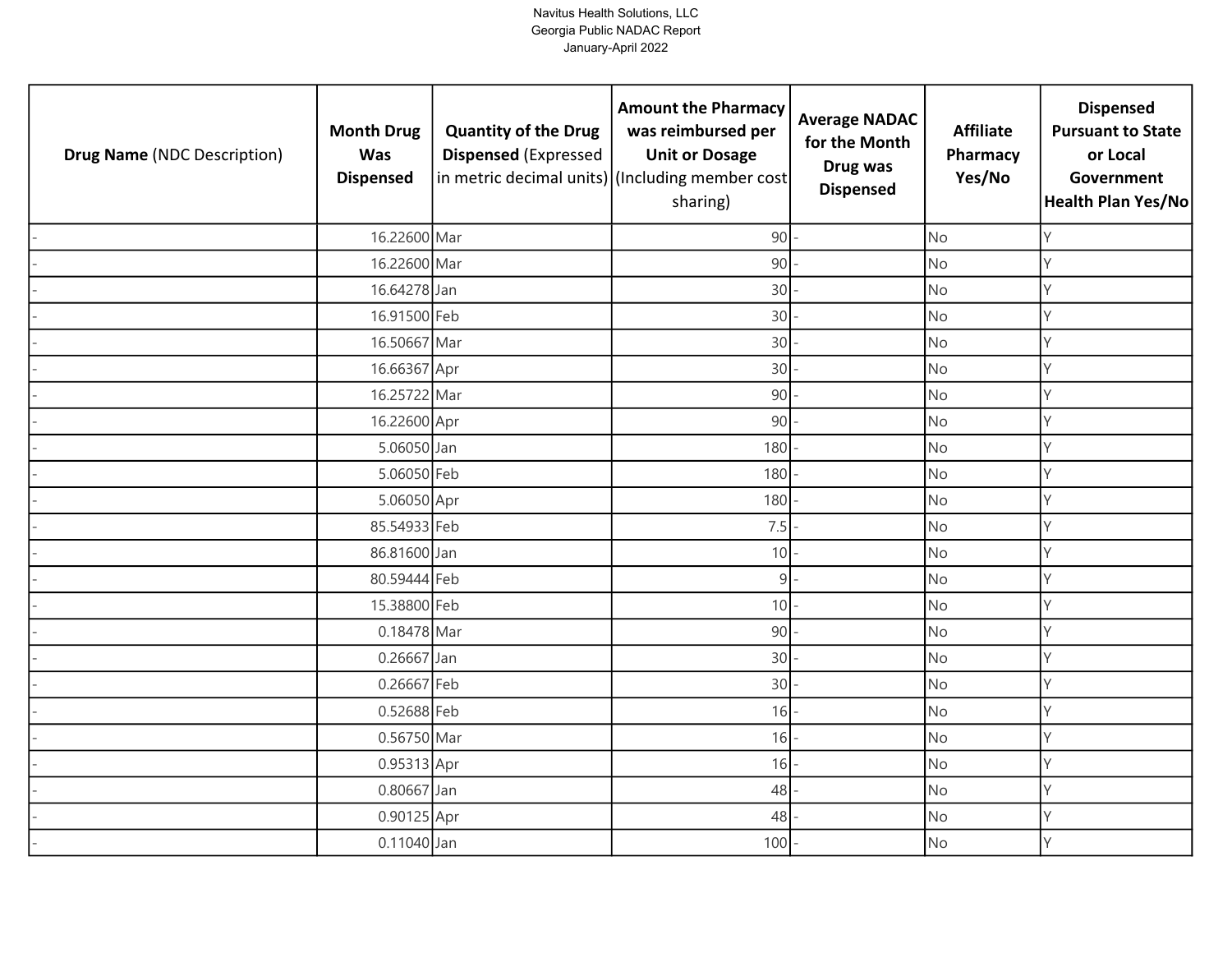Navitus Health Solutions, LLC
Georgia Public NADAC Report
January-April 2022

| **Drug Name** (NDC Description) | **Month Drug Was Dispensed** | **Quantity of the Drug Dispensed** (Expressed in metric decimal units) | **Amount the Pharmacy was reimbursed per Unit or Dosage** (Including member cost sharing) | **Average NADAC for the Month Drug was Dispensed** | **Affiliate Pharmacy Yes/No** | **Dispensed Pursuant to State or Local Government Health Plan Yes/No** |
|---|---|---|---|---|---|---|
| - | 16.22600 | Mar | 90 | - | No | Y |
| - | 16.22600 | Mar | 90 | - | No | Y |
| - | 16.64278 | Jan | 30 | - | No | Y |
| - | 16.91500 | Feb | 30 | - | No | Y |
| - | 16.50667 | Mar | 30 | - | No | Y |
| - | 16.66367 | Apr | 30 | - | No | Y |
| - | 16.25722 | Mar | 90 | - | No | Y |
| - | 16.22600 | Apr | 90 | - | No | Y |
| - | 5.06050 | Jan | 180 | - | No | Y |
| - | 5.06050 | Feb | 180 | - | No | Y |
| - | 5.06050 | Apr | 180 | - | No | Y |
| - | 85.54933 | Feb | 7.5 | - | No | Y |
| - | 86.81600 | Jan | 10 | - | No | Y |
| - | 80.59444 | Feb | 9 | - | No | Y |
| - | 15.38800 | Feb | 10 | - | No | Y |
| - | 0.18478 | Mar | 90 | - | No | Y |
| - | 0.26667 | Jan | 30 | - | No | Y |
| - | 0.26667 | Feb | 30 | - | No | Y |
| - | 0.52688 | Feb | 16 | - | No | Y |
| - | 0.56750 | Mar | 16 | - | No | Y |
| - | 0.95313 | Apr | 16 | - | No | Y |
| - | 0.80667 | Jan | 48 | - | No | Y |
| - | 0.90125 | Apr | 48 | - | No | Y |
| - | 0.11040 | Jan | 100 | - | No | Y |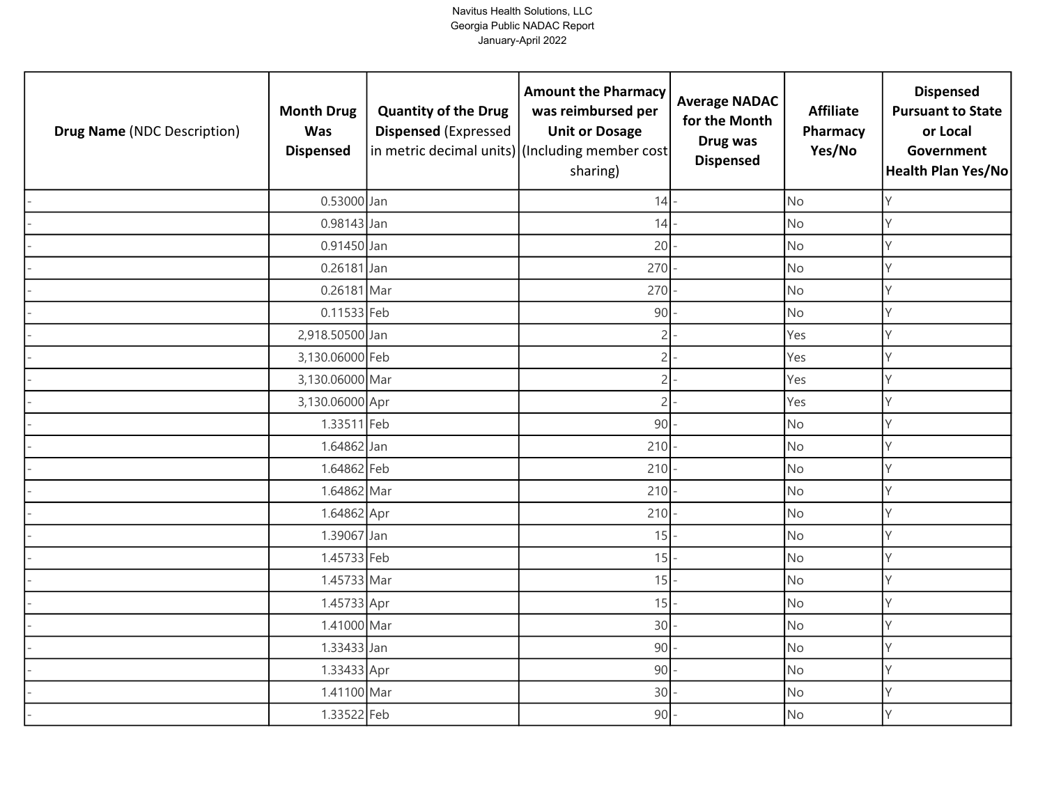Navitus Health Solutions, LLC
Georgia Public NADAC Report
January-April 2022

| **Drug Name** (NDC Description) | **Month Drug Was Dispensed** | **Quantity of the Drug Dispensed** (Expressed in metric decimal units) | **Amount the Pharmacy was reimbursed per Unit or Dosage** (Including member cost sharing) | **Average NADAC for the Month Drug was Dispensed** | **Affiliate Pharmacy Yes/No** | **Dispensed Pursuant to State or Local Government Health Plan Yes/No** |
|---|---|---|---|---|---|---|
| - | 0.53000 | Jan | 14 | - | No | Y |
| - | 0.98143 | Jan | 14 | - | No | Y |
| - | 0.91450 | Jan | 20 | - | No | Y |
| - | 0.26181 | Jan | 270 | - | No | Y |
| - | 0.26181 | Mar | 270 | - | No | Y |
| - | 0.11533 | Feb | 90 | - | No | Y |
| - | 2,918.50500 | Jan | 2 | - | Yes | Y |
| - | 3,130.06000 | Feb | 2 | - | Yes | Y |
| - | 3,130.06000 | Mar | 2 | - | Yes | Y |
| - | 3,130.06000 | Apr | 2 | - | Yes | Y |
| - | 1.33511 | Feb | 90 | - | No | Y |
| - | 1.64862 | Jan | 210 | - | No | Y |
| - | 1.64862 | Feb | 210 | - | No | Y |
| - | 1.64862 | Mar | 210 | - | No | Y |
| - | 1.64862 | Apr | 210 | - | No | Y |
| - | 1.39067 | Jan | 15 | - | No | Y |
| - | 1.45733 | Feb | 15 | - | No | Y |
| - | 1.45733 | Mar | 15 | - | No | Y |
| - | 1.45733 | Apr | 15 | - | No | Y |
| - | 1.41000 | Mar | 30 | - | No | Y |
| - | 1.33433 | Jan | 90 | - | No | Y |
| - | 1.33433 | Apr | 90 | - | No | Y |
| - | 1.41100 | Mar | 30 | - | No | Y |
| - | 1.33522 | Feb | 90 | - | No | Y |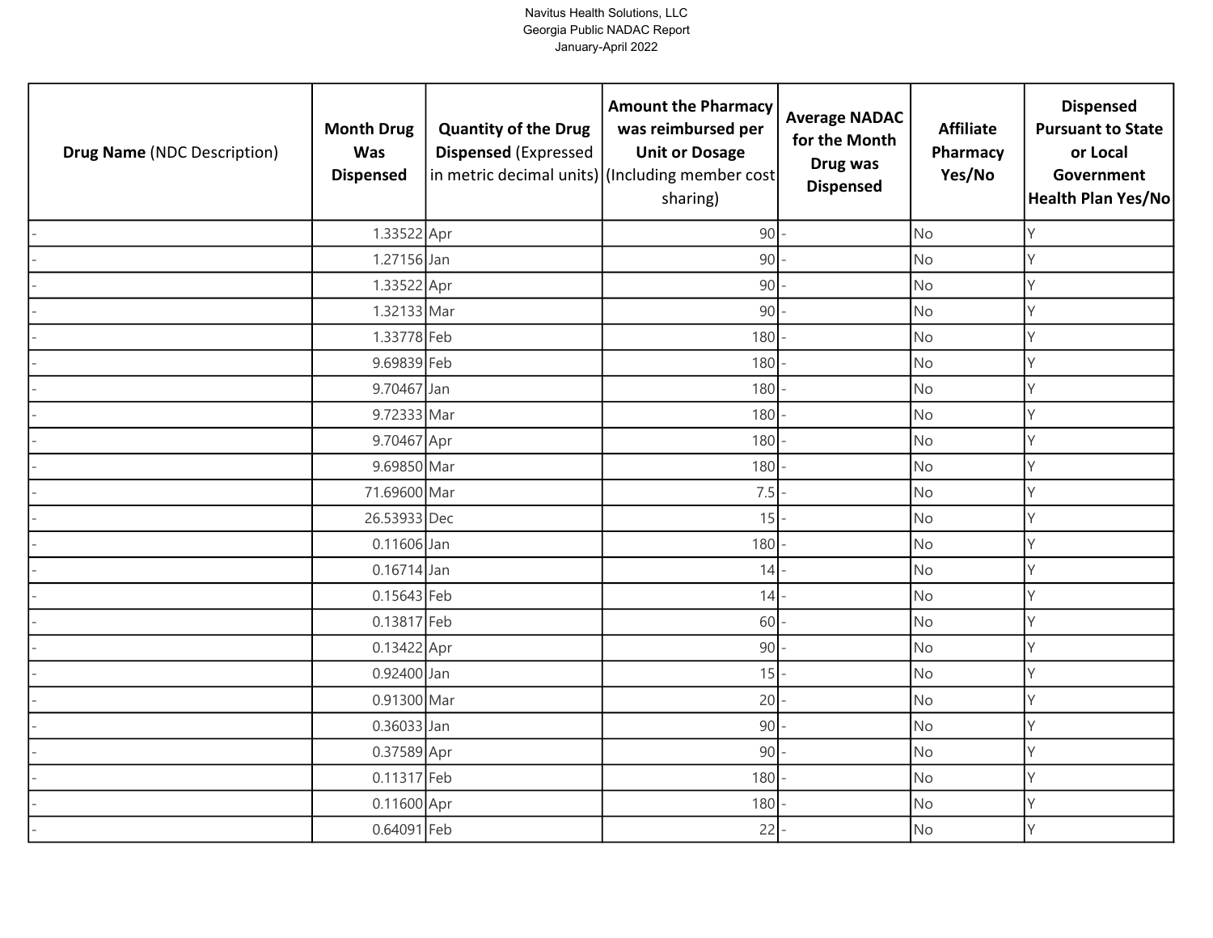Navitus Health Solutions, LLC
Georgia Public NADAC Report
January-April 2022

| **Drug Name** (NDC Description) | **Month Drug Was Dispensed** | **Quantity of the Drug Dispensed** (Expressed in metric decimal units) | **Amount the Pharmacy was reimbursed per Unit or Dosage** (Including member cost sharing) | **Average NADAC for the Month Drug was Dispensed** | **Affiliate Pharmacy Yes/No** | **Dispensed Pursuant to State or Local Government Health Plan Yes/No** |
|---|---|---|---|---|---|---|
| - | 1.33522 | Apr | 90 | - | No | Y |
| - | 1.27156 | Jan | 90 | - | No | Y |
| - | 1.33522 | Apr | 90 | - | No | Y |
| - | 1.32133 | Mar | 90 | - | No | Y |
| - | 1.33778 | Feb | 180 | - | No | Y |
| - | 9.69839 | Feb | 180 | - | No | Y |
| - | 9.70467 | Jan | 180 | - | No | Y |
| - | 9.72333 | Mar | 180 | - | No | Y |
| - | 9.70467 | Apr | 180 | - | No | Y |
| - | 9.69850 | Mar | 180 | - | No | Y |
| - | 71.69600 | Mar | 7.5 | - | No | Y |
| - | 26.53933 | Dec | 15 | - | No | Y |
| - | 0.11606 | Jan | 180 | - | No | Y |
| - | 0.16714 | Jan | 14 | - | No | Y |
| - | 0.15643 | Feb | 14 | - | No | Y |
| - | 0.13817 | Feb | 60 | - | No | Y |
| - | 0.13422 | Apr | 90 | - | No | Y |
| - | 0.92400 | Jan | 15 | - | No | Y |
| - | 0.91300 | Mar | 20 | - | No | Y |
| - | 0.36033 | Jan | 90 | - | No | Y |
| - | 0.37589 | Apr | 90 | - | No | Y |
| - | 0.11317 | Feb | 180 | - | No | Y |
| - | 0.11600 | Apr | 180 | - | No | Y |
| - | 0.64091 | Feb | 22 | - | No | Y |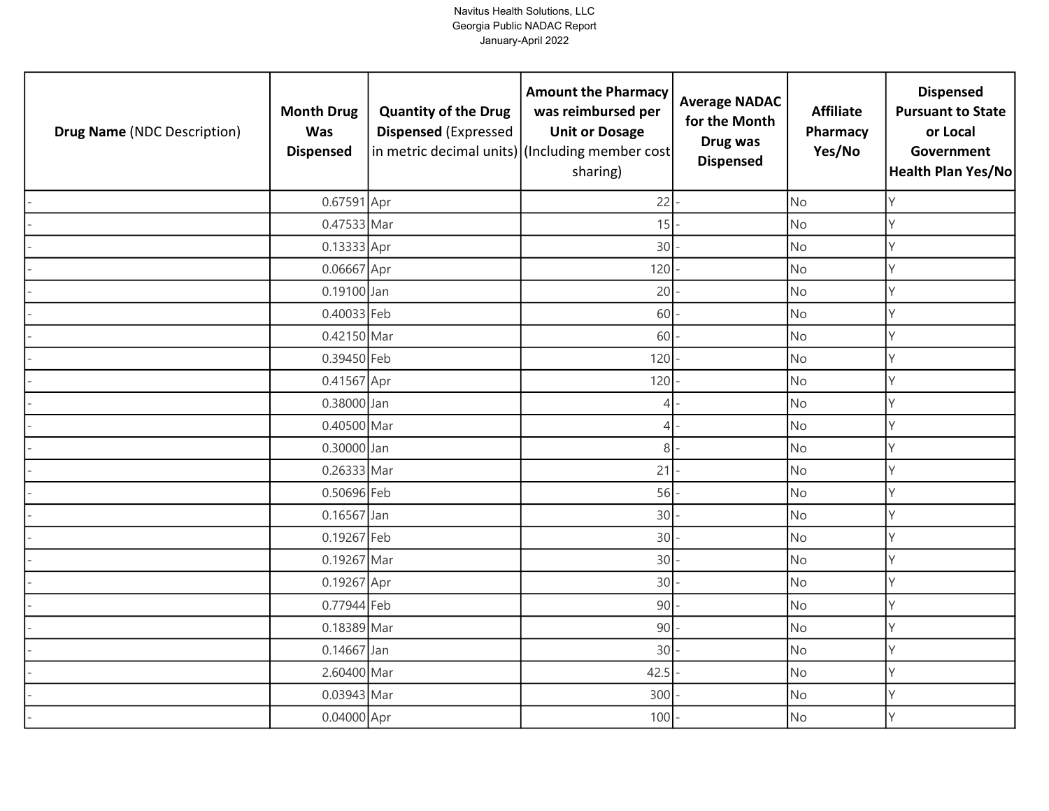Navitus Health Solutions, LLC
Georgia Public NADAC Report
January-April 2022

| **Drug Name** (NDC Description) | **Month Drug Was Dispensed** | **Quantity of the Drug Dispensed** (Expressed in metric decimal units) | **Amount the Pharmacy was reimbursed per Unit or Dosage** (Including member cost sharing) | **Average NADAC for the Month Drug was Dispensed** | **Affiliate Pharmacy Yes/No** | **Dispensed Pursuant to State or Local Government Health Plan Yes/No** |
|---|---|---|---|---|---|---|
| - | 0.67591 | Apr | 22 | - | No | Y |
| - | 0.47533 | Mar | 15 | - | No | Y |
| - | 0.13333 | Apr | 30 | - | No | Y |
| - | 0.06667 | Apr | 120 | - | No | Y |
| - | 0.19100 | Jan | 20 | - | No | Y |
| - | 0.40033 | Feb | 60 | - | No | Y |
| - | 0.42150 | Mar | 60 | - | No | Y |
| - | 0.39450 | Feb | 120 | - | No | Y |
| - | 0.41567 | Apr | 120 | - | No | Y |
| - | 0.38000 | Jan | 4 | - | No | Y |
| - | 0.40500 | Mar | 4 | - | No | Y |
| - | 0.30000 | Jan | 8 | - | No | Y |
| - | 0.26333 | Mar | 21 | - | No | Y |
| - | 0.50696 | Feb | 56 | - | No | Y |
| - | 0.16567 | Jan | 30 | - | No | Y |
| - | 0.19267 | Feb | 30 | - | No | Y |
| - | 0.19267 | Mar | 30 | - | No | Y |
| - | 0.19267 | Apr | 30 | - | No | Y |
| - | 0.77944 | Feb | 90 | - | No | Y |
| - | 0.18389 | Mar | 90 | - | No | Y |
| - | 0.14667 | Jan | 30 | - | No | Y |
| - | 2.60400 | Mar | 42.5 | - | No | Y |
| - | 0.03943 | Mar | 300 | - | No | Y |
| - | 0.04000 | Apr | 100 | - | No | Y |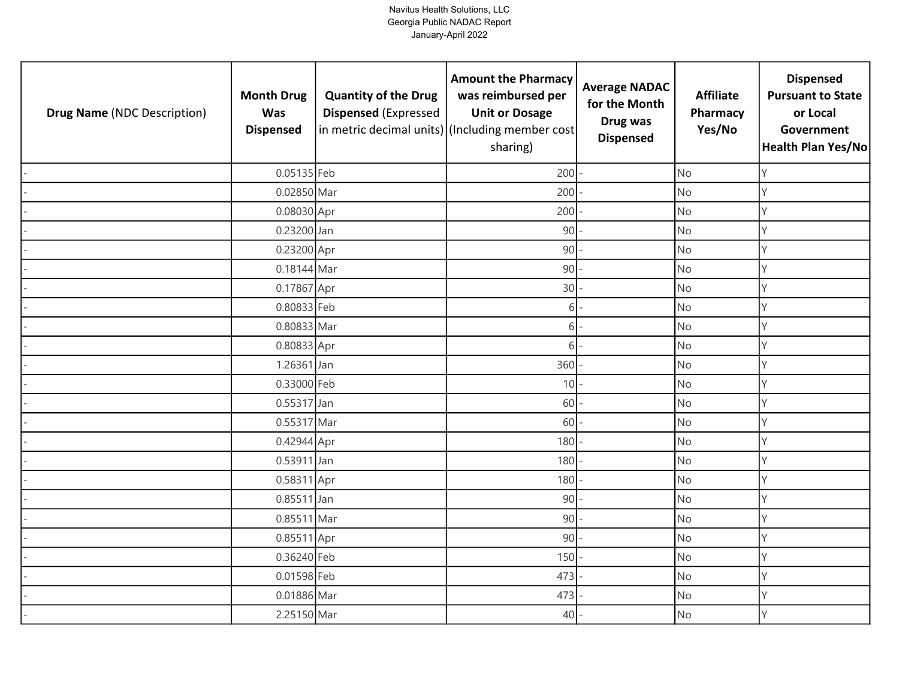| **Drug Name** (NDC Description) | **Month Drug Was Dispensed** | **Quantity of the Drug Dispensed** (Expressed in metric decimal units) | **Amount the Pharmacy was reimbursed per Unit or Dosage** (Including member cost sharing) | **Average NADAC for the Month Drug was Dispensed** | **Affiliate Pharmacy Yes/No** | **Dispensed Pursuant to State or Local Government Health Plan Yes/No** |
|---|---|---|---|---|---|---|
| - | 0.05135 | Feb | 200 | - | No | Y |
| - | 0.02850 | Mar | 200 | - | No | Y |
| - | 0.08030 | Apr | 200 | - | No | Y |
| - | 0.23200 | Jan | 90 | - | No | Y |
| - | 0.23200 | Apr | 90 | - | No | Y |
| - | 0.18144 | Mar | 90 | - | No | Y |
| - | 0.17867 | Apr | 30 | - | No | Y |
| - | 0.80833 | Feb | 6 | - | No | Y |
| - | 0.80833 | Mar | 6 | - | No | Y |
| - | 0.80833 | Apr | 6 | - | No | Y |
| - | 1.26361 | Jan | 360 | - | No | Y |
| - | 0.33000 | Feb | 10 | - | No | Y |
| - | 0.55317 | Jan | 60 | - | No | Y |
| - | 0.55317 | Mar | 60 | - | No | Y |
| - | 0.42944 | Apr | 180 | - | No | Y |
| - | 0.53911 | Jan | 180 | - | No | Y |
| - | 0.58311 | Apr | 180 | - | No | Y |
| - | 0.85511 | Jan | 90 | - | No | Y |
| - | 0.85511 | Mar | 90 | - | No | Y |
| - | 0.85511 | Apr | 90 | - | No | Y |
| - | 0.36240 | Feb | 150 | - | No | Y |
| - | 0.01598 | Feb | 473 | - | No | Y |
| - | 0.01886 | Mar | 473 | - | No | Y |
| - | 2.25150 | Mar | 40 | - | No | Y |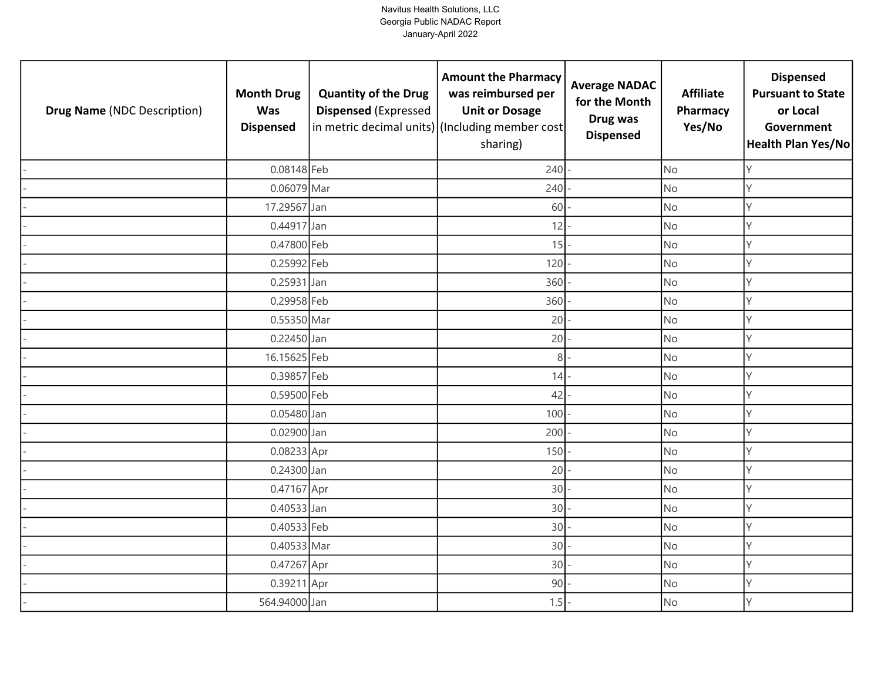Navitus Health Solutions, LLC
Georgia Public NADAC Report
January-April 2022

| **Drug Name** (NDC Description) | **Month Drug Was Dispensed** | **Quantity of the Drug Dispensed** (Expressed in metric decimal units) | **Amount the Pharmacy was reimbursed per Unit or Dosage** (Including member cost sharing) | **Average NADAC for the Month Drug was Dispensed** | **Affiliate Pharmacy Yes/No** | **Dispensed Pursuant to State or Local Government Health Plan Yes/No** |
|---|---|---|---|---|---|---|
| - | 0.08148 | Feb | 240 | - | No | Y |
| - | 0.06079 | Mar | 240 | - | No | Y |
| - | 17.29567 | Jan | 60 | - | No | Y |
| - | 0.44917 | Jan | 12 | - | No | Y |
| - | 0.47800 | Feb | 15 | - | No | Y |
| - | 0.25992 | Feb | 120 | - | No | Y |
| - | 0.25931 | Jan | 360 | - | No | Y |
| - | 0.29958 | Feb | 360 | - | No | Y |
| - | 0.55350 | Mar | 20 | - | No | Y |
| - | 0.22450 | Jan | 20 | - | No | Y |
| - | 16.15625 | Feb | 8 | - | No | Y |
| - | 0.39857 | Feb | 14 | - | No | Y |
| - | 0.59500 | Feb | 42 | - | No | Y |
| - | 0.05480 | Jan | 100 | - | No | Y |
| - | 0.02900 | Jan | 200 | - | No | Y |
| - | 0.08233 | Apr | 150 | - | No | Y |
| - | 0.24300 | Jan | 20 | - | No | Y |
| - | 0.47167 | Apr | 30 | - | No | Y |
| - | 0.40533 | Jan | 30 | - | No | Y |
| - | 0.40533 | Feb | 30 | - | No | Y |
| - | 0.40533 | Mar | 30 | - | No | Y |
| - | 0.47267 | Apr | 30 | - | No | Y |
| - | 0.39211 | Apr | 90 | - | No | Y |
| - | 564.94000 | Jan | 1.5 | - | No | Y |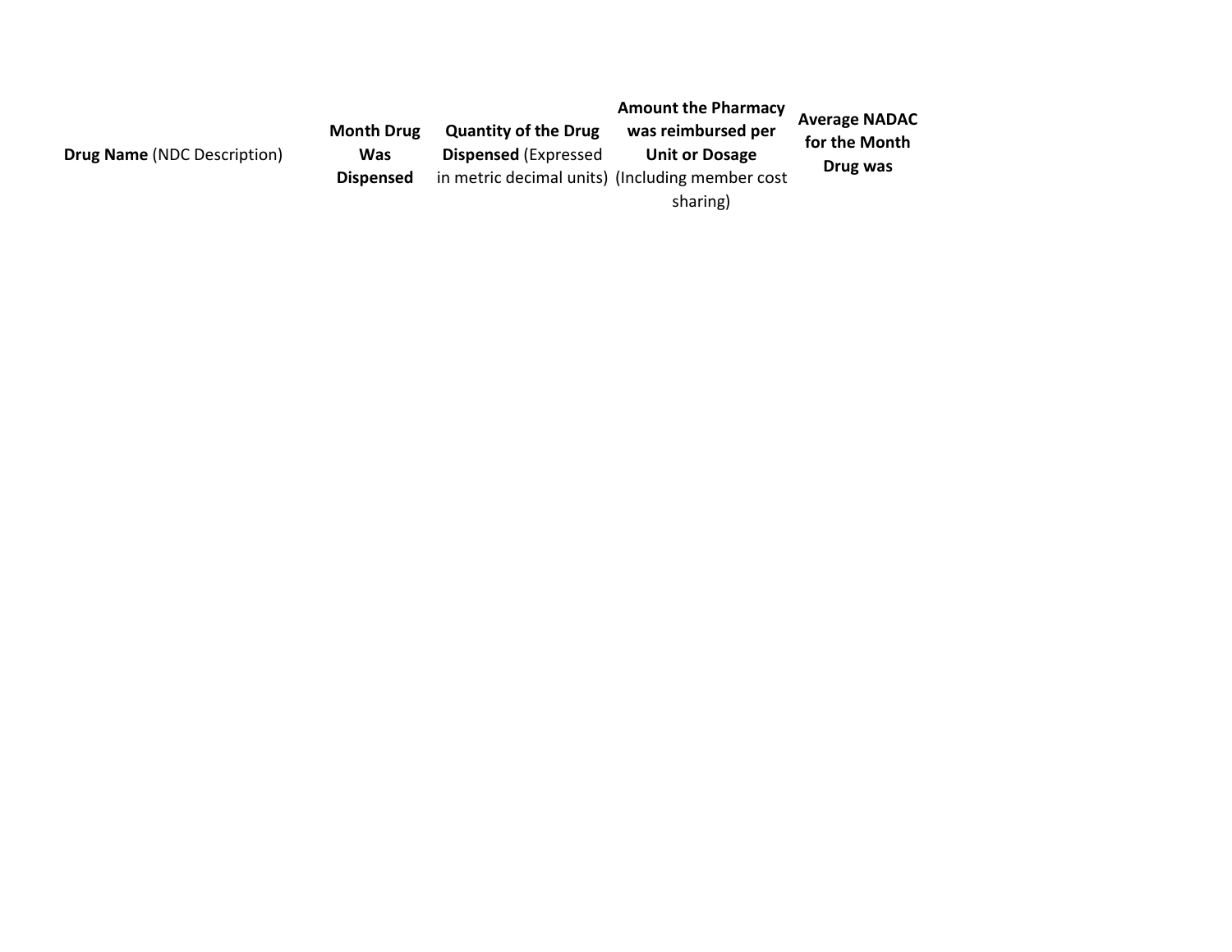| **Drug Name** (NDC Description) | **Month Drug Was Dispensed** | **Quantity of the Drug Dispensed** (Expressed in metric decimal units) | **Amount the Pharmacy was reimbursed per Unit or Dosage** (Including member cost sharing) | **Average NADAC for the Month Drug was** |
| --- | --- | --- | --- | --- |